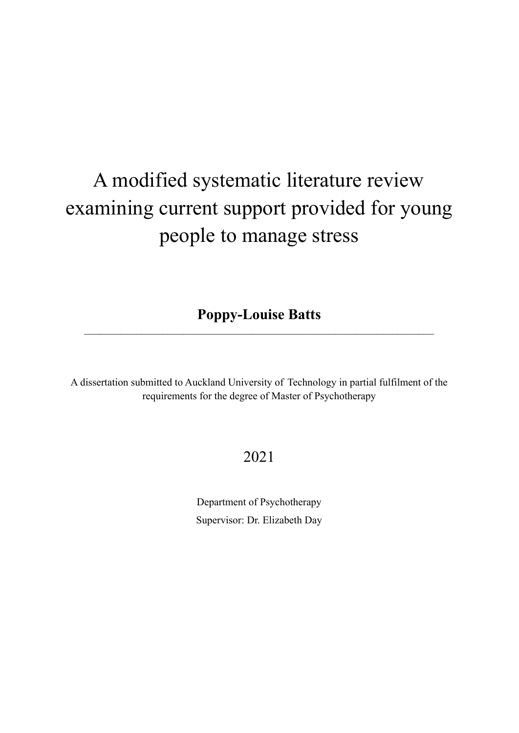# A modified systematic literature review examining current support provided for young people to manage stress

**Poppy-Louise Batts**

---

A dissertation submitted to Auckland University of Technology in partial fulfilment of the requirements for the degree of Master of Psychotherapy

2021

Department of Psychotherapy

Supervisor: Dr. Elizabeth Day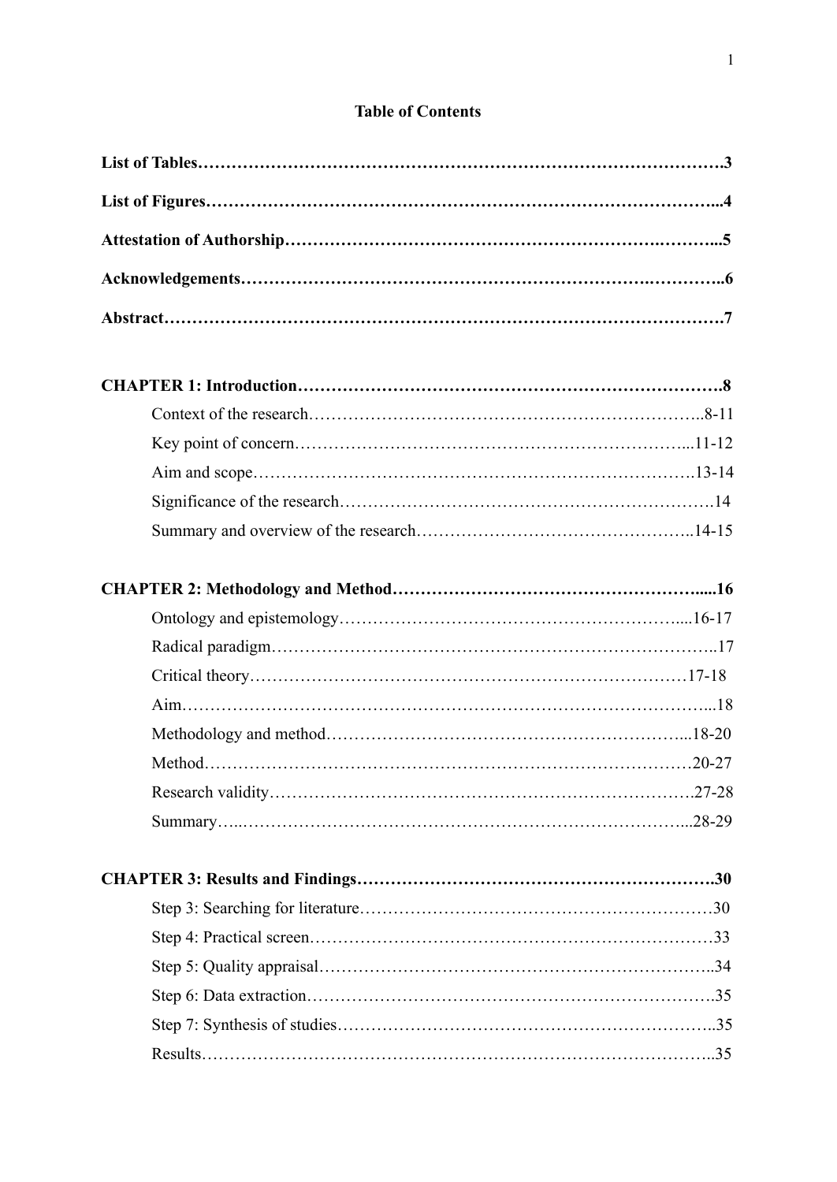# Table of Contents

**List of Tables**……………………………………………………………………………….3

**List of Figures**……………………………………………………………………………...4

**Attestation of Authorship**……………………………………………………….………..5

**Acknowledgements**………………………………………………………….…………..6

**Abstract**……………………………………………………………………………………7

**CHAPTER 1: Introduction**……………………………………………………………….8

Context of the research……………………………………………………………..8-11

Key point of concern………………………………………………………….…...11-12

Aim and scope…………………………………………………………………….13-14

Significance of the research……………………………………………………….14

Summary and overview of the research…………………………………………..14-15

**CHAPTER 2: Methodology and Method**……………………………………………….....16

Ontology and epistemology……………………………………………………....16-17

Radical paradigm…………………………………………………………………..17

Critical theory………….……………………………………………….…………17-18

Aim……………………………………………………………………………...18

Methodology and method………………………………………………………...18-20

Method……………………………………………………………………………20-27

Research validity………………………………………………………………….27-28

Summary…..……………………………………………………………………...28-29

**CHAPTER 3: Results and Findings**……………………………………………………….30

Step 3: Searching for literature……………………………………………………30

Step 4: Practical screen……………………………………………………………33

Step 5: Quality appraisal…………………………………………………………..34

Step 6: Data extraction…………………………………………………………….35

Step 7: Synthesis of studies………………………………………………………..35

Results……………………………………………………………………………..35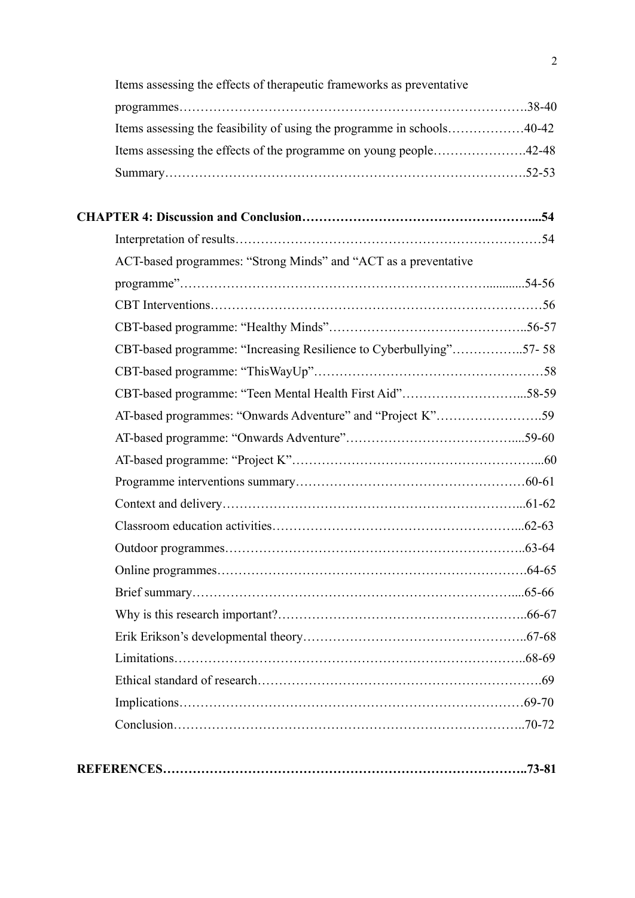Items assessing the effects of therapeutic frameworks as preventative programmes……………………………………………………………………….38-40

Items assessing the feasibility of using the programme in schools………………40-42

Items assessing the effects of the programme on young people………………….42-48

Summary……………………………………………………………………….52-53

**CHAPTER 4: Discussion and Conclusion……………………………………………...54**

Interpretation of results………………………………………………………………54

ACT-based programmes: "Strong Minds" and "ACT as a preventative programme"………………………………………………………………...........54-56

CBT Interventions……………………………………………………………………56

CBT-based programme: "Healthy Minds"……………………………………….56-57

CBT-based programme: "Increasing Resilience to Cyberbullying"……………..57- 58

CBT-based programme: "ThisWayUp"………………………………………………58

CBT-based programme: "Teen Mental Health First Aid"………………………...58-59

AT-based programmes: "Onwards Adventure" and "Project K"…………………….59

AT-based programme: "Onwards Adventure"………………………………….....59-60

AT-based programme: "Project K"…………………………………………………...60

Programme interventions summary………………………………………………60-61

Context and delivery………………………………………………………………...61-62

Classroom education activities…………………………………………………...62-63

Outdoor programmes……………………………………………………………..63-64

Online programmes……………………………………………………………….64-65

Brief summary…………………………………………………………………....65-66

Why is this research important?…………………………………………………..66-67

Erik Erikson's developmental theory……………………………………………..67-68

Limitations………………………………………………………………………..68-69

Ethical standard of research……………………………………………………….69

Implications……………………………………………………………………69-70

Conclusion………………………………………………………………………..70-72

**REFERENCES………………………………………………………………………..73-81**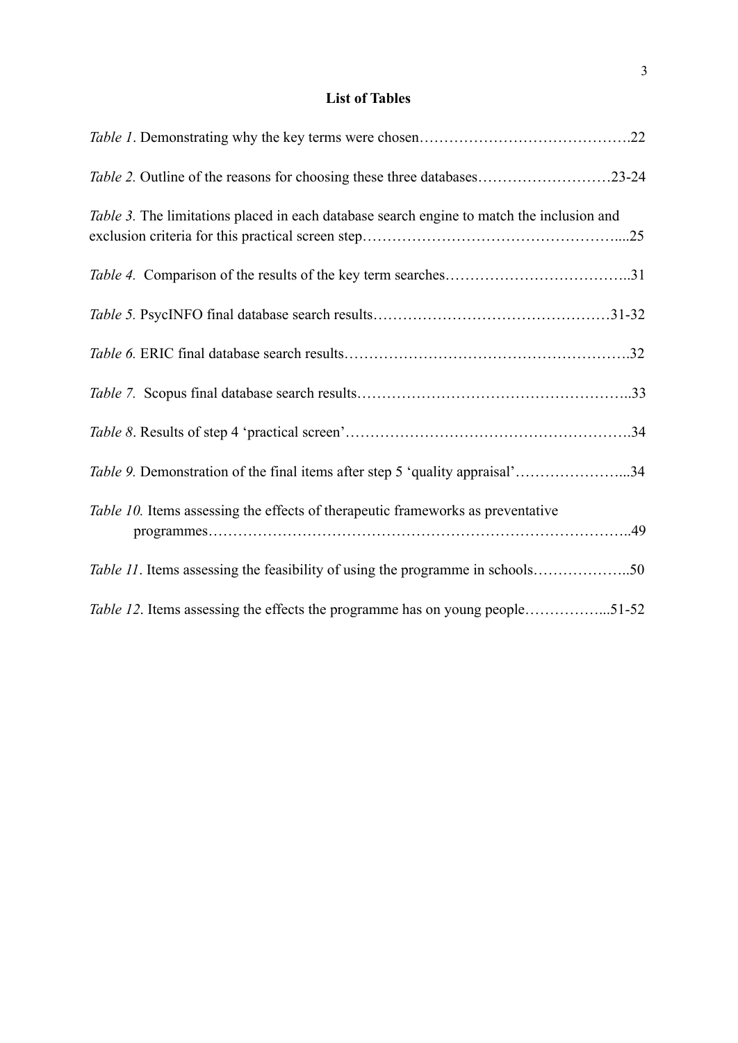## List of Tables

*Table 1*. Demonstrating why the key terms were chosen…………………………………….22

*Table 2.* Outline of the reasons for choosing these three databases………………………23-24

*Table 3.* The limitations placed in each database search engine to match the inclusion and exclusion criteria for this practical screen step…………………………………………....25

*Table 4.* Comparison of the results of the key term searches………………………………..31

*Table 5.* PsycINFO final database search results…………………………………………31-32

*Table 6.* ERIC final database search results……………………………………………….32

*Table 7.* Scopus final database search results……………………………………………..33

*Table 8*. Results of step 4 'practical screen'……………………………………………….34

*Table 9.* Demonstration of the final items after step 5 'quality appraisal'…………………...34

*Table 10.* Items assessing the effects of therapeutic frameworks as preventative programmes………………………………………………………………………..49

*Table 11*. Items assessing the feasibility of using the programme in schools………………..50

*Table 12*. Items assessing the effects the programme has on young people……………...51-52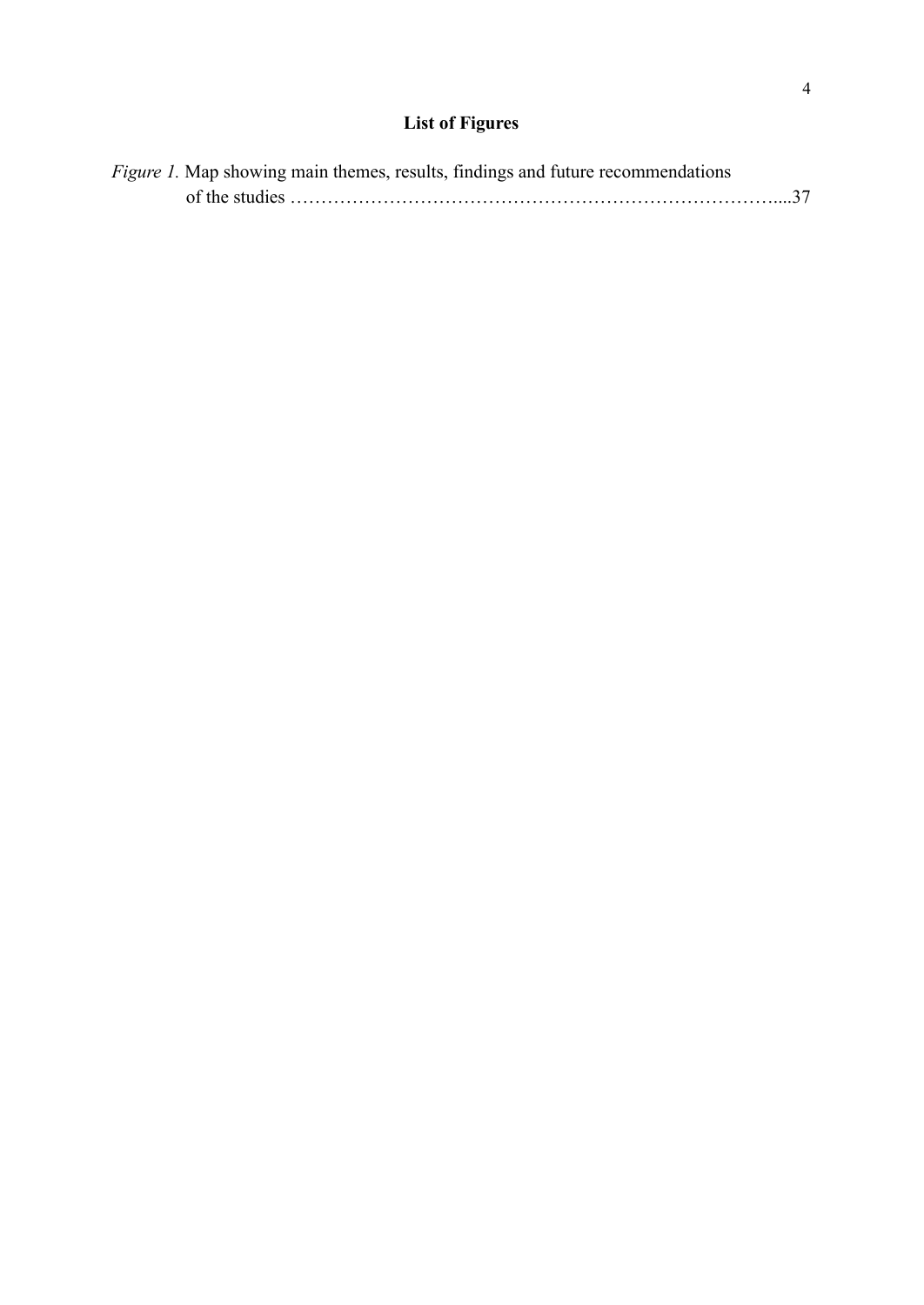# List of Figures

*Figure 1.* Map showing main themes, results, findings and future recommendations of the studies ……………………………………………………………………....37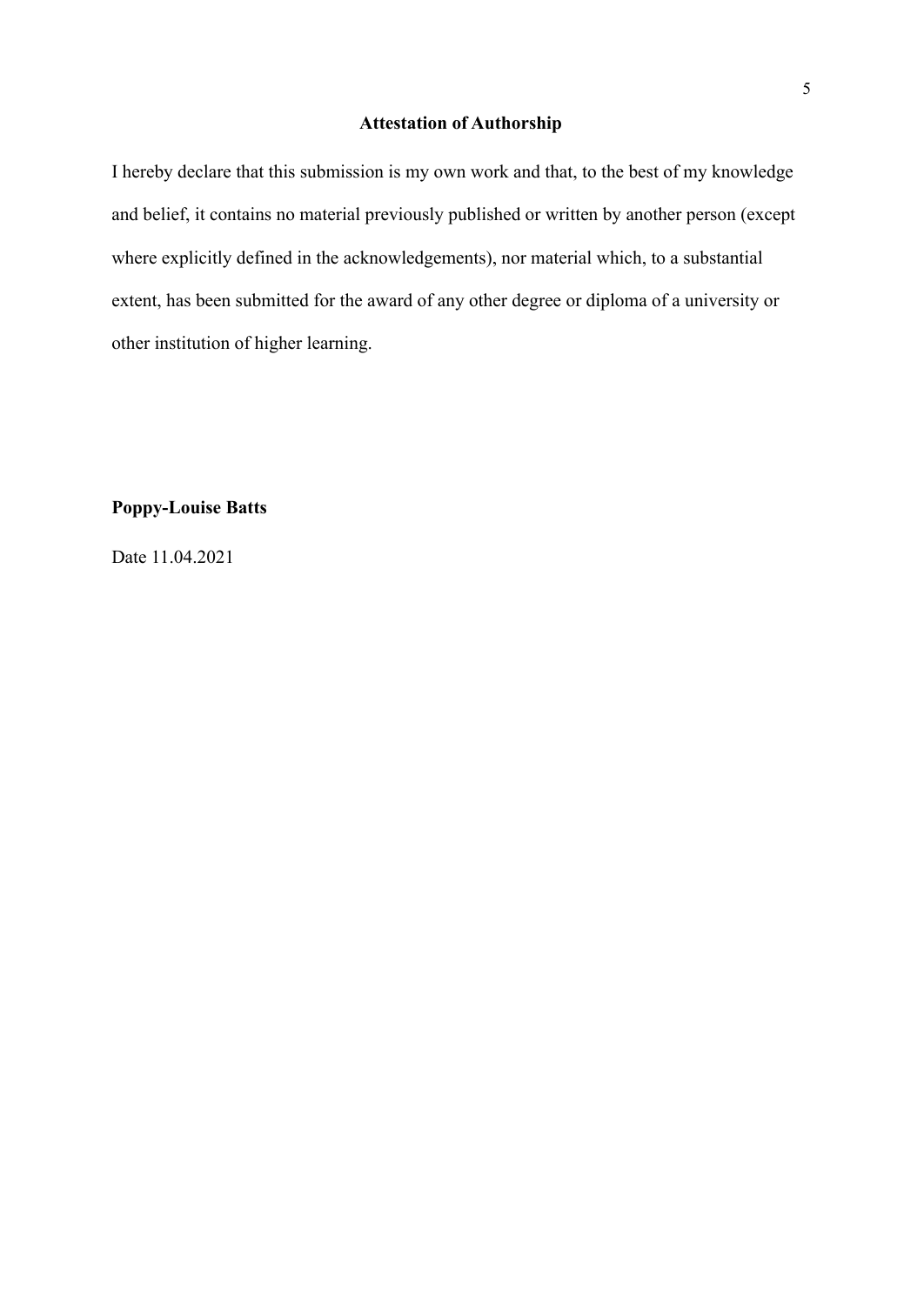## Attestation of Authorship

I hereby declare that this submission is my own work and that, to the best of my knowledge and belief, it contains no material previously published or written by another person (except where explicitly defined in the acknowledgements), nor material which, to a substantial extent, has been submitted for the award of any other degree or diploma of a university or other institution of higher learning.

**Poppy-Louise Batts**

Date 11.04.2021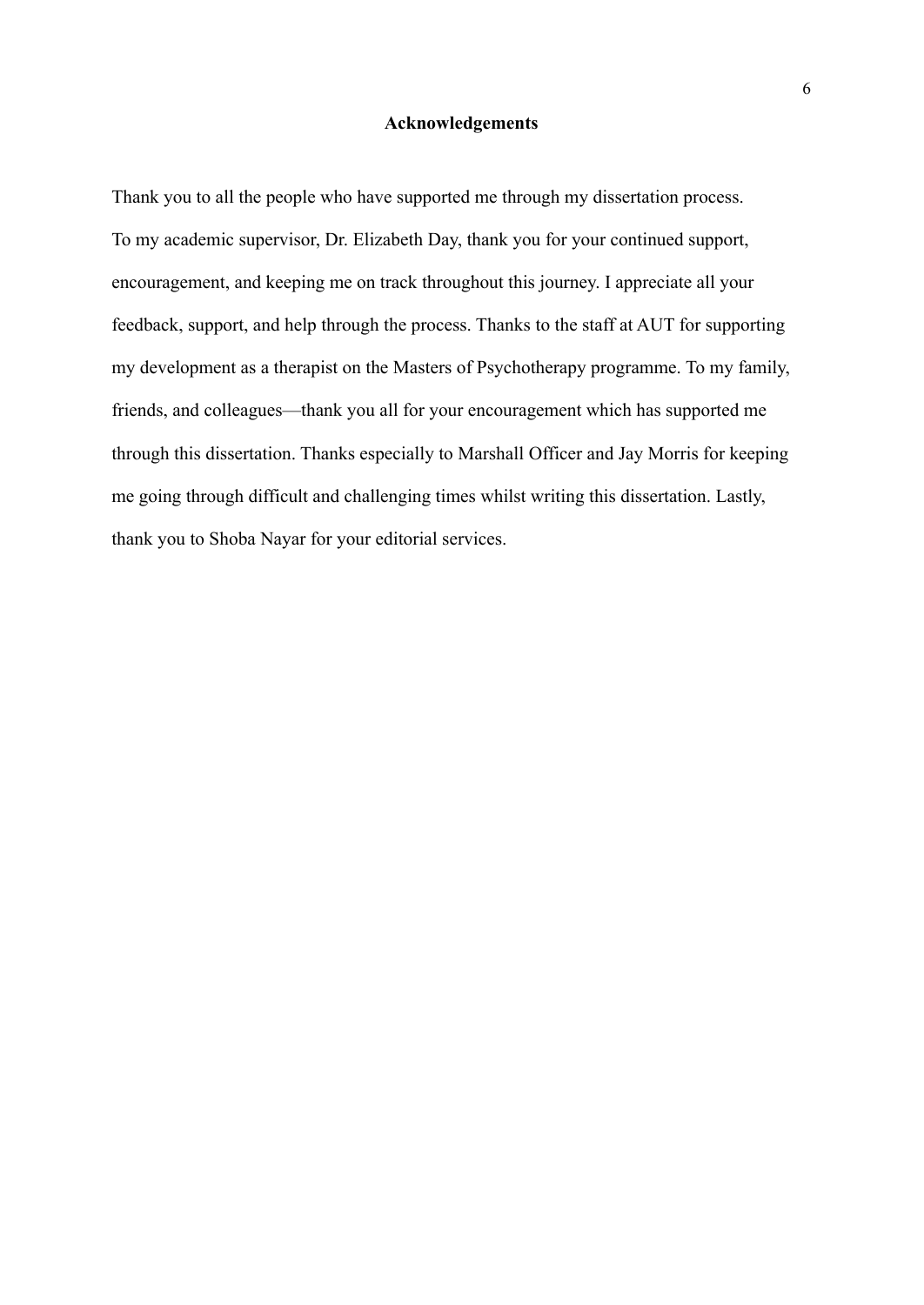## Acknowledgements

Thank you to all the people who have supported me through my dissertation process. To my academic supervisor, Dr. Elizabeth Day, thank you for your continued support, encouragement, and keeping me on track throughout this journey. I appreciate all your feedback, support, and help through the process. Thanks to the staff at AUT for supporting my development as a therapist on the Masters of Psychotherapy programme. To my family, friends, and colleagues—thank you all for your encouragement which has supported me through this dissertation. Thanks especially to Marshall Officer and Jay Morris for keeping me going through difficult and challenging times whilst writing this dissertation. Lastly, thank you to Shoba Nayar for your editorial services.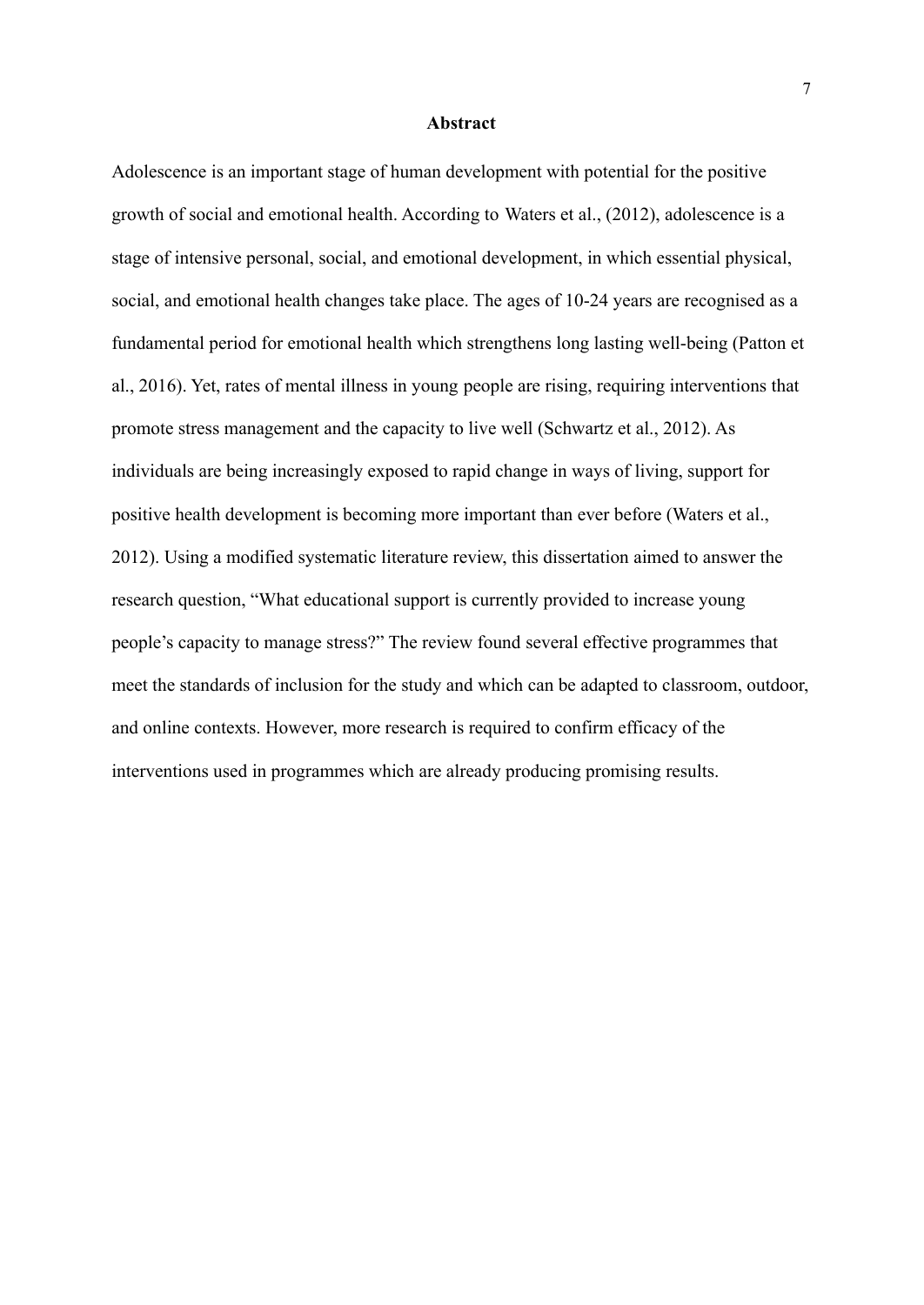## Abstract

Adolescence is an important stage of human development with potential for the positive growth of social and emotional health. According to Waters et al., (2012), adolescence is a stage of intensive personal, social, and emotional development, in which essential physical, social, and emotional health changes take place. The ages of 10-24 years are recognised as a fundamental period for emotional health which strengthens long lasting well-being (Patton et al., 2016). Yet, rates of mental illness in young people are rising, requiring interventions that promote stress management and the capacity to live well (Schwartz et al., 2012). As individuals are being increasingly exposed to rapid change in ways of living, support for positive health development is becoming more important than ever before (Waters et al., 2012). Using a modified systematic literature review, this dissertation aimed to answer the research question, "What educational support is currently provided to increase young people's capacity to manage stress?" The review found several effective programmes that meet the standards of inclusion for the study and which can be adapted to classroom, outdoor, and online contexts. However, more research is required to confirm efficacy of the interventions used in programmes which are already producing promising results.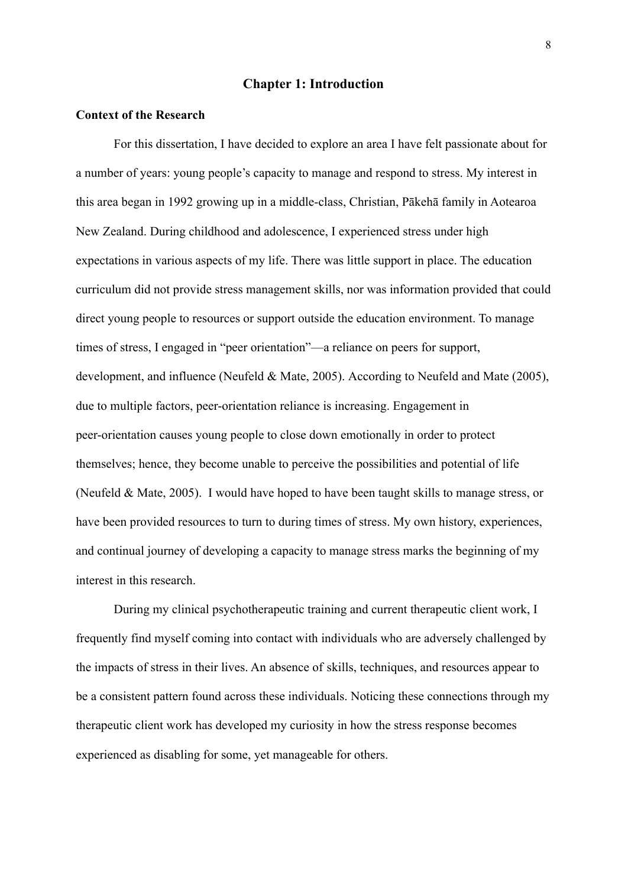# Chapter 1: Introduction

## Context of the Research

For this dissertation, I have decided to explore an area I have felt passionate about for a number of years: young people's capacity to manage and respond to stress. My interest in this area began in 1992 growing up in a middle-class, Christian, Pākehā family in Aotearoa New Zealand. During childhood and adolescence, I experienced stress under high expectations in various aspects of my life. There was little support in place. The education curriculum did not provide stress management skills, nor was information provided that could direct young people to resources or support outside the education environment. To manage times of stress, I engaged in "peer orientation"—a reliance on peers for support, development, and influence (Neufeld & Mate, 2005). According to Neufeld and Mate (2005), due to multiple factors, peer-orientation reliance is increasing. Engagement in peer-orientation causes young people to close down emotionally in order to protect themselves; hence, they become unable to perceive the possibilities and potential of life (Neufeld & Mate, 2005). I would have hoped to have been taught skills to manage stress, or have been provided resources to turn to during times of stress. My own history, experiences, and continual journey of developing a capacity to manage stress marks the beginning of my interest in this research.

During my clinical psychotherapeutic training and current therapeutic client work, I frequently find myself coming into contact with individuals who are adversely challenged by the impacts of stress in their lives. An absence of skills, techniques, and resources appear to be a consistent pattern found across these individuals. Noticing these connections through my therapeutic client work has developed my curiosity in how the stress response becomes experienced as disabling for some, yet manageable for others.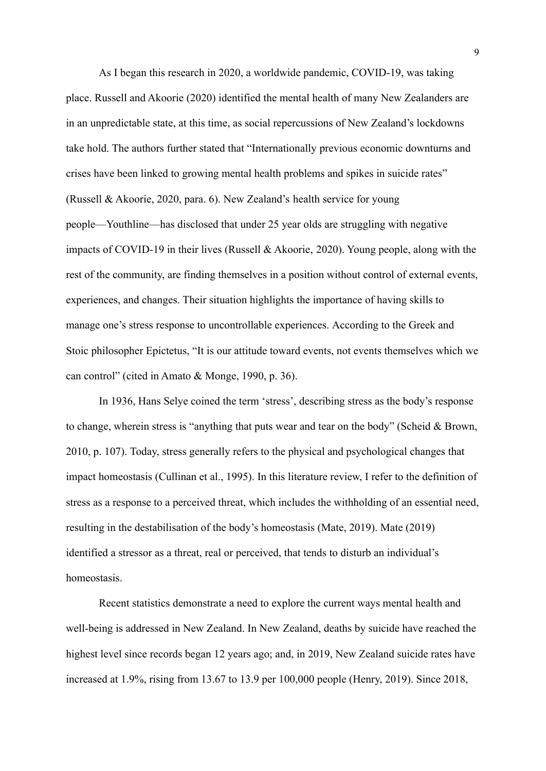As I began this research in 2020, a worldwide pandemic, COVID-19, was taking place. Russell and Akoorie (2020) identified the mental health of many New Zealanders are in an unpredictable state, at this time, as social repercussions of New Zealand's lockdowns take hold. The authors further stated that "Internationally previous economic downturns and crises have been linked to growing mental health problems and spikes in suicide rates" (Russell & Akoorie, 2020, para. 6). New Zealand's health service for young people—Youthline—has disclosed that under 25 year olds are struggling with negative impacts of COVID-19 in their lives (Russell & Akoorie, 2020). Young people, along with the rest of the community, are finding themselves in a position without control of external events, experiences, and changes. Their situation highlights the importance of having skills to manage one's stress response to uncontrollable experiences. According to the Greek and Stoic philosopher Epictetus, "It is our attitude toward events, not events themselves which we can control" (cited in Amato & Monge, 1990, p. 36).

In 1936, Hans Selye coined the term 'stress', describing stress as the body's response to change, wherein stress is "anything that puts wear and tear on the body" (Scheid & Brown, 2010, p. 107). Today, stress generally refers to the physical and psychological changes that impact homeostasis (Cullinan et al., 1995). In this literature review, I refer to the definition of stress as a response to a perceived threat, which includes the withholding of an essential need, resulting in the destabilisation of the body's homeostasis (Mate, 2019). Mate (2019) identified a stressor as a threat, real or perceived, that tends to disturb an individual's homeostasis.

Recent statistics demonstrate a need to explore the current ways mental health and well-being is addressed in New Zealand. In New Zealand, deaths by suicide have reached the highest level since records began 12 years ago; and, in 2019, New Zealand suicide rates have increased at 1.9%, rising from 13.67 to 13.9 per 100,000 people (Henry, 2019). Since 2018,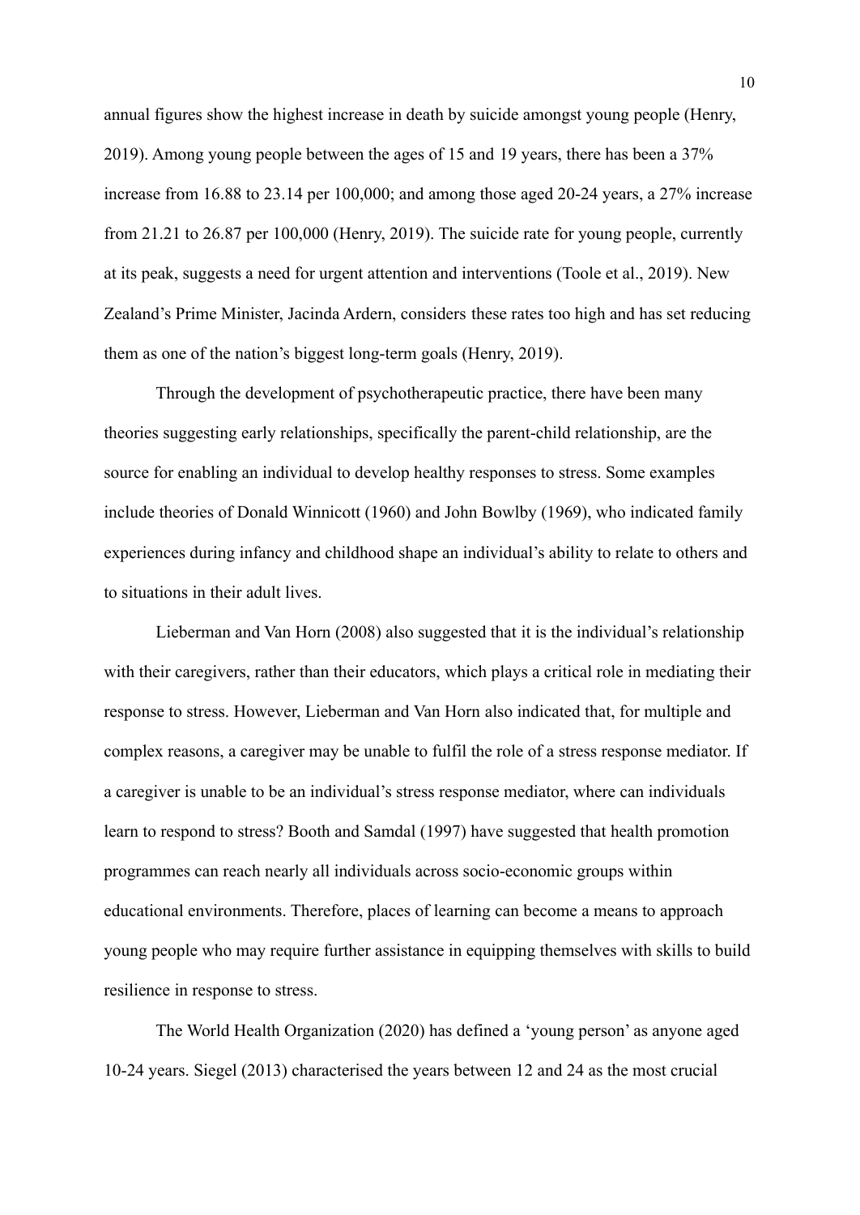annual figures show the highest increase in death by suicide amongst young people (Henry, 2019). Among young people between the ages of 15 and 19 years, there has been a 37% increase from 16.88 to 23.14 per 100,000; and among those aged 20-24 years, a 27% increase from 21.21 to 26.87 per 100,000 (Henry, 2019). The suicide rate for young people, currently at its peak, suggests a need for urgent attention and interventions (Toole et al., 2019). New Zealand's Prime Minister, Jacinda Ardern, considers these rates too high and has set reducing them as one of the nation's biggest long-term goals (Henry, 2019).

Through the development of psychotherapeutic practice, there have been many theories suggesting early relationships, specifically the parent-child relationship, are the source for enabling an individual to develop healthy responses to stress. Some examples include theories of Donald Winnicott (1960) and John Bowlby (1969), who indicated family experiences during infancy and childhood shape an individual's ability to relate to others and to situations in their adult lives.

Lieberman and Van Horn (2008) also suggested that it is the individual's relationship with their caregivers, rather than their educators, which plays a critical role in mediating their response to stress. However, Lieberman and Van Horn also indicated that, for multiple and complex reasons, a caregiver may be unable to fulfil the role of a stress response mediator. If a caregiver is unable to be an individual's stress response mediator, where can individuals learn to respond to stress? Booth and Samdal (1997) have suggested that health promotion programmes can reach nearly all individuals across socio-economic groups within educational environments. Therefore, places of learning can become a means to approach young people who may require further assistance in equipping themselves with skills to build resilience in response to stress.

The World Health Organization (2020) has defined a 'young person' as anyone aged 10-24 years. Siegel (2013) characterised the years between 12 and 24 as the most crucial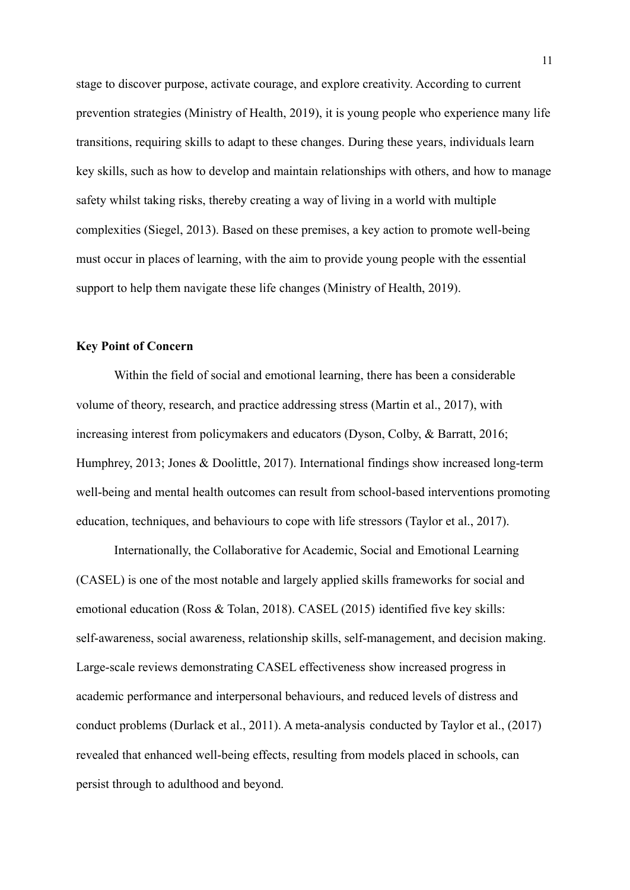stage to discover purpose, activate courage, and explore creativity. According to current prevention strategies (Ministry of Health, 2019), it is young people who experience many life transitions, requiring skills to adapt to these changes. During these years, individuals learn key skills, such as how to develop and maintain relationships with others, and how to manage safety whilst taking risks, thereby creating a way of living in a world with multiple complexities (Siegel, 2013). Based on these premises, a key action to promote well-being must occur in places of learning, with the aim to provide young people with the essential support to help them navigate these life changes (Ministry of Health, 2019).

### Key Point of Concern

Within the field of social and emotional learning, there has been a considerable volume of theory, research, and practice addressing stress (Martin et al., 2017), with increasing interest from policymakers and educators (Dyson, Colby, & Barratt, 2016; Humphrey, 2013; Jones & Doolittle, 2017). International findings show increased long-term well-being and mental health outcomes can result from school-based interventions promoting education, techniques, and behaviours to cope with life stressors (Taylor et al., 2017).

Internationally, the Collaborative for Academic, Social and Emotional Learning (CASEL) is one of the most notable and largely applied skills frameworks for social and emotional education (Ross & Tolan, 2018). CASEL (2015) identified five key skills: self-awareness, social awareness, relationship skills, self-management, and decision making. Large-scale reviews demonstrating CASEL effectiveness show increased progress in academic performance and interpersonal behaviours, and reduced levels of distress and conduct problems (Durlack et al., 2011). A meta-analysis conducted by Taylor et al., (2017) revealed that enhanced well-being effects, resulting from models placed in schools, can persist through to adulthood and beyond.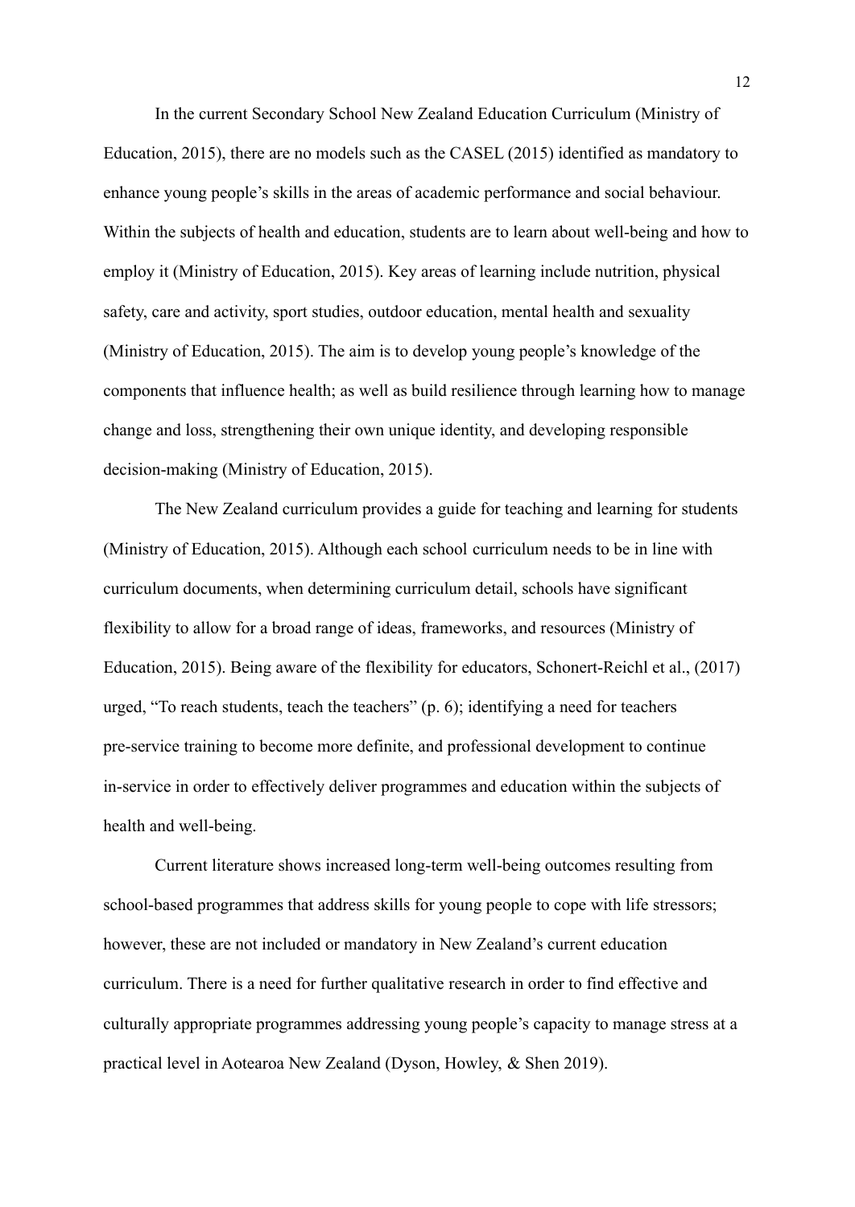In the current Secondary School New Zealand Education Curriculum (Ministry of Education, 2015), there are no models such as the CASEL (2015) identified as mandatory to enhance young people's skills in the areas of academic performance and social behaviour. Within the subjects of health and education, students are to learn about well-being and how to employ it (Ministry of Education, 2015). Key areas of learning include nutrition, physical safety, care and activity, sport studies, outdoor education, mental health and sexuality (Ministry of Education, 2015). The aim is to develop young people's knowledge of the components that influence health; as well as build resilience through learning how to manage change and loss, strengthening their own unique identity, and developing responsible decision-making (Ministry of Education, 2015).

The New Zealand curriculum provides a guide for teaching and learning for students (Ministry of Education, 2015). Although each school curriculum needs to be in line with curriculum documents, when determining curriculum detail, schools have significant flexibility to allow for a broad range of ideas, frameworks, and resources (Ministry of Education, 2015). Being aware of the flexibility for educators, Schonert-Reichl et al., (2017) urged, "To reach students, teach the teachers" (p. 6); identifying a need for teachers pre-service training to become more definite, and professional development to continue in-service in order to effectively deliver programmes and education within the subjects of health and well-being.

Current literature shows increased long-term well-being outcomes resulting from school-based programmes that address skills for young people to cope with life stressors; however, these are not included or mandatory in New Zealand's current education curriculum. There is a need for further qualitative research in order to find effective and culturally appropriate programmes addressing young people's capacity to manage stress at a practical level in Aotearoa New Zealand (Dyson, Howley, & Shen 2019).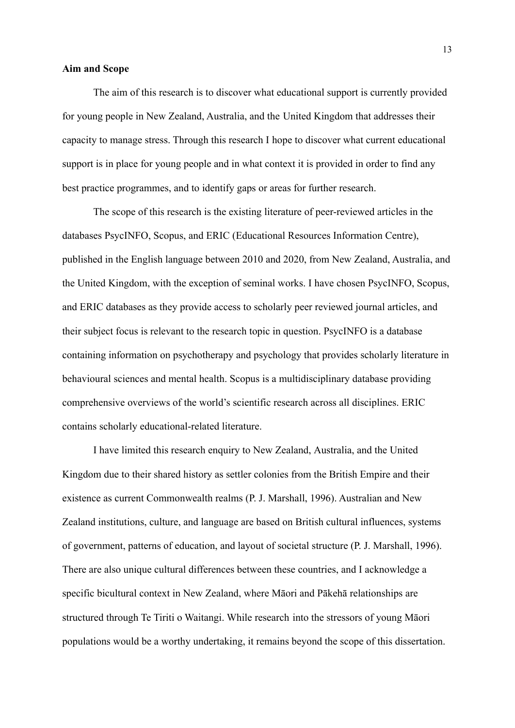**Aim and Scope**

The aim of this research is to discover what educational support is currently provided for young people in New Zealand, Australia, and the United Kingdom that addresses their capacity to manage stress. Through this research I hope to discover what current educational support is in place for young people and in what context it is provided in order to find any best practice programmes, and to identify gaps or areas for further research.

The scope of this research is the existing literature of peer-reviewed articles in the databases PsycINFO, Scopus, and ERIC (Educational Resources Information Centre), published in the English language between 2010 and 2020, from New Zealand, Australia, and the United Kingdom, with the exception of seminal works. I have chosen PsycINFO, Scopus, and ERIC databases as they provide access to scholarly peer reviewed journal articles, and their subject focus is relevant to the research topic in question. PsycINFO is a database containing information on psychotherapy and psychology that provides scholarly literature in behavioural sciences and mental health. Scopus is a multidisciplinary database providing comprehensive overviews of the world's scientific research across all disciplines. ERIC contains scholarly educational-related literature.

I have limited this research enquiry to New Zealand, Australia, and the United Kingdom due to their shared history as settler colonies from the British Empire and their existence as current Commonwealth realms (P. J. Marshall, 1996). Australian and New Zealand institutions, culture, and language are based on British cultural influences, systems of government, patterns of education, and layout of societal structure (P. J. Marshall, 1996). There are also unique cultural differences between these countries, and I acknowledge a specific bicultural context in New Zealand, where Māori and Pākehā relationships are structured through Te Tiriti o Waitangi. While research into the stressors of young Māori populations would be a worthy undertaking, it remains beyond the scope of this dissertation.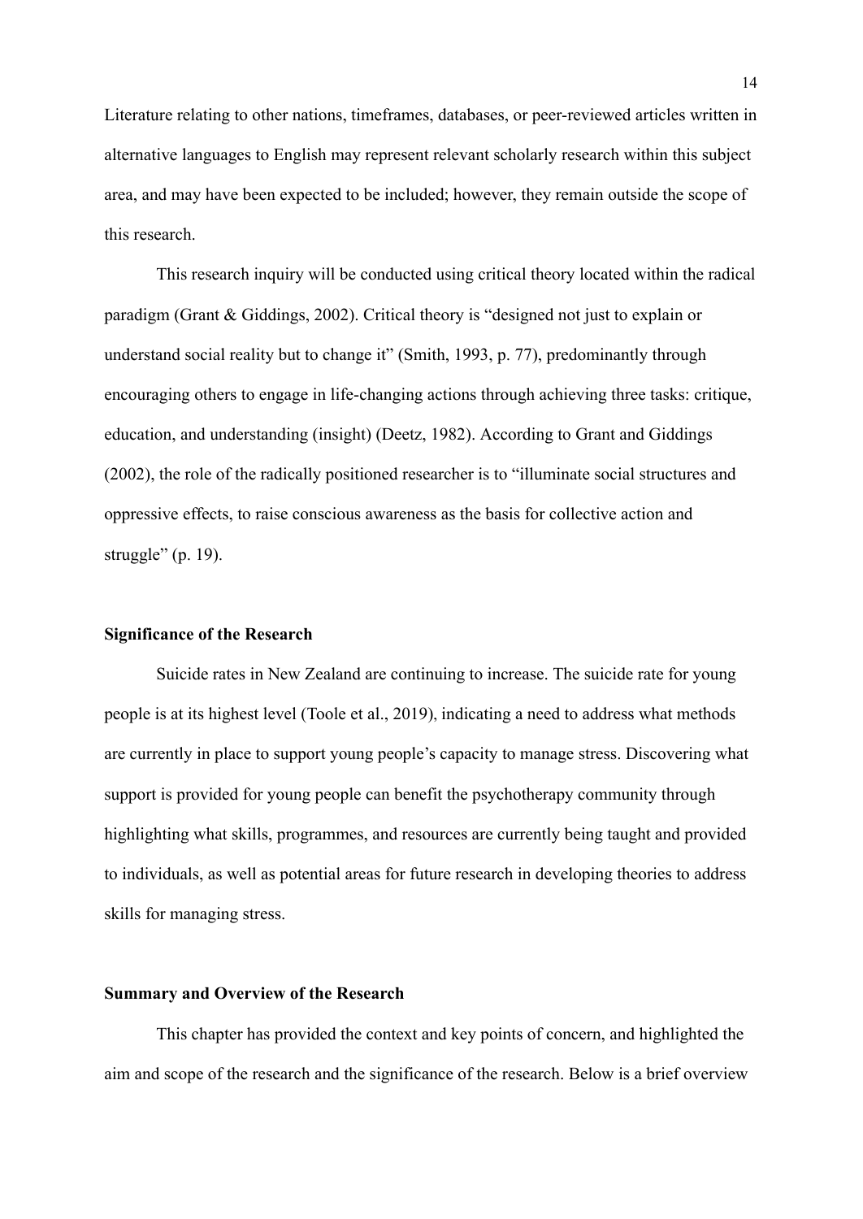Literature relating to other nations, timeframes, databases, or peer-reviewed articles written in alternative languages to English may represent relevant scholarly research within this subject area, and may have been expected to be included; however, they remain outside the scope of this research.

This research inquiry will be conducted using critical theory located within the radical paradigm (Grant & Giddings, 2002). Critical theory is "designed not just to explain or understand social reality but to change it" (Smith, 1993, p. 77), predominantly through encouraging others to engage in life-changing actions through achieving three tasks: critique, education, and understanding (insight) (Deetz, 1982). According to Grant and Giddings (2002), the role of the radically positioned researcher is to "illuminate social structures and oppressive effects, to raise conscious awareness as the basis for collective action and struggle" (p. 19).

**Significance of the Research**

Suicide rates in New Zealand are continuing to increase. The suicide rate for young people is at its highest level (Toole et al., 2019), indicating a need to address what methods are currently in place to support young people's capacity to manage stress. Discovering what support is provided for young people can benefit the psychotherapy community through highlighting what skills, programmes, and resources are currently being taught and provided to individuals, as well as potential areas for future research in developing theories to address skills for managing stress.

**Summary and Overview of the Research**

This chapter has provided the context and key points of concern, and highlighted the aim and scope of the research and the significance of the research. Below is a brief overview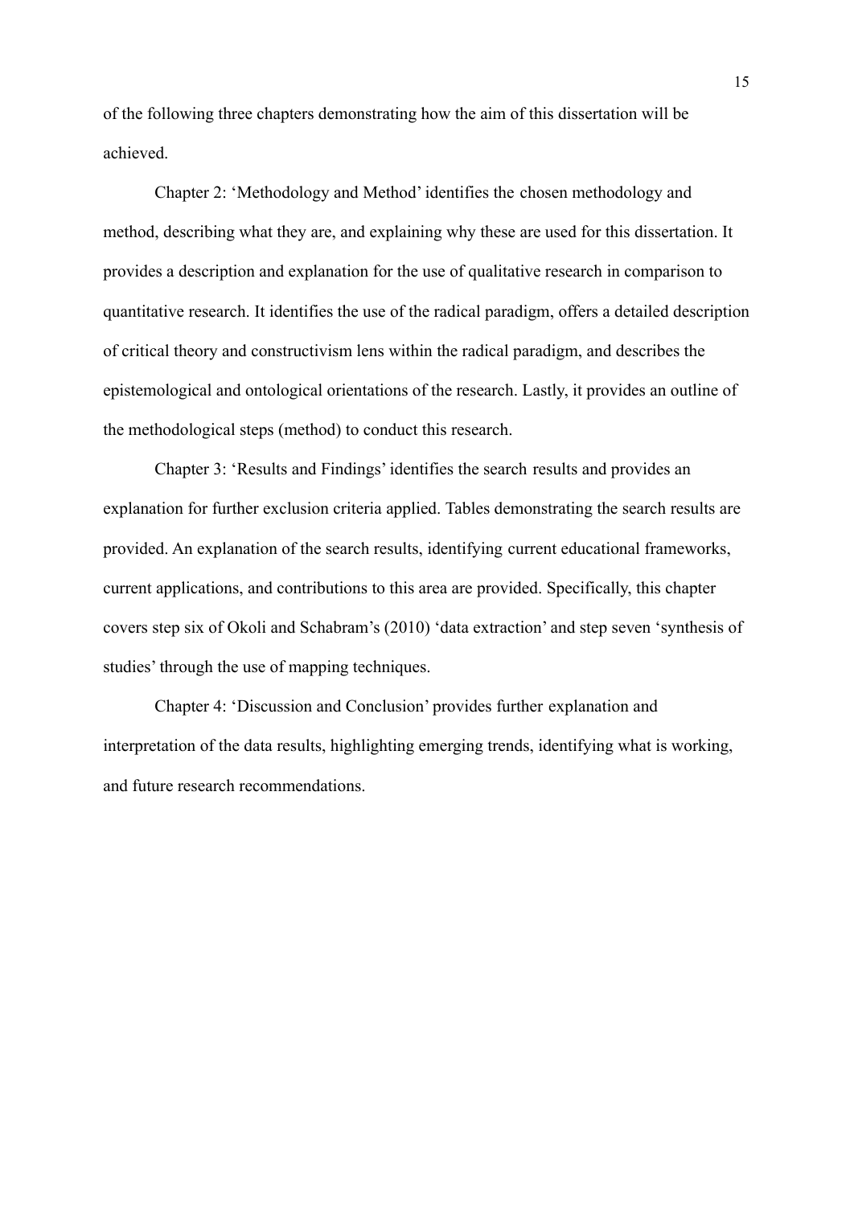of the following three chapters demonstrating how the aim of this dissertation will be achieved.

Chapter 2: 'Methodology and Method' identifies the chosen methodology and method, describing what they are, and explaining why these are used for this dissertation. It provides a description and explanation for the use of qualitative research in comparison to quantitative research. It identifies the use of the radical paradigm, offers a detailed description of critical theory and constructivism lens within the radical paradigm, and describes the epistemological and ontological orientations of the research. Lastly, it provides an outline of the methodological steps (method) to conduct this research.

Chapter 3: 'Results and Findings' identifies the search results and provides an explanation for further exclusion criteria applied. Tables demonstrating the search results are provided. An explanation of the search results, identifying current educational frameworks, current applications, and contributions to this area are provided. Specifically, this chapter covers step six of Okoli and Schabram's (2010) 'data extraction' and step seven 'synthesis of studies' through the use of mapping techniques.

Chapter 4: 'Discussion and Conclusion' provides further explanation and interpretation of the data results, highlighting emerging trends, identifying what is working, and future research recommendations.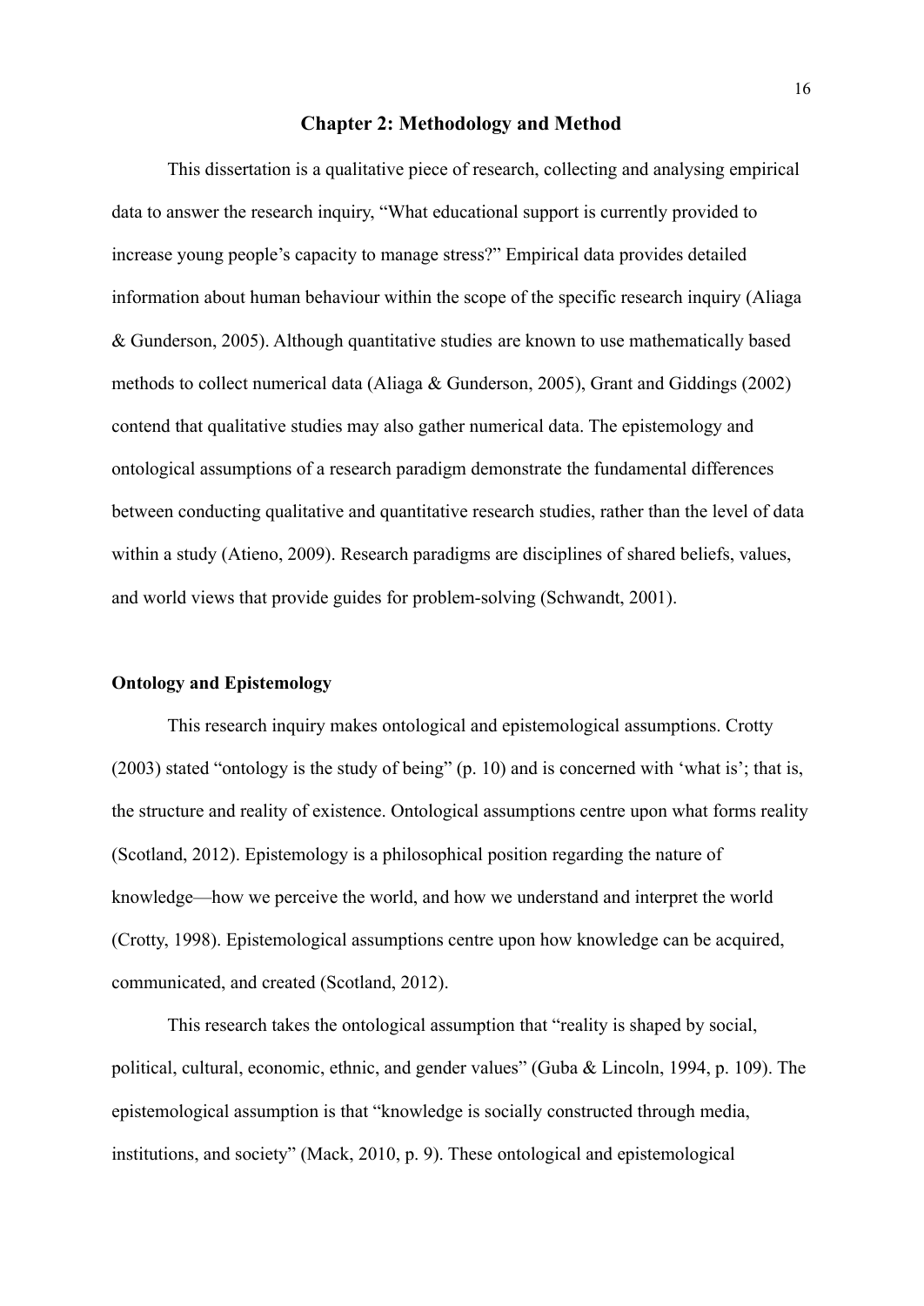## Chapter 2: Methodology and Method

This dissertation is a qualitative piece of research, collecting and analysing empirical data to answer the research inquiry, "What educational support is currently provided to increase young people's capacity to manage stress?" Empirical data provides detailed information about human behaviour within the scope of the specific research inquiry (Aliaga & Gunderson, 2005). Although quantitative studies are known to use mathematically based methods to collect numerical data (Aliaga & Gunderson, 2005), Grant and Giddings (2002) contend that qualitative studies may also gather numerical data. The epistemology and ontological assumptions of a research paradigm demonstrate the fundamental differences between conducting qualitative and quantitative research studies, rather than the level of data within a study (Atieno, 2009). Research paradigms are disciplines of shared beliefs, values, and world views that provide guides for problem-solving (Schwandt, 2001).

### Ontology and Epistemology

This research inquiry makes ontological and epistemological assumptions. Crotty (2003) stated "ontology is the study of being" (p. 10) and is concerned with 'what is'; that is, the structure and reality of existence. Ontological assumptions centre upon what forms reality (Scotland, 2012). Epistemology is a philosophical position regarding the nature of knowledge—how we perceive the world, and how we understand and interpret the world (Crotty, 1998). Epistemological assumptions centre upon how knowledge can be acquired, communicated, and created (Scotland, 2012).

This research takes the ontological assumption that "reality is shaped by social, political, cultural, economic, ethnic, and gender values" (Guba & Lincoln, 1994, p. 109). The epistemological assumption is that "knowledge is socially constructed through media, institutions, and society" (Mack, 2010, p. 9). These ontological and epistemological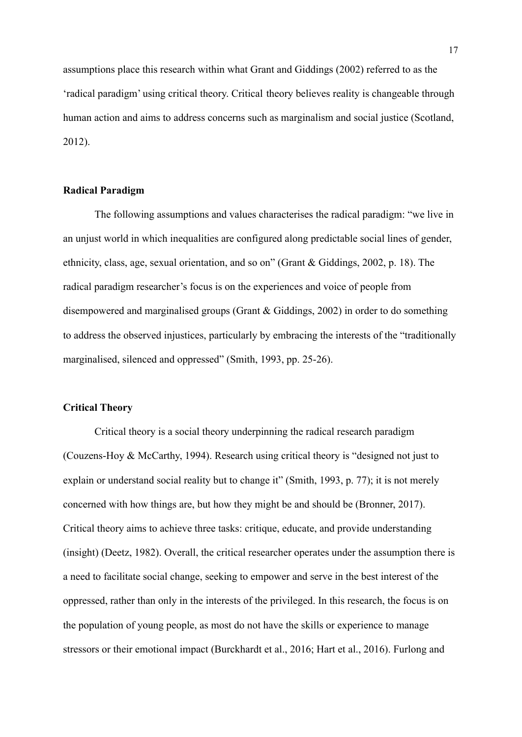assumptions place this research within what Grant and Giddings (2002) referred to as the 'radical paradigm' using critical theory. Critical theory believes reality is changeable through human action and aims to address concerns such as marginalism and social justice (Scotland, 2012).

### Radical Paradigm

The following assumptions and values characterises the radical paradigm: "we live in an unjust world in which inequalities are configured along predictable social lines of gender, ethnicity, class, age, sexual orientation, and so on" (Grant & Giddings, 2002, p. 18). The radical paradigm researcher's focus is on the experiences and voice of people from disempowered and marginalised groups (Grant & Giddings, 2002) in order to do something to address the observed injustices, particularly by embracing the interests of the "traditionally marginalised, silenced and oppressed" (Smith, 1993, pp. 25-26).

### Critical Theory

Critical theory is a social theory underpinning the radical research paradigm (Couzens-Hoy & McCarthy, 1994). Research using critical theory is "designed not just to explain or understand social reality but to change it" (Smith, 1993, p. 77); it is not merely concerned with how things are, but how they might be and should be (Bronner, 2017). Critical theory aims to achieve three tasks: critique, educate, and provide understanding (insight) (Deetz, 1982). Overall, the critical researcher operates under the assumption there is a need to facilitate social change, seeking to empower and serve in the best interest of the oppressed, rather than only in the interests of the privileged. In this research, the focus is on the population of young people, as most do not have the skills or experience to manage stressors or their emotional impact (Burckhardt et al., 2016; Hart et al., 2016). Furlong and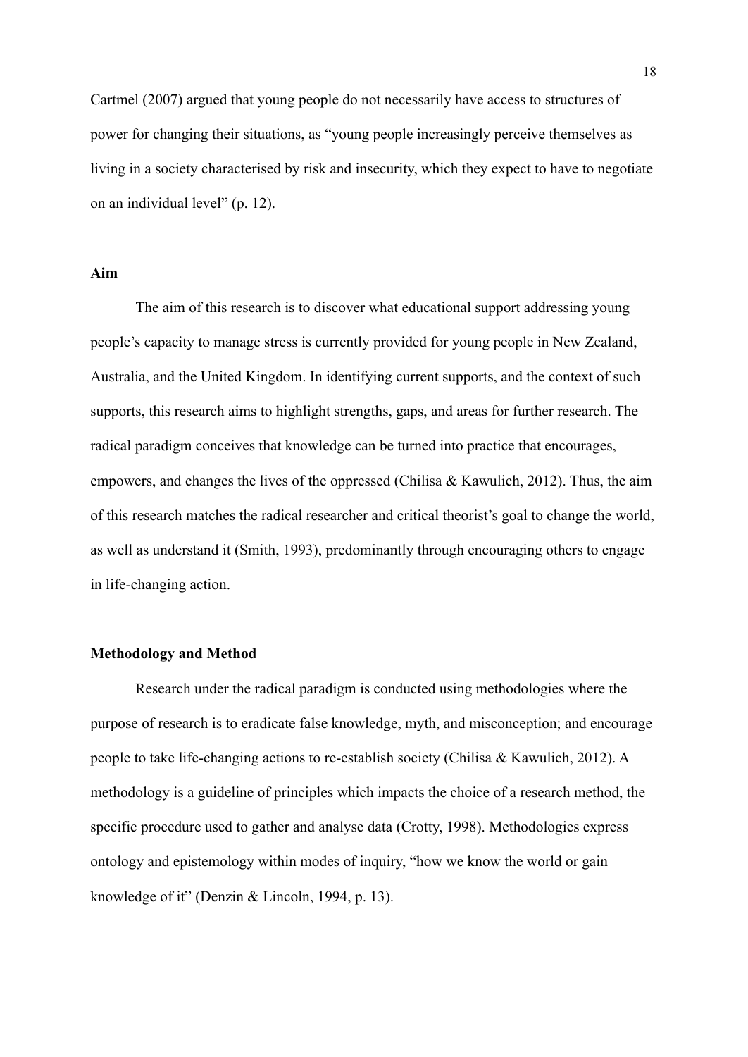Cartmel (2007) argued that young people do not necessarily have access to structures of power for changing their situations, as "young people increasingly perceive themselves as living in a society characterised by risk and insecurity, which they expect to have to negotiate on an individual level" (p. 12).

## Aim

The aim of this research is to discover what educational support addressing young people's capacity to manage stress is currently provided for young people in New Zealand, Australia, and the United Kingdom. In identifying current supports, and the context of such supports, this research aims to highlight strengths, gaps, and areas for further research. The radical paradigm conceives that knowledge can be turned into practice that encourages, empowers, and changes the lives of the oppressed (Chilisa & Kawulich, 2012). Thus, the aim of this research matches the radical researcher and critical theorist's goal to change the world, as well as understand it (Smith, 1993), predominantly through encouraging others to engage in life-changing action.

## Methodology and Method

Research under the radical paradigm is conducted using methodologies where the purpose of research is to eradicate false knowledge, myth, and misconception; and encourage people to take life-changing actions to re-establish society (Chilisa & Kawulich, 2012). A methodology is a guideline of principles which impacts the choice of a research method, the specific procedure used to gather and analyse data (Crotty, 1998). Methodologies express ontology and epistemology within modes of inquiry, "how we know the world or gain knowledge of it" (Denzin & Lincoln, 1994, p. 13).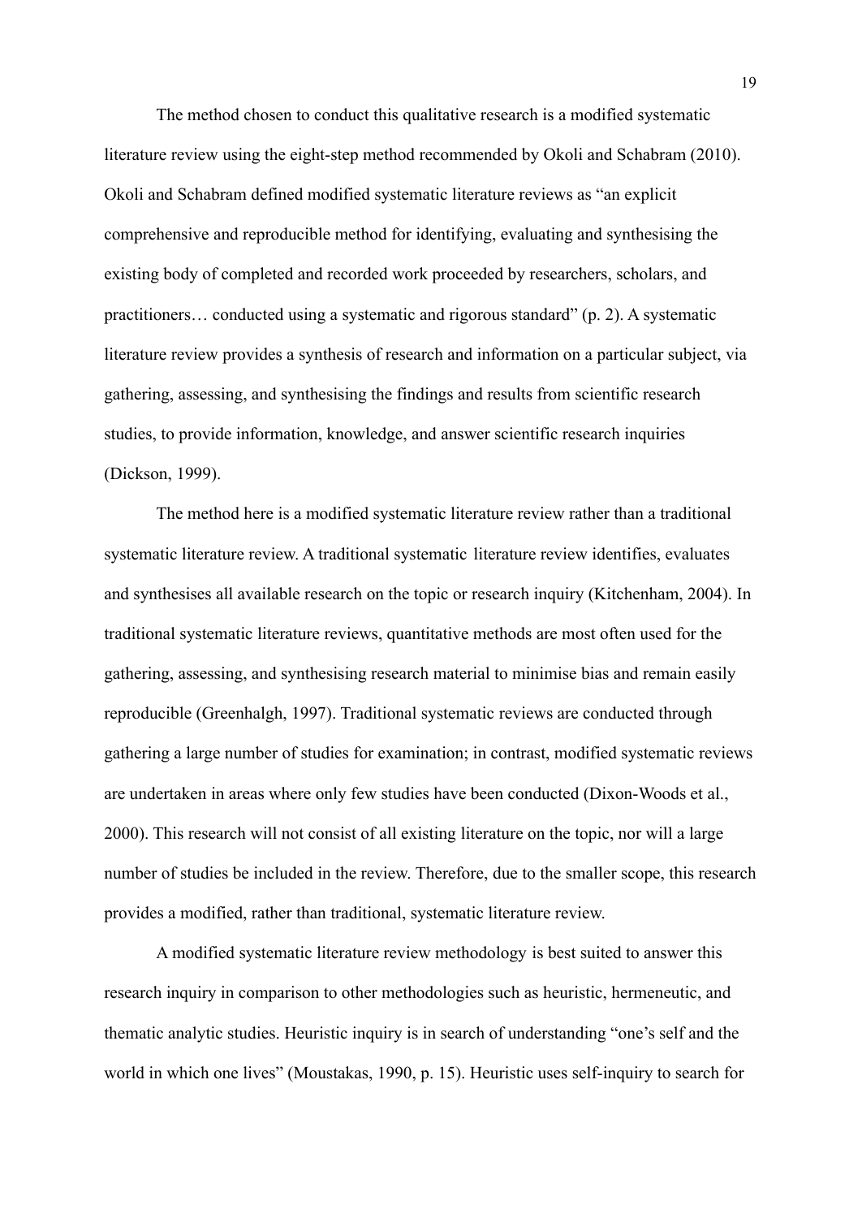The method chosen to conduct this qualitative research is a modified systematic literature review using the eight-step method recommended by Okoli and Schabram (2010). Okoli and Schabram defined modified systematic literature reviews as "an explicit comprehensive and reproducible method for identifying, evaluating and synthesising the existing body of completed and recorded work proceeded by researchers, scholars, and practitioners… conducted using a systematic and rigorous standard" (p. 2). A systematic literature review provides a synthesis of research and information on a particular subject, via gathering, assessing, and synthesising the findings and results from scientific research studies, to provide information, knowledge, and answer scientific research inquiries (Dickson, 1999).

The method here is a modified systematic literature review rather than a traditional systematic literature review. A traditional systematic literature review identifies, evaluates and synthesises all available research on the topic or research inquiry (Kitchenham, 2004). In traditional systematic literature reviews, quantitative methods are most often used for the gathering, assessing, and synthesising research material to minimise bias and remain easily reproducible (Greenhalgh, 1997). Traditional systematic reviews are conducted through gathering a large number of studies for examination; in contrast, modified systematic reviews are undertaken in areas where only few studies have been conducted (Dixon-Woods et al., 2000). This research will not consist of all existing literature on the topic, nor will a large number of studies be included in the review. Therefore, due to the smaller scope, this research provides a modified, rather than traditional, systematic literature review.

A modified systematic literature review methodology is best suited to answer this research inquiry in comparison to other methodologies such as heuristic, hermeneutic, and thematic analytic studies. Heuristic inquiry is in search of understanding "one's self and the world in which one lives" (Moustakas, 1990, p. 15). Heuristic uses self-inquiry to search for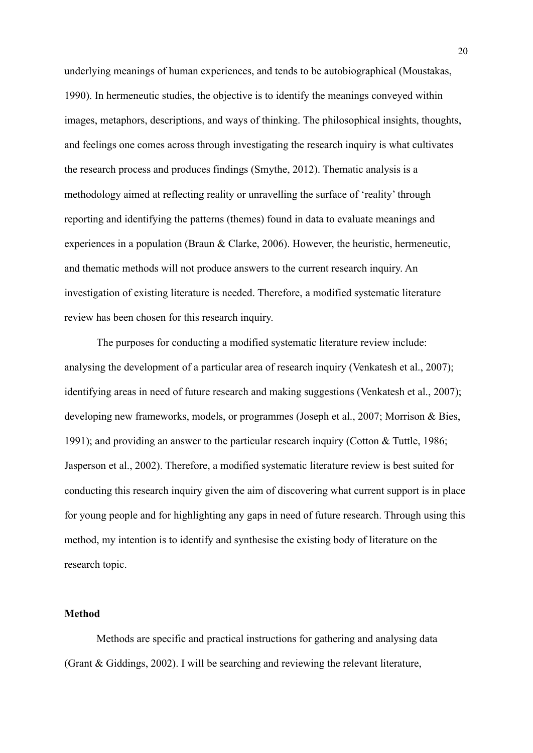underlying meanings of human experiences, and tends to be autobiographical (Moustakas, 1990). In hermeneutic studies, the objective is to identify the meanings conveyed within images, metaphors, descriptions, and ways of thinking. The philosophical insights, thoughts, and feelings one comes across through investigating the research inquiry is what cultivates the research process and produces findings (Smythe, 2012). Thematic analysis is a methodology aimed at reflecting reality or unravelling the surface of 'reality' through reporting and identifying the patterns (themes) found in data to evaluate meanings and experiences in a population (Braun & Clarke, 2006). However, the heuristic, hermeneutic, and thematic methods will not produce answers to the current research inquiry. An investigation of existing literature is needed. Therefore, a modified systematic literature review has been chosen for this research inquiry.

The purposes for conducting a modified systematic literature review include: analysing the development of a particular area of research inquiry (Venkatesh et al., 2007); identifying areas in need of future research and making suggestions (Venkatesh et al., 2007); developing new frameworks, models, or programmes (Joseph et al., 2007; Morrison & Bies, 1991); and providing an answer to the particular research inquiry (Cotton & Tuttle, 1986; Jasperson et al., 2002). Therefore, a modified systematic literature review is best suited for conducting this research inquiry given the aim of discovering what current support is in place for young people and for highlighting any gaps in need of future research. Through using this method, my intention is to identify and synthesise the existing body of literature on the research topic.

**Method**

Methods are specific and practical instructions for gathering and analysing data (Grant & Giddings, 2002). I will be searching and reviewing the relevant literature,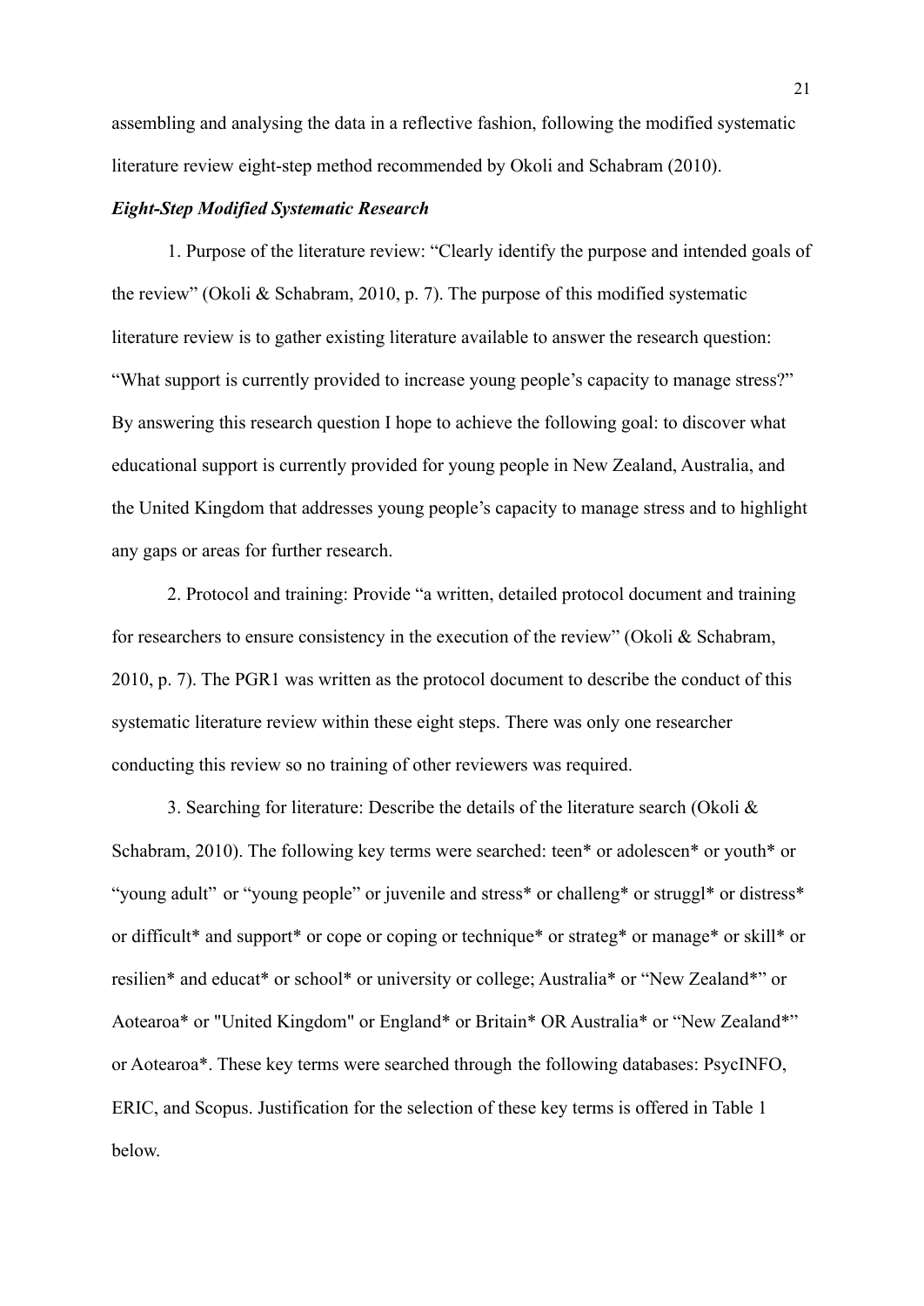assembling and analysing the data in a reflective fashion, following the modified systematic literature review eight-step method recommended by Okoli and Schabram (2010).

### *Eight-Step Modified Systematic Research*

1. Purpose of the literature review: "Clearly identify the purpose and intended goals of the review" (Okoli & Schabram, 2010, p. 7). The purpose of this modified systematic literature review is to gather existing literature available to answer the research question: "What support is currently provided to increase young people's capacity to manage stress?" By answering this research question I hope to achieve the following goal: to discover what educational support is currently provided for young people in New Zealand, Australia, and the United Kingdom that addresses young people's capacity to manage stress and to highlight any gaps or areas for further research.

2. Protocol and training: Provide "a written, detailed protocol document and training for researchers to ensure consistency in the execution of the review" (Okoli & Schabram, 2010, p. 7). The PGR1 was written as the protocol document to describe the conduct of this systematic literature review within these eight steps. There was only one researcher conducting this review so no training of other reviewers was required.

3. Searching for literature: Describe the details of the literature search (Okoli & Schabram, 2010). The following key terms were searched: teen* or adolescen* or youth* or "young adult" or "young people" or juvenile and stress* or challeng* or struggl* or distress* or difficult* and support* or cope or coping or technique* or strateg* or manage* or skill* or resilien* and educat* or school* or university or college; Australia* or "New Zealand*" or Aotearoa* or "United Kingdom" or England* or Britain* OR Australia* or "New Zealand*" or Aotearoa*. These key terms were searched through the following databases: PsycINFO, ERIC, and Scopus. Justification for the selection of these key terms is offered in Table 1 below.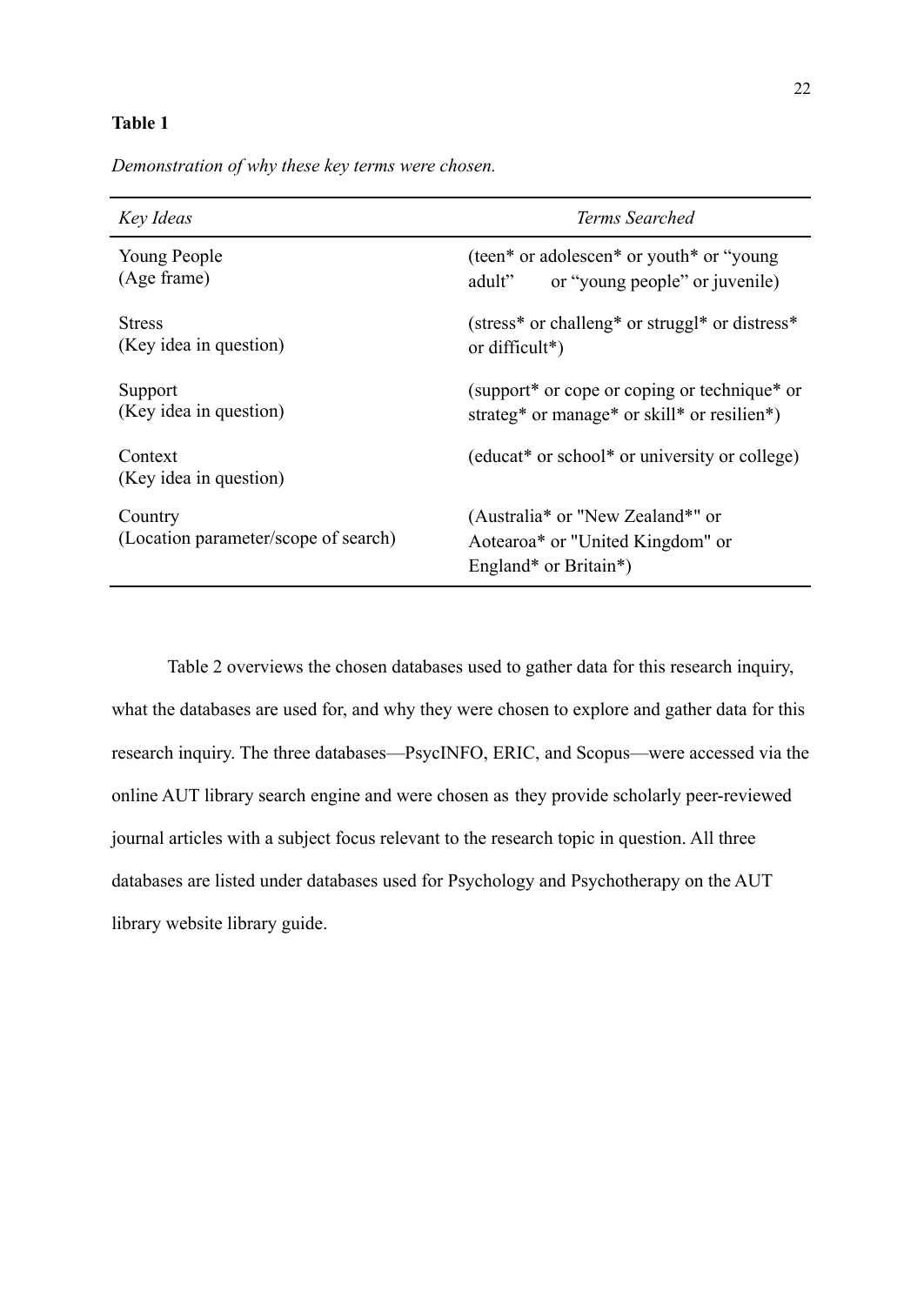**Table 1**

*Demonstration of why these key terms were chosen.*

| *Key Ideas* | *Terms Searched* |
|---|---|
| Young People (Age frame) | (teen* or adolescen* or youth* or "young adult" or "young people" or juvenile) |
| Stress (Key idea in question) | (stress* or challeng* or struggl* or distress* or difficult*) |
| Support (Key idea in question) | (support* or cope or coping or technique* or strateg* or manage* or skill* or resilien*) |
| Context (Key idea in question) | (educat* or school* or university or college) |
| Country (Location parameter/scope of search) | (Australia* or "New Zealand*" or Aotearoa* or "United Kingdom" or England* or Britain*) |

Table 2 overviews the chosen databases used to gather data for this research inquiry, what the databases are used for, and why they were chosen to explore and gather data for this research inquiry. The three databases—PsycINFO, ERIC, and Scopus—were accessed via the online AUT library search engine and were chosen as they provide scholarly peer-reviewed journal articles with a subject focus relevant to the research topic in question. All three databases are listed under databases used for Psychology and Psychotherapy on the AUT library website library guide.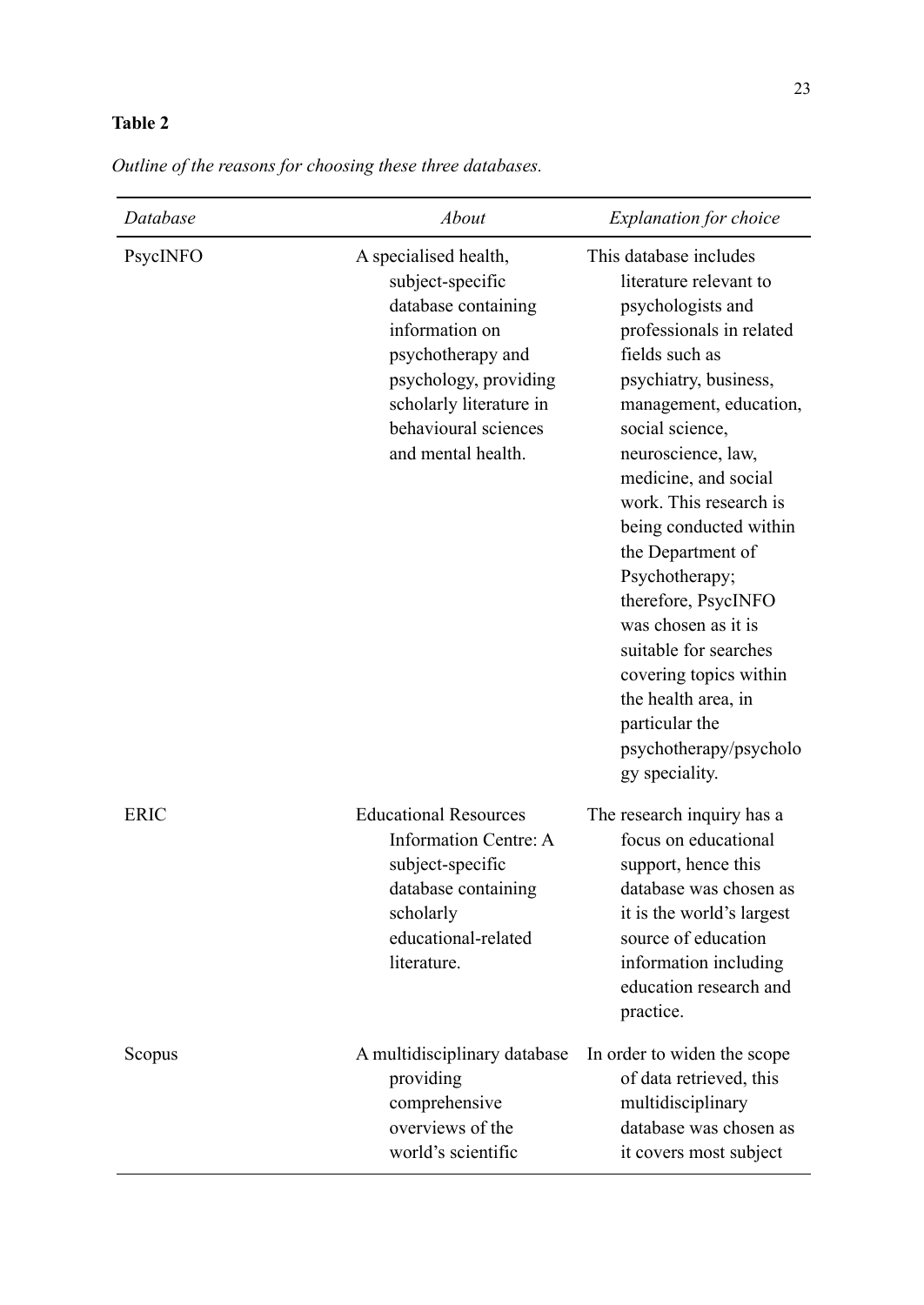**Table 2**

*Outline of the reasons for choosing these three databases.*

| *Database* | *About* | *Explanation for choice* |
| --- | --- | --- |
| PsycINFO | A specialised health, subject-specific database containing information on psychotherapy and psychology, providing scholarly literature in behavioural sciences and mental health. | This database includes literature relevant to psychologists and professionals in related fields such as psychiatry, business, management, education, social science, neuroscience, law, medicine, and social work. This research is being conducted within the Department of Psychotherapy; therefore, PsycINFO was chosen as it is suitable for searches covering topics within the health area, in particular the psychotherapy/psychology speciality. |
| ERIC | Educational Resources Information Centre: A subject-specific database containing scholarly educational-related literature. | The research inquiry has a focus on educational support, hence this database was chosen as it is the world's largest source of education information including education research and practice. |
| Scopus | A multidisciplinary database providing comprehensive overviews of the world's scientific | In order to widen the scope of data retrieved, this multidisciplinary database was chosen as it covers most subject |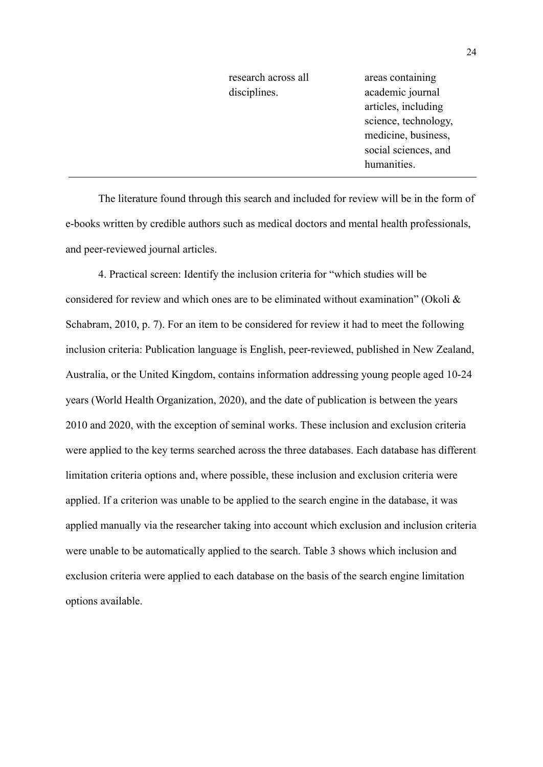| | research across all disciplines. | areas containing academic journal articles, including science, technology, medicine, business, social sciences, and humanities. |
|---|---|---|

The literature found through this search and included for review will be in the form of e-books written by credible authors such as medical doctors and mental health professionals, and peer-reviewed journal articles.

4. Practical screen: Identify the inclusion criteria for "which studies will be considered for review and which ones are to be eliminated without examination" (Okoli & Schabram, 2010, p. 7). For an item to be considered for review it had to meet the following inclusion criteria: Publication language is English, peer-reviewed, published in New Zealand, Australia, or the United Kingdom, contains information addressing young people aged 10-24 years (World Health Organization, 2020), and the date of publication is between the years 2010 and 2020, with the exception of seminal works. These inclusion and exclusion criteria were applied to the key terms searched across the three databases. Each database has different limitation criteria options and, where possible, these inclusion and exclusion criteria were applied. If a criterion was unable to be applied to the search engine in the database, it was applied manually via the researcher taking into account which exclusion and inclusion criteria were unable to be automatically applied to the search. Table 3 shows which inclusion and exclusion criteria were applied to each database on the basis of the search engine limitation options available.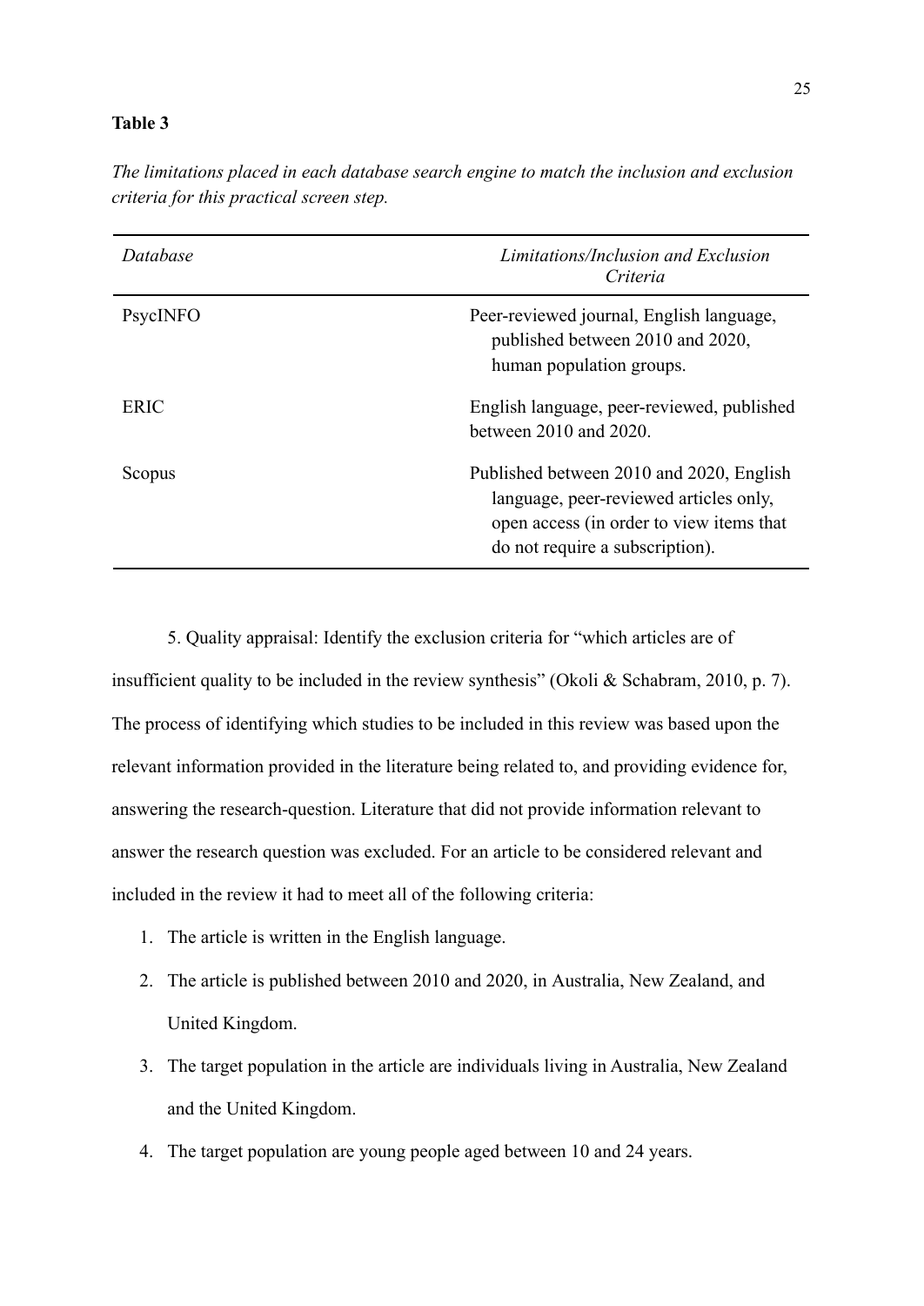**Table 3**

*The limitations placed in each database search engine to match the inclusion and exclusion criteria for this practical screen step.*

| *Database* | *Limitations/Inclusion and Exclusion Criteria* |
|---|---|
| PsycINFO | Peer-reviewed journal, English language, published between 2010 and 2020, human population groups. |
| ERIC | English language, peer-reviewed, published between 2010 and 2020. |
| Scopus | Published between 2010 and 2020, English language, peer-reviewed articles only, open access (in order to view items that do not require a subscription). |

5. Quality appraisal: Identify the exclusion criteria for "which articles are of insufficient quality to be included in the review synthesis" (Okoli & Schabram, 2010, p. 7). The process of identifying which studies to be included in this review was based upon the relevant information provided in the literature being related to, and providing evidence for, answering the research-question. Literature that did not provide information relevant to answer the research question was excluded. For an article to be considered relevant and included in the review it had to meet all of the following criteria:

1. The article is written in the English language.
2. The article is published between 2010 and 2020, in Australia, New Zealand, and United Kingdom.
3. The target population in the article are individuals living in Australia, New Zealand and the United Kingdom.
4. The target population are young people aged between 10 and 24 years.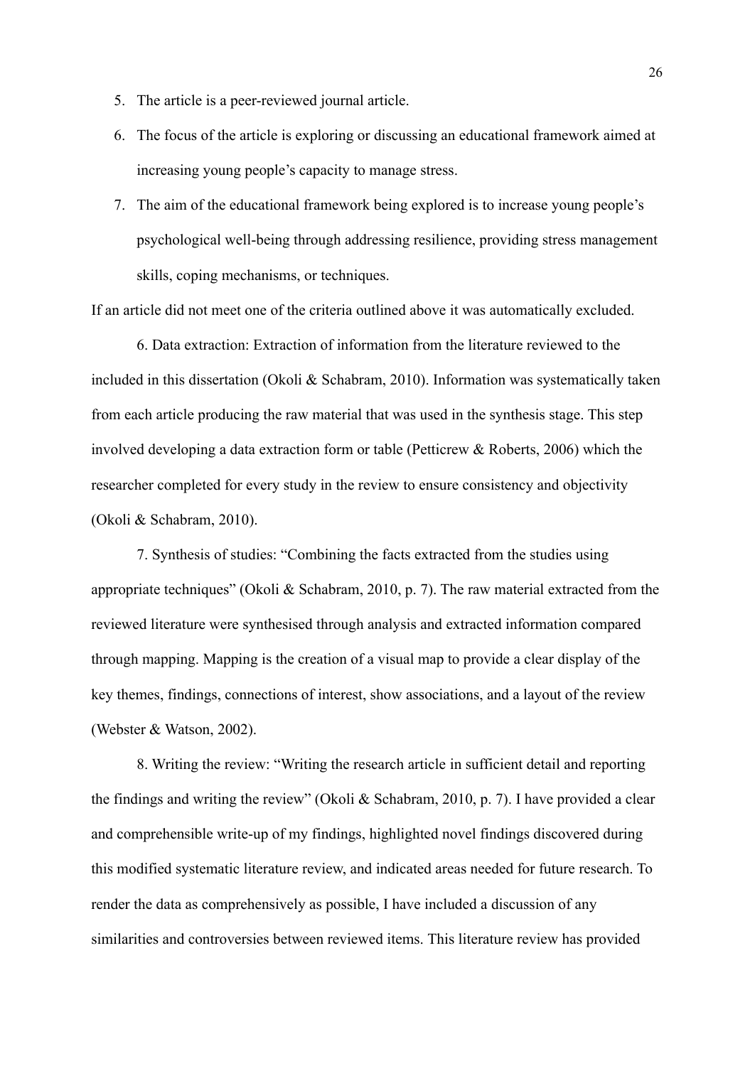5. The article is a peer-reviewed journal article.
6. The focus of the article is exploring or discussing an educational framework aimed at increasing young people's capacity to manage stress.
7. The aim of the educational framework being explored is to increase young people's psychological well-being through addressing resilience, providing stress management skills, coping mechanisms, or techniques.

If an article did not meet one of the criteria outlined above it was automatically excluded.

6. Data extraction: Extraction of information from the literature reviewed to the included in this dissertation (Okoli & Schabram, 2010). Information was systematically taken from each article producing the raw material that was used in the synthesis stage. This step involved developing a data extraction form or table (Petticrew & Roberts, 2006) which the researcher completed for every study in the review to ensure consistency and objectivity (Okoli & Schabram, 2010).

7. Synthesis of studies: "Combining the facts extracted from the studies using appropriate techniques" (Okoli & Schabram, 2010, p. 7). The raw material extracted from the reviewed literature were synthesised through analysis and extracted information compared through mapping. Mapping is the creation of a visual map to provide a clear display of the key themes, findings, connections of interest, show associations, and a layout of the review (Webster & Watson, 2002).

8. Writing the review: "Writing the research article in sufficient detail and reporting the findings and writing the review" (Okoli & Schabram, 2010, p. 7). I have provided a clear and comprehensible write-up of my findings, highlighted novel findings discovered during this modified systematic literature review, and indicated areas needed for future research. To render the data as comprehensively as possible, I have included a discussion of any similarities and controversies between reviewed items. This literature review has provided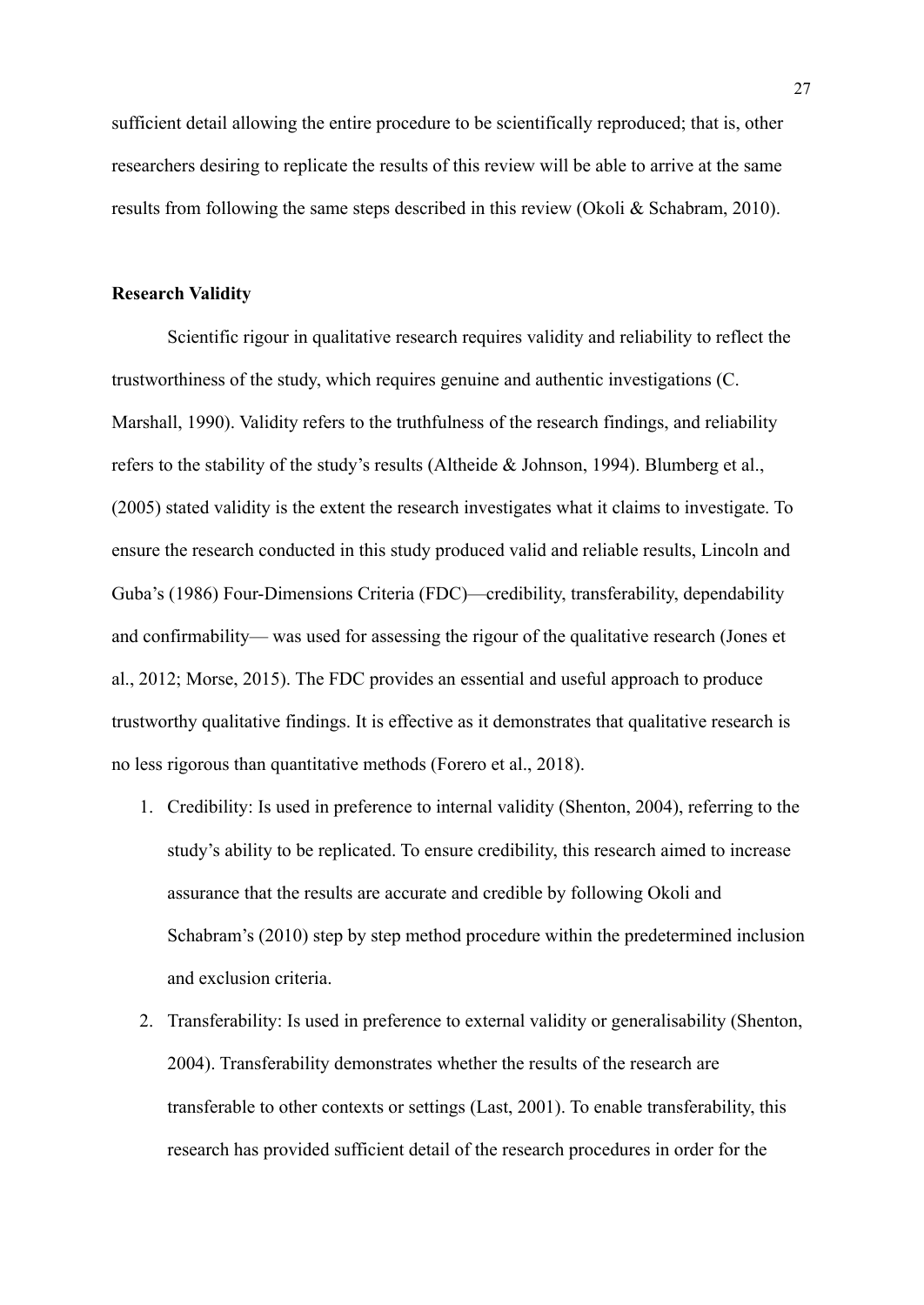sufficient detail allowing the entire procedure to be scientifically reproduced; that is, other researchers desiring to replicate the results of this review will be able to arrive at the same results from following the same steps described in this review (Okoli & Schabram, 2010).

**Research Validity**

Scientific rigour in qualitative research requires validity and reliability to reflect the trustworthiness of the study, which requires genuine and authentic investigations (C. Marshall, 1990). Validity refers to the truthfulness of the research findings, and reliability refers to the stability of the study's results (Altheide & Johnson, 1994). Blumberg et al., (2005) stated validity is the extent the research investigates what it claims to investigate. To ensure the research conducted in this study produced valid and reliable results, Lincoln and Guba's (1986) Four-Dimensions Criteria (FDC)—credibility, transferability, dependability and confirmability— was used for assessing the rigour of the qualitative research (Jones et al., 2012; Morse, 2015). The FDC provides an essential and useful approach to produce trustworthy qualitative findings. It is effective as it demonstrates that qualitative research is no less rigorous than quantitative methods (Forero et al., 2018).

1. Credibility: Is used in preference to internal validity (Shenton, 2004), referring to the study's ability to be replicated. To ensure credibility, this research aimed to increase assurance that the results are accurate and credible by following Okoli and Schabram's (2010) step by step method procedure within the predetermined inclusion and exclusion criteria.
2. Transferability: Is used in preference to external validity or generalisability (Shenton, 2004). Transferability demonstrates whether the results of the research are transferable to other contexts or settings (Last, 2001). To enable transferability, this research has provided sufficient detail of the research procedures in order for the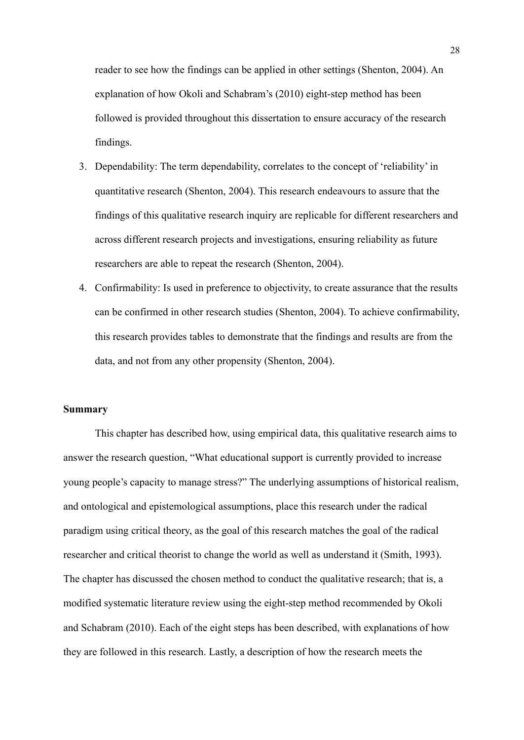reader to see how the findings can be applied in other settings (Shenton, 2004). An explanation of how Okoli and Schabram's (2010) eight-step method has been followed is provided throughout this dissertation to ensure accuracy of the research findings.

3. Dependability: The term dependability, correlates to the concept of 'reliability' in quantitative research (Shenton, 2004). This research endeavours to assure that the findings of this qualitative research inquiry are replicable for different researchers and across different research projects and investigations, ensuring reliability as future researchers are able to repeat the research (Shenton, 2004).
4. Confirmability: Is used in preference to objectivity, to create assurance that the results can be confirmed in other research studies (Shenton, 2004). To achieve confirmability, this research provides tables to demonstrate that the findings and results are from the data, and not from any other propensity (Shenton, 2004).

**Summary**

This chapter has described how, using empirical data, this qualitative research aims to answer the research question, "What educational support is currently provided to increase young people's capacity to manage stress?" The underlying assumptions of historical realism, and ontological and epistemological assumptions, place this research under the radical paradigm using critical theory, as the goal of this research matches the goal of the radical researcher and critical theorist to change the world as well as understand it (Smith, 1993). The chapter has discussed the chosen method to conduct the qualitative research; that is, a modified systematic literature review using the eight-step method recommended by Okoli and Schabram (2010). Each of the eight steps has been described, with explanations of how they are followed in this research. Lastly, a description of how the research meets the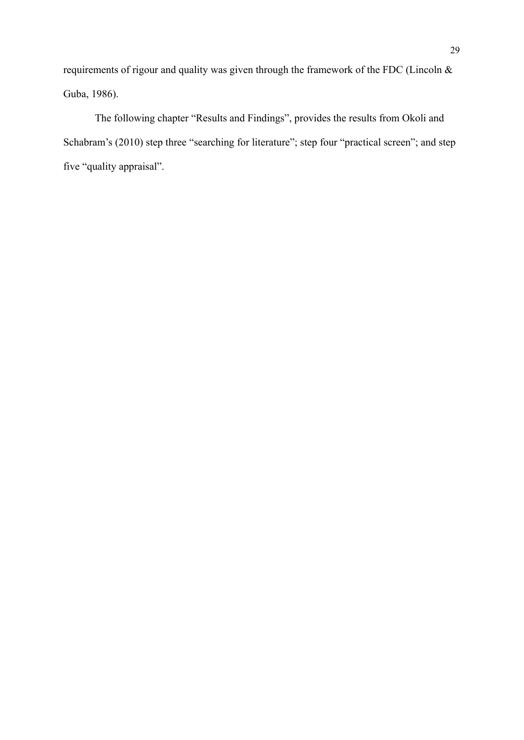requirements of rigour and quality was given through the framework of the FDC (Lincoln & Guba, 1986).

The following chapter “Results and Findings”, provides the results from Okoli and Schabram’s (2010) step three “searching for literature”; step four “practical screen”; and step five “quality appraisal”.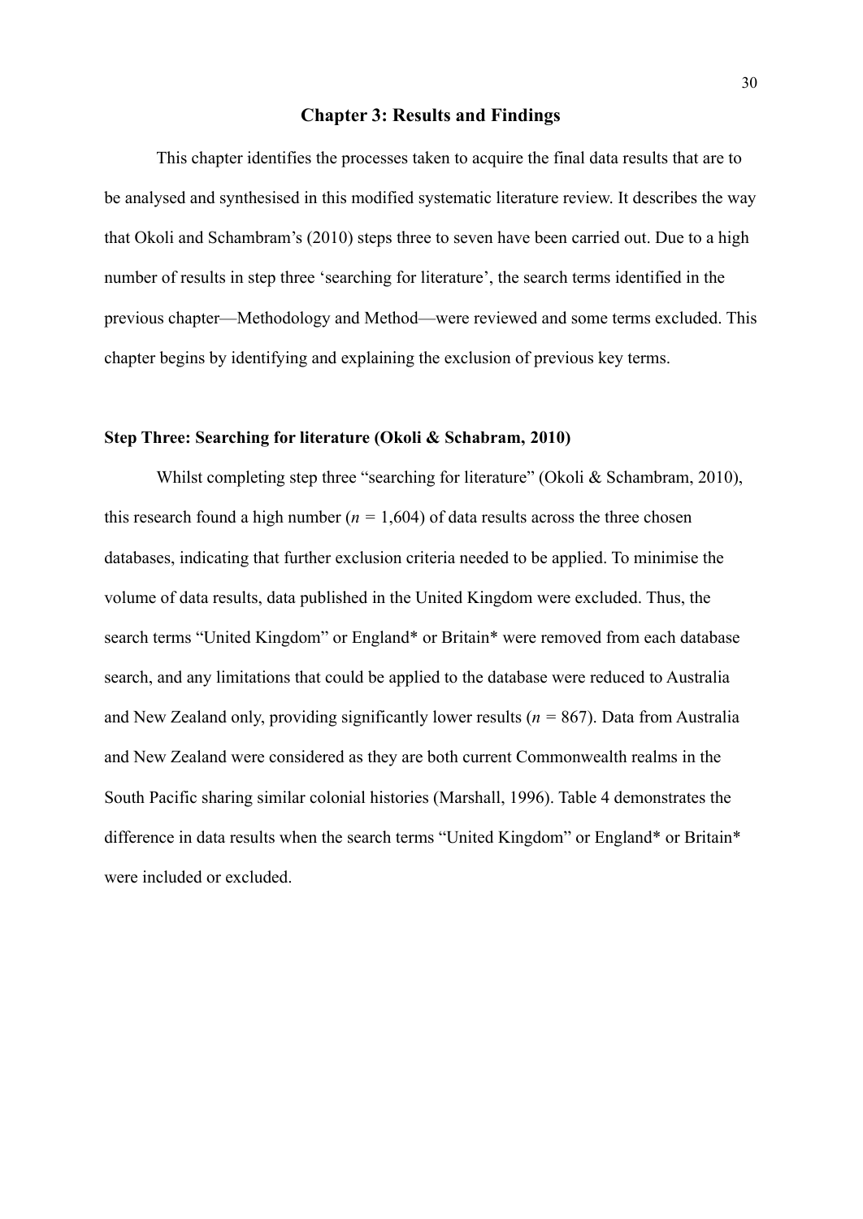# Chapter 3: Results and Findings

This chapter identifies the processes taken to acquire the final data results that are to be analysed and synthesised in this modified systematic literature review. It describes the way that Okoli and Schambram's (2010) steps three to seven have been carried out. Due to a high number of results in step three 'searching for literature', the search terms identified in the previous chapter—Methodology and Method—were reviewed and some terms excluded. This chapter begins by identifying and explaining the exclusion of previous key terms.

### Step Three: Searching for literature (Okoli & Schabram, 2010)

Whilst completing step three "searching for literature" (Okoli & Schambram, 2010), this research found a high number ($n$ = 1,604) of data results across the three chosen databases, indicating that further exclusion criteria needed to be applied. To minimise the volume of data results, data published in the United Kingdom were excluded. Thus, the search terms "United Kingdom" or England* or Britain* were removed from each database search, and any limitations that could be applied to the database were reduced to Australia and New Zealand only, providing significantly lower results ($n$ = 867). Data from Australia and New Zealand were considered as they are both current Commonwealth realms in the South Pacific sharing similar colonial histories (Marshall, 1996). Table 4 demonstrates the difference in data results when the search terms "United Kingdom" or England* or Britain* were included or excluded.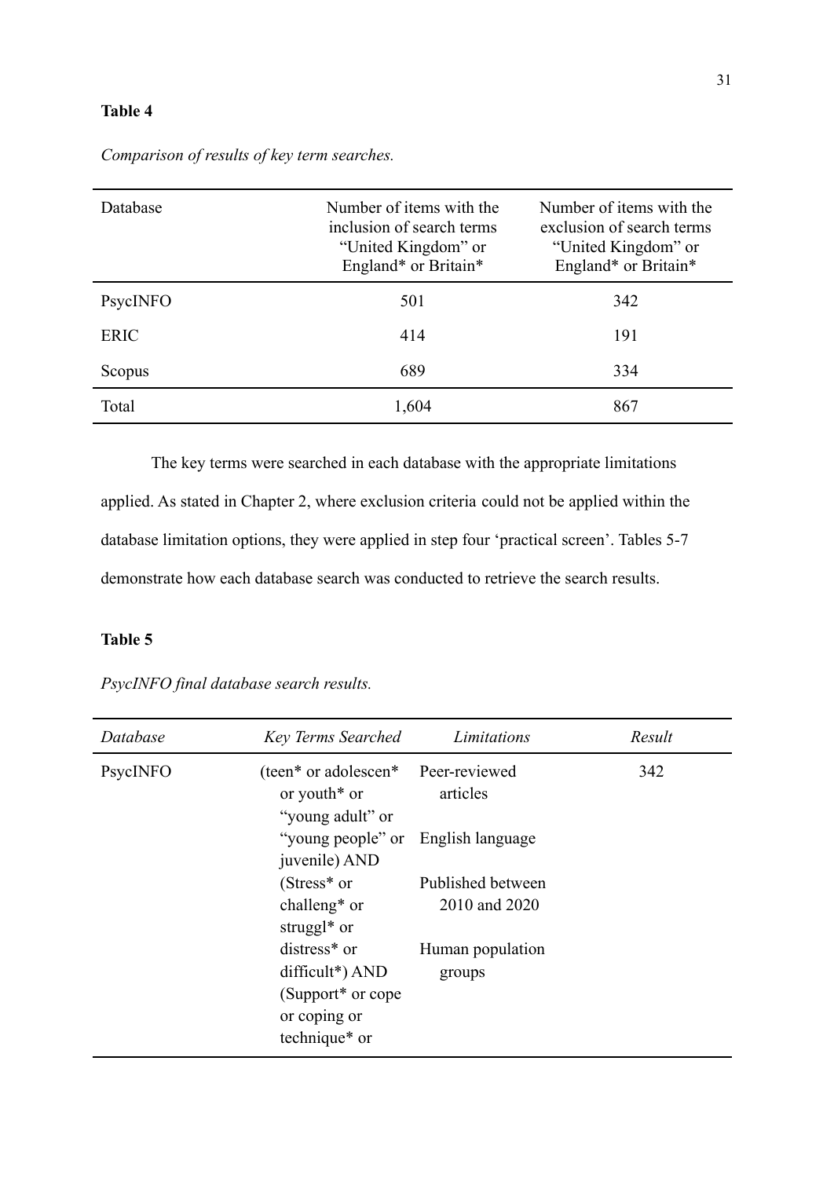**Table 4**

*Comparison of results of key term searches.*

| Database | Number of items with the inclusion of search terms "United Kingdom" or England* or Britain* | Number of items with the exclusion of search terms "United Kingdom" or England* or Britain* |
|---|---|---|
| PsycINFO | 501 | 342 |
| ERIC | 414 | 191 |
| Scopus | 689 | 334 |
| Total | 1,604 | 867 |

The key terms were searched in each database with the appropriate limitations applied. As stated in Chapter 2, where exclusion criteria could not be applied within the database limitation options, they were applied in step four 'practical screen'. Tables 5-7 demonstrate how each database search was conducted to retrieve the search results.

**Table 5**

*PsycINFO final database search results.*

| *Database* | *Key Terms Searched* | *Limitations* | *Result* |
|---|---|---|---|
| PsycINFO | (teen* or adolescen* or youth* or "young adult" or "young people" or juvenile) AND (Stress* or challeng* or struggl* or distress* or difficult*) AND (Support* or cope or coping or technique* or | Peer-reviewed articles<br><br>English language<br><br>Published between 2010 and 2020<br><br>Human population groups | 342 |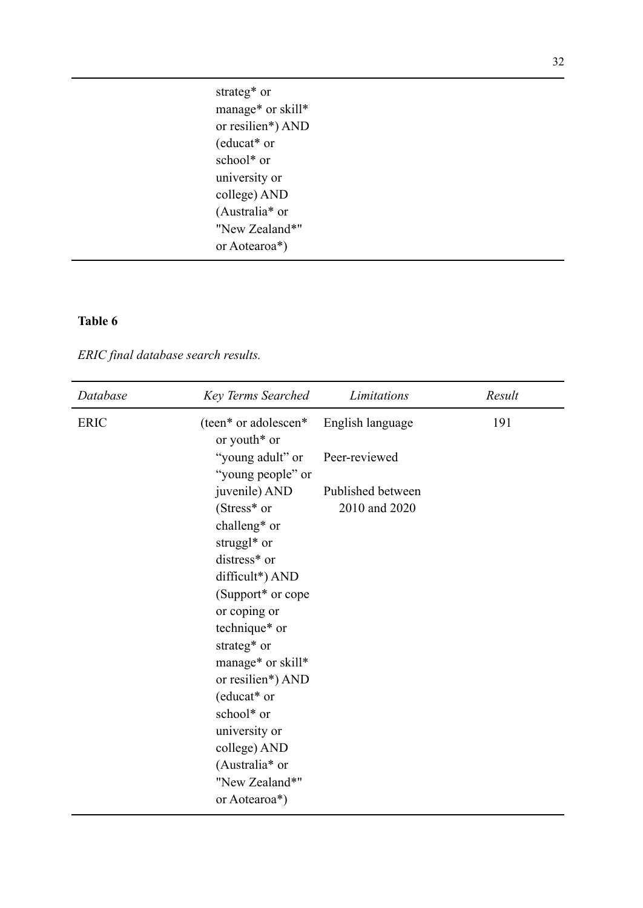| | strateg* or manage* or skill* or resilien*) AND (educat* or school* or university or college) AND (Australia* or "New Zealand*" or Aotearoa*) | | |
|---|---|---|---|

**Table 6**

*ERIC final database search results.*

| *Database* | *Key Terms Searched* | *Limitations* | *Result* |
|---|---|---|---|
| ERIC | (teen* or adolescen* or youth* or "young adult" or "young people" or juvenile) AND (Stress* or challeng* or struggl* or distress* or difficult*) AND (Support* or cope or coping or technique* or strateg* or manage* or skill* or resilien*) AND (educat* or school* or university or college) AND (Australia* or "New Zealand*" or Aotearoa*) | English language<br><br>Peer-reviewed<br><br>Published between 2010 and 2020 | 191 |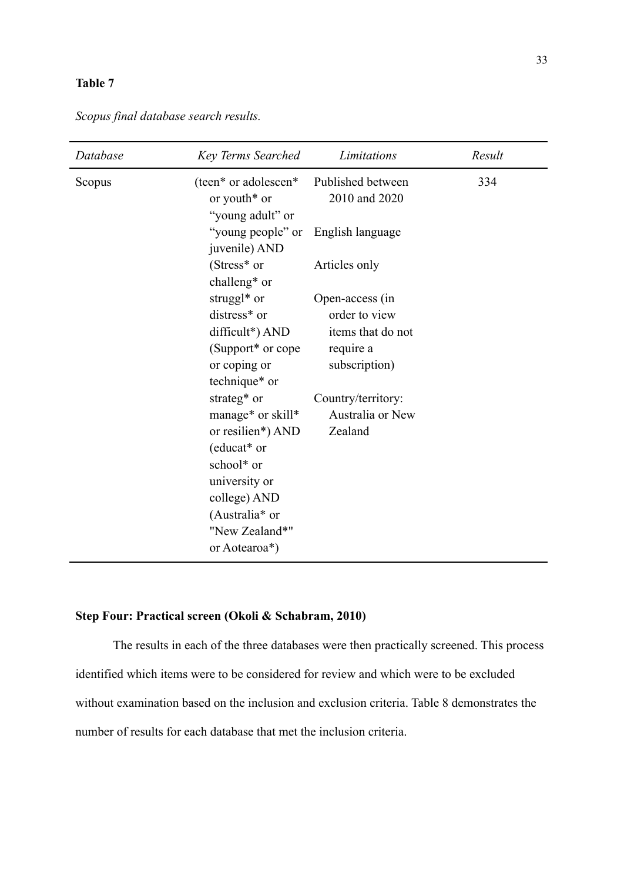**Table 7**

*Scopus final database search results.*

| *Database* | *Key Terms Searched* | *Limitations* | *Result* |
|---|---|---|---|
| Scopus | (teen* or adolescen* or youth* or "young adult" or "young people" or juvenile) AND (Stress* or challeng* or struggl* or distress* or difficult*) AND (Support* or cope or coping or technique* or strateg* or manage* or skill* or resilien*) AND (educat* or school* or university or college) AND (Australia* or "New Zealand*" or Aotearoa*) | Published between 2010 and 2020<br><br>English language<br><br>Articles only<br><br>Open-access (in order to view items that do not require a subscription)<br><br>Country/territory: Australia or New Zealand | 334 |

**Step Four: Practical screen (Okoli & Schabram, 2010)**

The results in each of the three databases were then practically screened. This process identified which items were to be considered for review and which were to be excluded without examination based on the inclusion and exclusion criteria. Table 8 demonstrates the number of results for each database that met the inclusion criteria.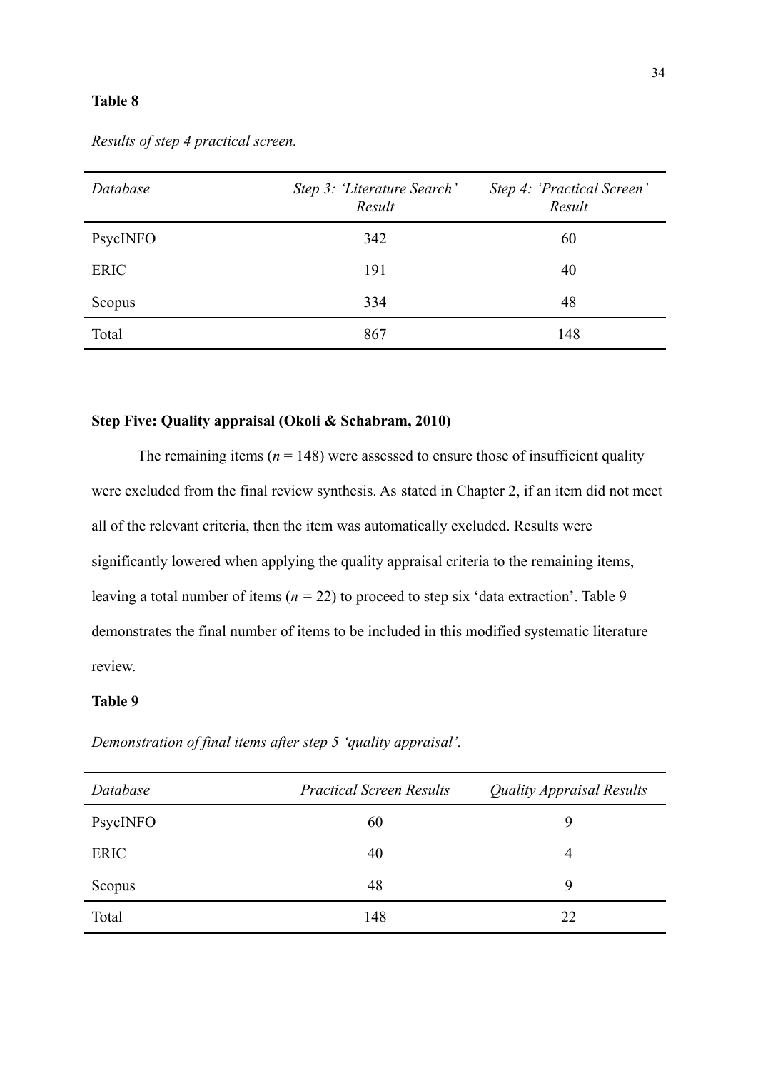**Table 8**

*Results of step 4 practical screen.*

| *Database* | *Step 3: 'Literature Search' Result* | *Step 4: 'Practical Screen' Result* |
|---|---|---|
| PsycINFO | 342 | 60 |
| ERIC | 191 | 40 |
| Scopus | 334 | 48 |
| Total | 867 | 148 |

**Step Five: Quality appraisal (Okoli & Schabram, 2010)**

The remaining items (*n* = 148) were assessed to ensure those of insufficient quality were excluded from the final review synthesis. As stated in Chapter 2, if an item did not meet all of the relevant criteria, then the item was automatically excluded. Results were significantly lowered when applying the quality appraisal criteria to the remaining items, leaving a total number of items (*n* = 22) to proceed to step six 'data extraction'. Table 9 demonstrates the final number of items to be included in this modified systematic literature review.

**Table 9**

*Demonstration of final items after step 5 'quality appraisal'.*

| *Database* | *Practical Screen Results* | *Quality Appraisal Results* |
|---|---|---|
| PsycINFO | 60 | 9 |
| ERIC | 40 | 4 |
| Scopus | 48 | 9 |
| Total | 148 | 22 |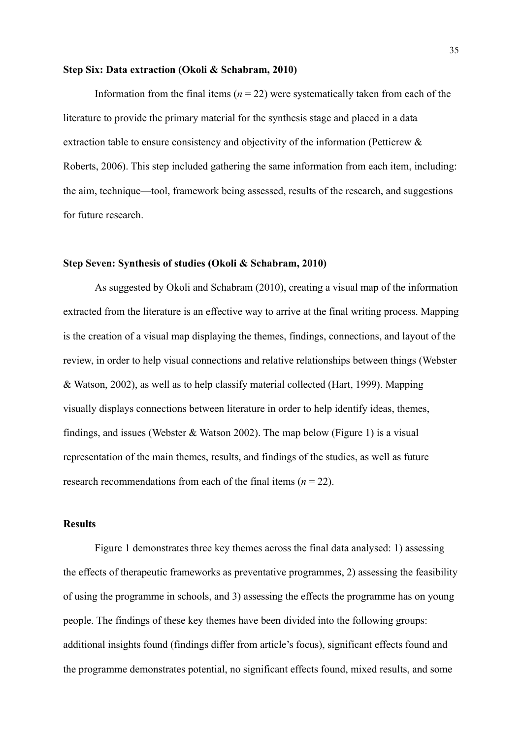**Step Six: Data extraction (Okoli & Schabram, 2010)**

Information from the final items (*n* = 22) were systematically taken from each of the literature to provide the primary material for the synthesis stage and placed in a data extraction table to ensure consistency and objectivity of the information (Petticrew & Roberts, 2006). This step included gathering the same information from each item, including: the aim, technique—tool, framework being assessed, results of the research, and suggestions for future research.

**Step Seven: Synthesis of studies (Okoli & Schabram, 2010)**

As suggested by Okoli and Schabram (2010), creating a visual map of the information extracted from the literature is an effective way to arrive at the final writing process. Mapping is the creation of a visual map displaying the themes, findings, connections, and layout of the review, in order to help visual connections and relative relationships between things (Webster & Watson, 2002), as well as to help classify material collected (Hart, 1999). Mapping visually displays connections between literature in order to help identify ideas, themes, findings, and issues (Webster & Watson 2002). The map below (Figure 1) is a visual representation of the main themes, results, and findings of the studies, as well as future research recommendations from each of the final items (*n* = 22).

**Results**

Figure 1 demonstrates three key themes across the final data analysed: 1) assessing the effects of therapeutic frameworks as preventative programmes, 2) assessing the feasibility of using the programme in schools, and 3) assessing the effects the programme has on young people. The findings of these key themes have been divided into the following groups: additional insights found (findings differ from article's focus), significant effects found and the programme demonstrates potential, no significant effects found, mixed results, and some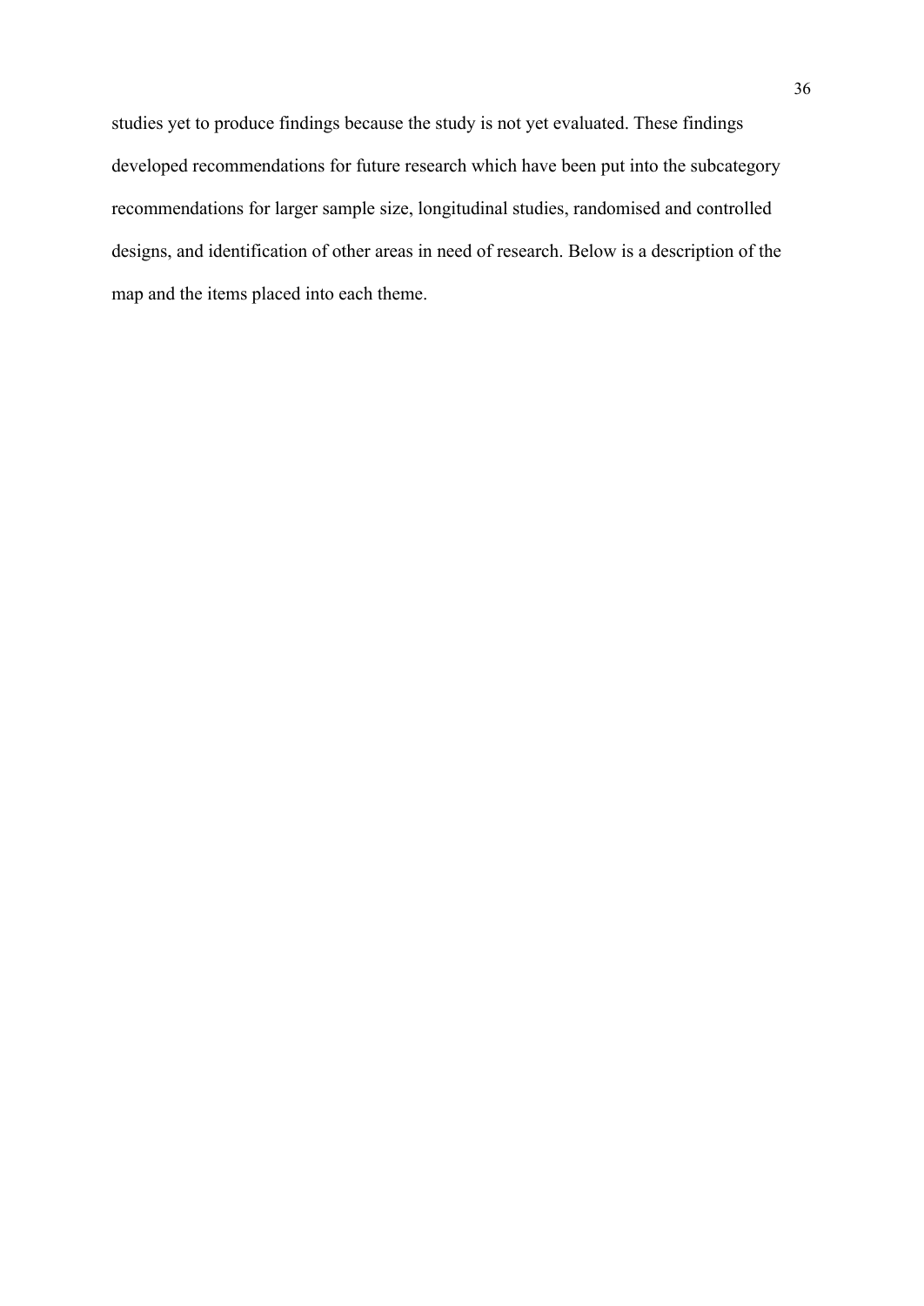studies yet to produce findings because the study is not yet evaluated. These findings developed recommendations for future research which have been put into the subcategory recommendations for larger sample size, longitudinal studies, randomised and controlled designs, and identification of other areas in need of research. Below is a description of the map and the items placed into each theme.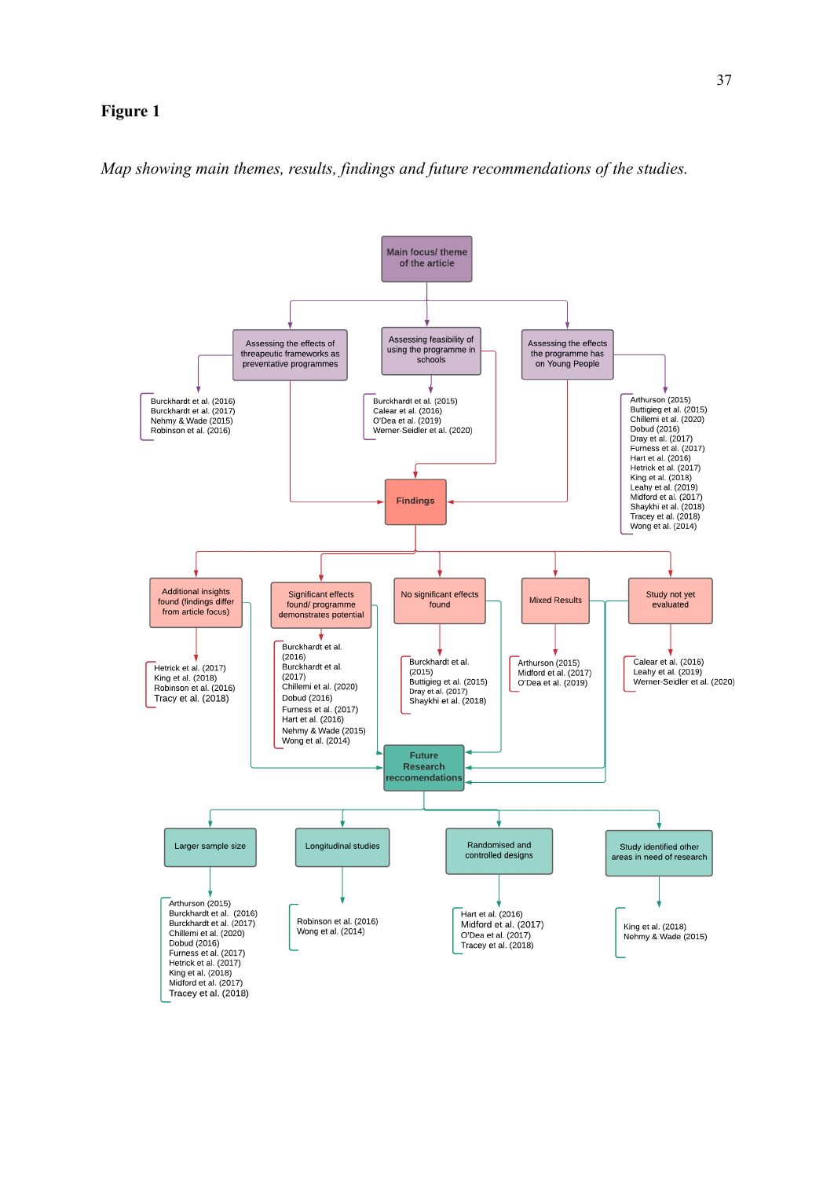**Figure 1**

*Map showing main themes, results, findings and future recommendations of the studies.*

**Main focus/ theme of the article**

- Assessing the effects of threapeutic frameworks as preventative programmes
  - Burckhardt et al. (2016)
  - Burckhardt et al. (2017)
  - Nehmy & Wade (2015)
  - Robinson et al. (2016)
- Assessing feasibility of using the programme in schools
  - Burckhardt et al. (2015)
  - Calear et al. (2016)
  - O'Dea et al. (2019)
  - Werner-Seidler et al. (2020)
- Assessing the effects the programme has on Young People
  - Arthurson (2015)
  - Buttigieg et al. (2015)
  - Chillemi et al. (2020)
  - Dobud (2016)
  - Dray et al. (2017)
  - Furness et al. (2017)
  - Hart et al. (2016)
  - Hetrick et al. (2017)
  - King et al. (2018)
  - Leahy et al. (2019)
  - Midford et al. (2017)
  - Shaykhi et al. (2018)
  - Tracey et al. (2018)
  - Wong et al. (2014)

**Findings**

- Additional insights found (findings differ from article focus)
  - Hetrick et al. (2017)
  - King et al. (2018)
  - Robinson et al. (2016)
  - Tracy et al. (2018)
- Significant effects found/ programme demonstrates potential
  - Burckhardt et al. (2016)
  - Burckhardt et al. (2017)
  - Chillemi et al. (2020)
  - Dobud (2016)
  - Furness et al. (2017)
  - Hart et al. (2016)
  - Nehmy & Wade (2015)
  - Wong et al. (2014)
- No significant effects found
  - Burckhardt et al. (2015)
  - Buttigieg et al. (2015)
  - Dray et al. (2017)
  - Shaykhi et al. (2018)
- Mixed Results
  - Arthurson (2015)
  - Midford et al. (2017)
  - O'Dea et al. (2019)
- Study not yet evaluated
  - Calear et al. (2016)
  - Leahy et al. (2019)
  - Werner-Seidler et al. (2020)

**Future Research reccomendations**

- Larger sample size
  - Arthurson (2015)
  - Burckhardt et al. (2016)
  - Burckhardt et al. (2017)
  - Chillemi et al. (2020)
  - Dobud (2016)
  - Furness et al. (2017)
  - Hetrick et al. (2017)
  - King et al. (2018)
  - Midford et al. (2017)
  - Tracey et al. (2018)
- Longitudinal studies
  - Robinson et al. (2016)
  - Wong et al. (2014)
- Randomised and controlled designs
  - Hart et al. (2016)
  - Midford et al. (2017)
  - O'Dea et al. (2017)
  - Tracey et al. (2018)
- Study identified other areas in need of research
  - King et al. (2018)
  - Nehmy & Wade (2015)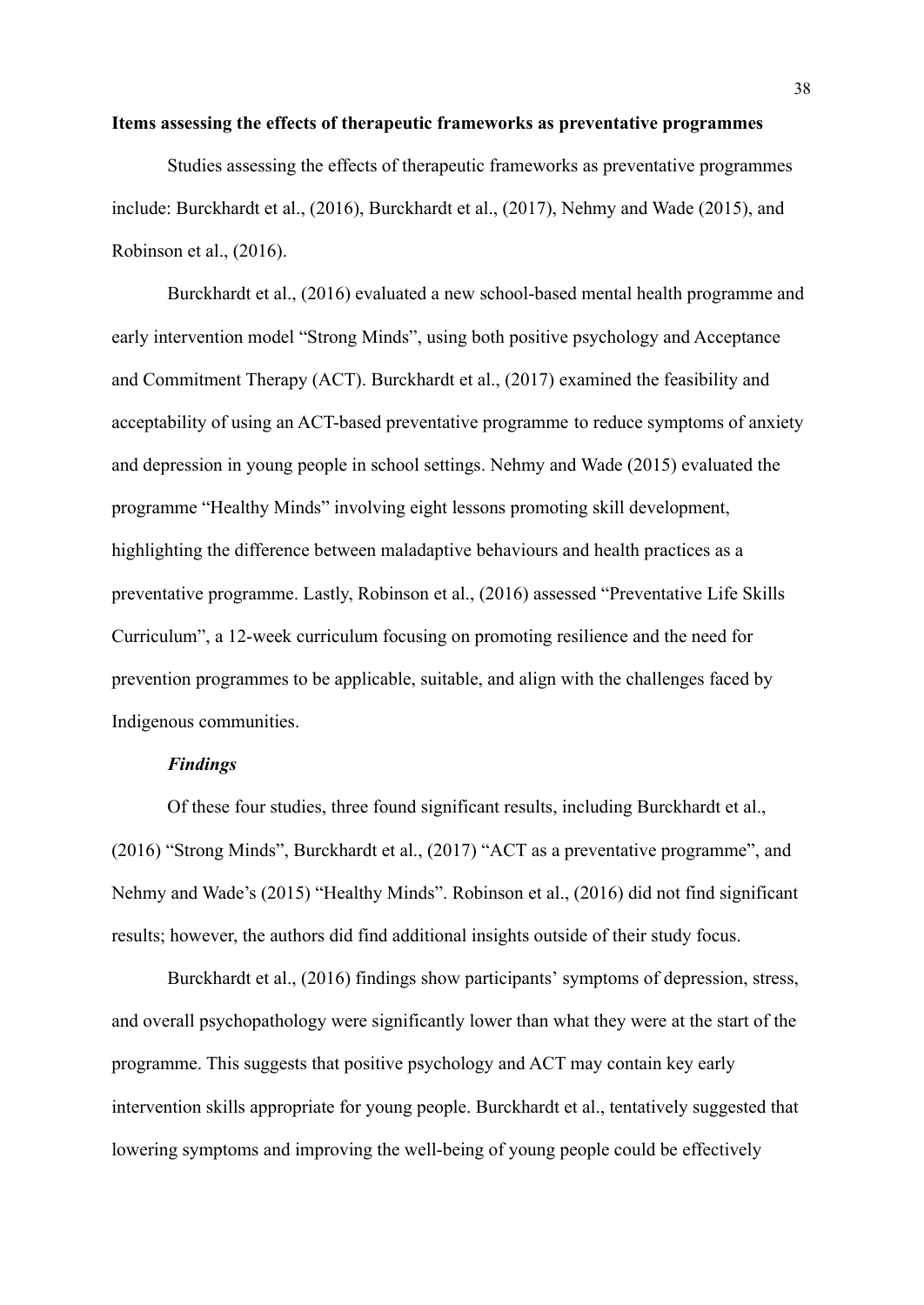**Items assessing the effects of therapeutic frameworks as preventative programmes**

Studies assessing the effects of therapeutic frameworks as preventative programmes include: Burckhardt et al., (2016), Burckhardt et al., (2017), Nehmy and Wade (2015), and Robinson et al., (2016).

Burckhardt et al., (2016) evaluated a new school-based mental health programme and early intervention model "Strong Minds", using both positive psychology and Acceptance and Commitment Therapy (ACT). Burckhardt et al., (2017) examined the feasibility and acceptability of using an ACT-based preventative programme to reduce symptoms of anxiety and depression in young people in school settings. Nehmy and Wade (2015) evaluated the programme "Healthy Minds" involving eight lessons promoting skill development, highlighting the difference between maladaptive behaviours and health practices as a preventative programme. Lastly, Robinson et al., (2016) assessed "Preventative Life Skills Curriculum", a 12-week curriculum focusing on promoting resilience and the need for prevention programmes to be applicable, suitable, and align with the challenges faced by Indigenous communities.

***Findings***

Of these four studies, three found significant results, including Burckhardt et al., (2016) "Strong Minds", Burckhardt et al., (2017) "ACT as a preventative programme", and Nehmy and Wade's (2015) "Healthy Minds". Robinson et al., (2016) did not find significant results; however, the authors did find additional insights outside of their study focus.

Burckhardt et al., (2016) findings show participants' symptoms of depression, stress, and overall psychopathology were significantly lower than what they were at the start of the programme. This suggests that positive psychology and ACT may contain key early intervention skills appropriate for young people. Burckhardt et al., tentatively suggested that lowering symptoms and improving the well-being of young people could be effectively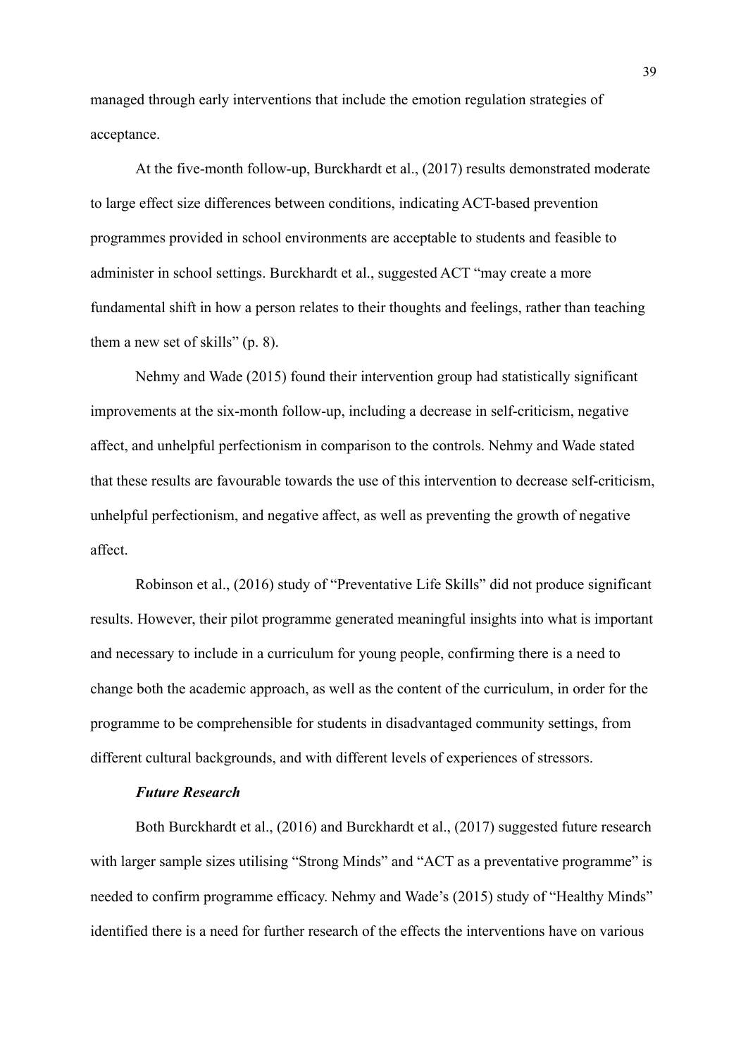managed through early interventions that include the emotion regulation strategies of acceptance.

At the five-month follow-up, Burckhardt et al., (2017) results demonstrated moderate to large effect size differences between conditions, indicating ACT-based prevention programmes provided in school environments are acceptable to students and feasible to administer in school settings. Burckhardt et al., suggested ACT "may create a more fundamental shift in how a person relates to their thoughts and feelings, rather than teaching them a new set of skills" (p. 8).

Nehmy and Wade (2015) found their intervention group had statistically significant improvements at the six-month follow-up, including a decrease in self-criticism, negative affect, and unhelpful perfectionism in comparison to the controls. Nehmy and Wade stated that these results are favourable towards the use of this intervention to decrease self-criticism, unhelpful perfectionism, and negative affect, as well as preventing the growth of negative affect.

Robinson et al., (2016) study of "Preventative Life Skills" did not produce significant results. However, their pilot programme generated meaningful insights into what is important and necessary to include in a curriculum for young people, confirming there is a need to change both the academic approach, as well as the content of the curriculum, in order for the programme to be comprehensible for students in disadvantaged community settings, from different cultural backgrounds, and with different levels of experiences of stressors.

### *Future Research*

Both Burckhardt et al., (2016) and Burckhardt et al., (2017) suggested future research with larger sample sizes utilising "Strong Minds" and "ACT as a preventative programme" is needed to confirm programme efficacy. Nehmy and Wade's (2015) study of "Healthy Minds" identified there is a need for further research of the effects the interventions have on various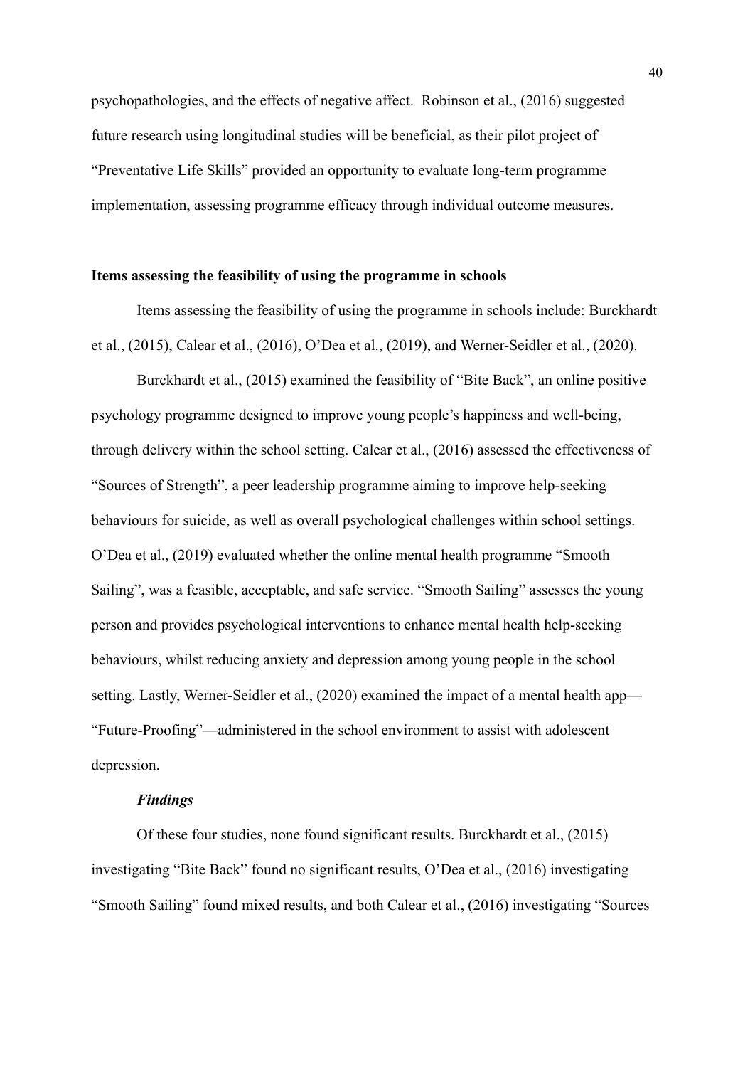psychopathologies, and the effects of negative affect. Robinson et al., (2016) suggested future research using longitudinal studies will be beneficial, as their pilot project of "Preventative Life Skills" provided an opportunity to evaluate long-term programme implementation, assessing programme efficacy through individual outcome measures.

**Items assessing the feasibility of using the programme in schools**

Items assessing the feasibility of using the programme in schools include: Burckhardt et al., (2015), Calear et al., (2016), O'Dea et al., (2019), and Werner-Seidler et al., (2020).

Burckhardt et al., (2015) examined the feasibility of "Bite Back", an online positive psychology programme designed to improve young people's happiness and well-being, through delivery within the school setting. Calear et al., (2016) assessed the effectiveness of "Sources of Strength", a peer leadership programme aiming to improve help-seeking behaviours for suicide, as well as overall psychological challenges within school settings. O'Dea et al., (2019) evaluated whether the online mental health programme "Smooth Sailing", was a feasible, acceptable, and safe service. "Smooth Sailing" assesses the young person and provides psychological interventions to enhance mental health help-seeking behaviours, whilst reducing anxiety and depression among young people in the school setting. Lastly, Werner-Seidler et al., (2020) examined the impact of a mental health app—"Future-Proofing"—administered in the school environment to assist with adolescent depression.

***Findings***

Of these four studies, none found significant results. Burckhardt et al., (2015) investigating "Bite Back" found no significant results, O'Dea et al., (2016) investigating "Smooth Sailing" found mixed results, and both Calear et al., (2016) investigating "Sources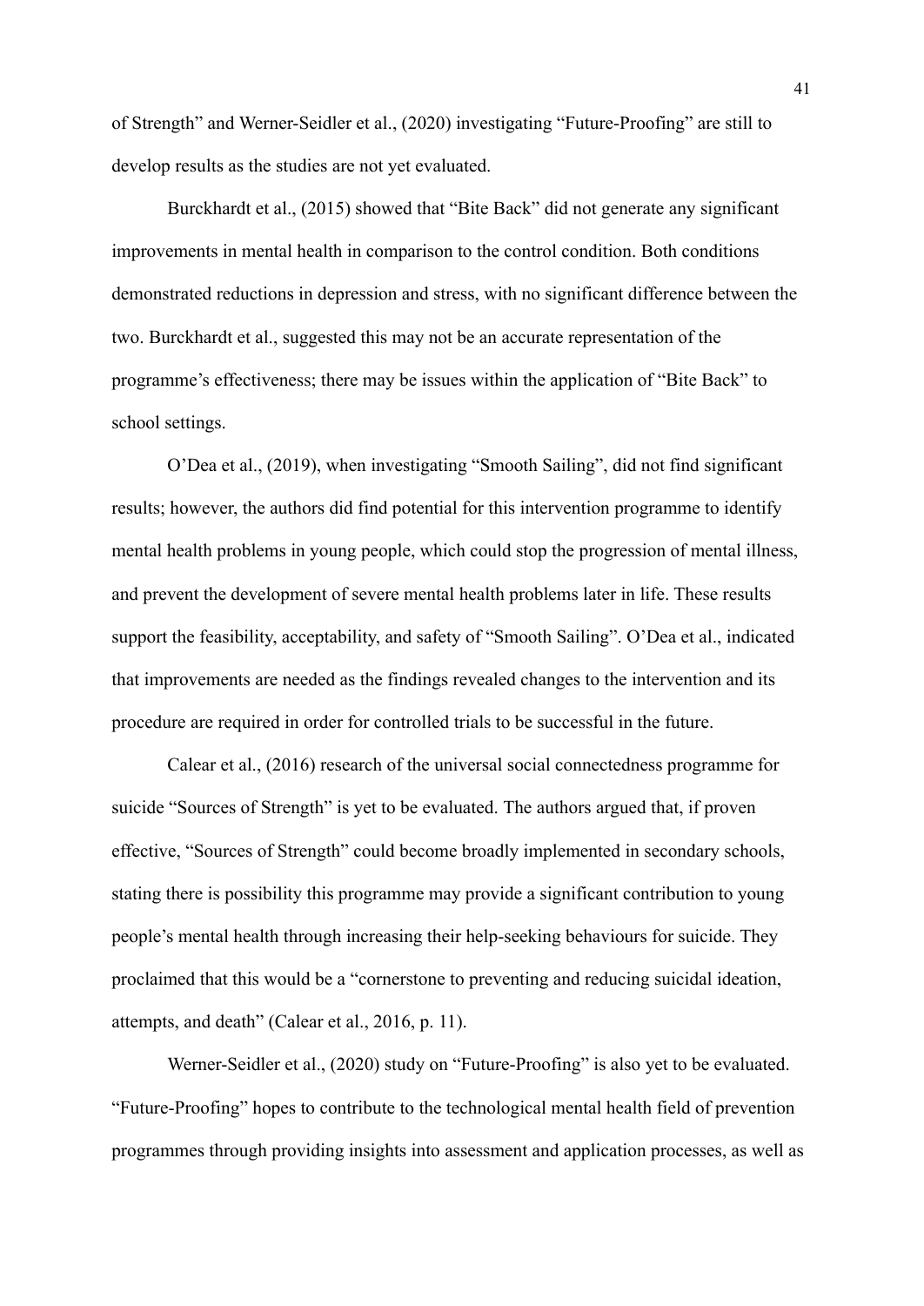of Strength" and Werner-Seidler et al., (2020) investigating "Future-Proofing" are still to develop results as the studies are not yet evaluated.

Burckhardt et al., (2015) showed that "Bite Back" did not generate any significant improvements in mental health in comparison to the control condition. Both conditions demonstrated reductions in depression and stress, with no significant difference between the two. Burckhardt et al., suggested this may not be an accurate representation of the programme's effectiveness; there may be issues within the application of "Bite Back" to school settings.

O'Dea et al., (2019), when investigating "Smooth Sailing", did not find significant results; however, the authors did find potential for this intervention programme to identify mental health problems in young people, which could stop the progression of mental illness, and prevent the development of severe mental health problems later in life. These results support the feasibility, acceptability, and safety of "Smooth Sailing". O'Dea et al., indicated that improvements are needed as the findings revealed changes to the intervention and its procedure are required in order for controlled trials to be successful in the future.

Calear et al., (2016) research of the universal social connectedness programme for suicide "Sources of Strength" is yet to be evaluated. The authors argued that, if proven effective, "Sources of Strength" could become broadly implemented in secondary schools, stating there is possibility this programme may provide a significant contribution to young people's mental health through increasing their help-seeking behaviours for suicide. They proclaimed that this would be a "cornerstone to preventing and reducing suicidal ideation, attempts, and death" (Calear et al., 2016, p. 11).

Werner-Seidler et al., (2020) study on "Future-Proofing" is also yet to be evaluated. "Future-Proofing" hopes to contribute to the technological mental health field of prevention programmes through providing insights into assessment and application processes, as well as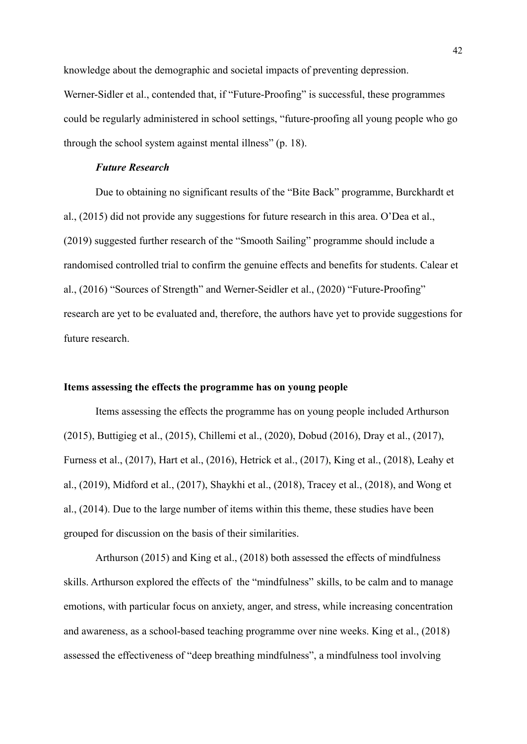knowledge about the demographic and societal impacts of preventing depression. Werner-Sidler et al., contended that, if "Future-Proofing" is successful, these programmes could be regularly administered in school settings, "future-proofing all young people who go through the school system against mental illness" (p. 18).

### *Future Research*

Due to obtaining no significant results of the "Bite Back" programme, Burckhardt et al., (2015) did not provide any suggestions for future research in this area. O'Dea et al., (2019) suggested further research of the "Smooth Sailing" programme should include a randomised controlled trial to confirm the genuine effects and benefits for students. Calear et al., (2016) "Sources of Strength" and Werner-Seidler et al., (2020) "Future-Proofing" research are yet to be evaluated and, therefore, the authors have yet to provide suggestions for future research.

## **Items assessing the effects the programme has on young people**

Items assessing the effects the programme has on young people included Arthurson (2015), Buttigieg et al., (2015), Chillemi et al., (2020), Dobud (2016), Dray et al., (2017), Furness et al., (2017), Hart et al., (2016), Hetrick et al., (2017), King et al., (2018), Leahy et al., (2019), Midford et al., (2017), Shaykhi et al., (2018), Tracey et al., (2018), and Wong et al., (2014). Due to the large number of items within this theme, these studies have been grouped for discussion on the basis of their similarities.

Arthurson (2015) and King et al., (2018) both assessed the effects of mindfulness skills. Arthurson explored the effects of the "mindfulness" skills, to be calm and to manage emotions, with particular focus on anxiety, anger, and stress, while increasing concentration and awareness, as a school-based teaching programme over nine weeks. King et al., (2018) assessed the effectiveness of "deep breathing mindfulness", a mindfulness tool involving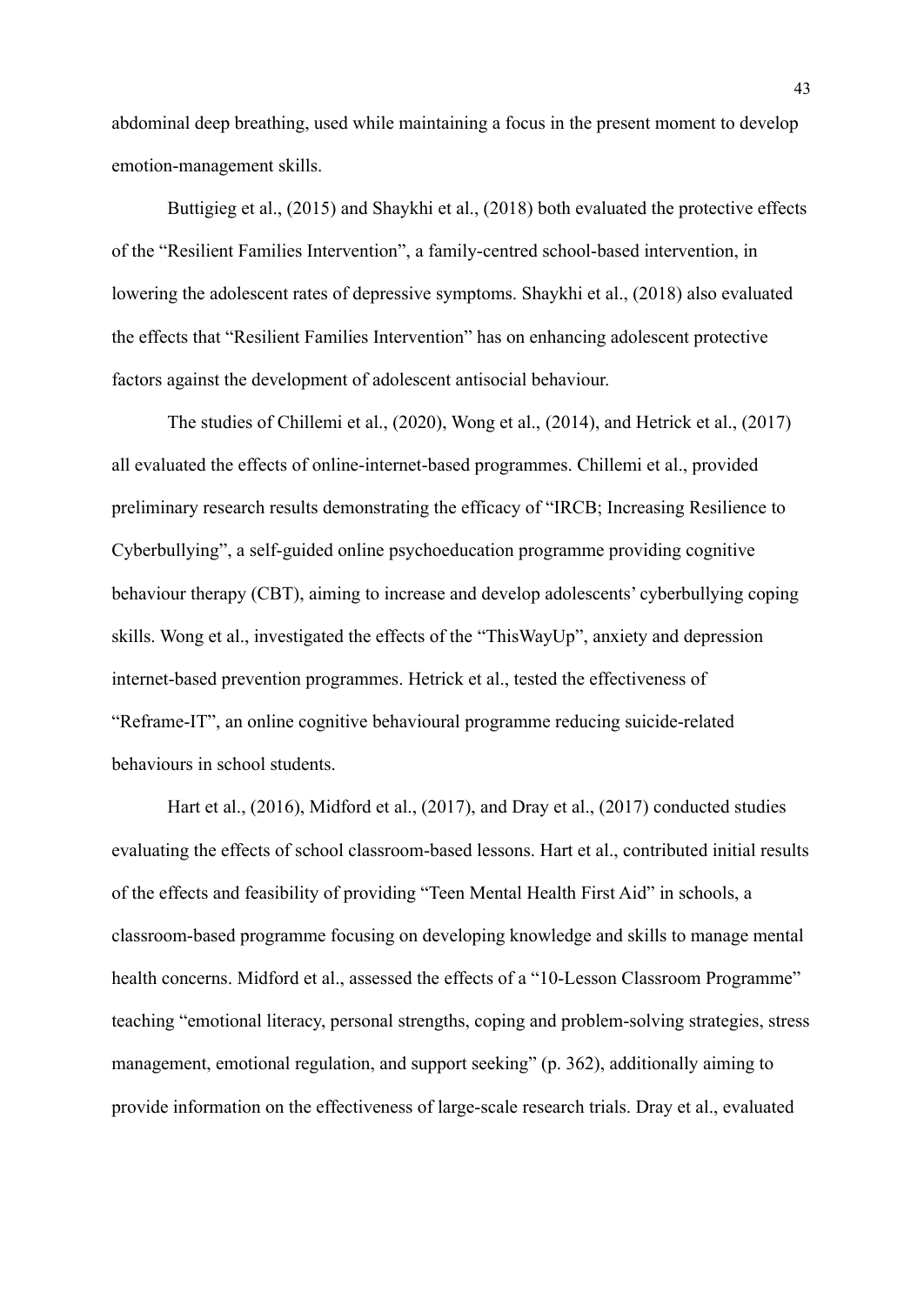abdominal deep breathing, used while maintaining a focus in the present moment to develop emotion-management skills.

Buttigieg et al., (2015) and Shaykhi et al., (2018) both evaluated the protective effects of the "Resilient Families Intervention", a family-centred school-based intervention, in lowering the adolescent rates of depressive symptoms. Shaykhi et al., (2018) also evaluated the effects that "Resilient Families Intervention" has on enhancing adolescent protective factors against the development of adolescent antisocial behaviour.

The studies of Chillemi et al., (2020), Wong et al., (2014), and Hetrick et al., (2017) all evaluated the effects of online-internet-based programmes. Chillemi et al., provided preliminary research results demonstrating the efficacy of "IRCB; Increasing Resilience to Cyberbullying", a self-guided online psychoeducation programme providing cognitive behaviour therapy (CBT), aiming to increase and develop adolescents' cyberbullying coping skills. Wong et al., investigated the effects of the "ThisWayUp", anxiety and depression internet-based prevention programmes. Hetrick et al., tested the effectiveness of "Reframe-IT", an online cognitive behavioural programme reducing suicide-related behaviours in school students.

Hart et al., (2016), Midford et al., (2017), and Dray et al., (2017) conducted studies evaluating the effects of school classroom-based lessons. Hart et al., contributed initial results of the effects and feasibility of providing "Teen Mental Health First Aid" in schools, a classroom-based programme focusing on developing knowledge and skills to manage mental health concerns. Midford et al., assessed the effects of a "10-Lesson Classroom Programme" teaching "emotional literacy, personal strengths, coping and problem-solving strategies, stress management, emotional regulation, and support seeking" (p. 362), additionally aiming to provide information on the effectiveness of large-scale research trials. Dray et al., evaluated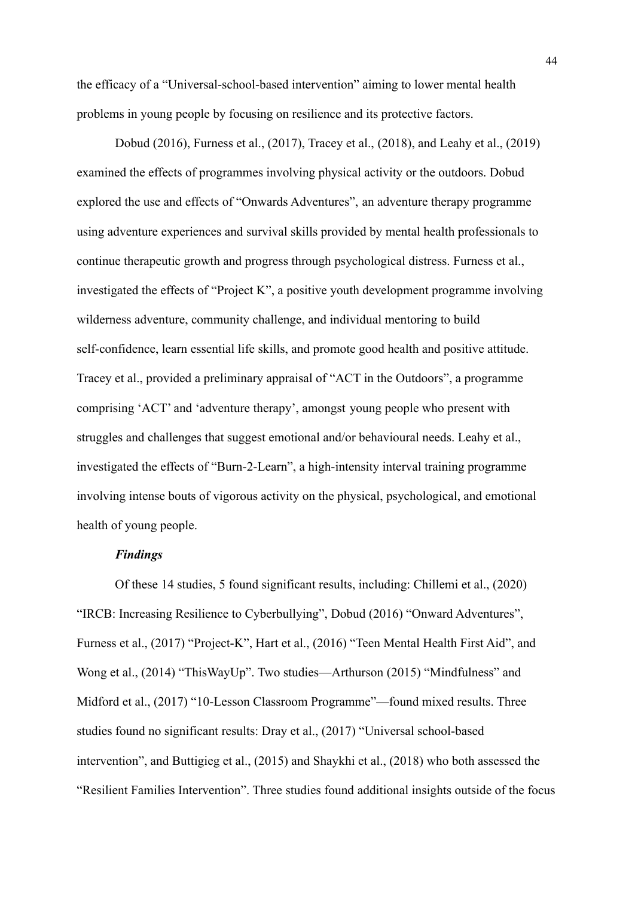the efficacy of a "Universal-school-based intervention" aiming to lower mental health problems in young people by focusing on resilience and its protective factors.

Dobud (2016), Furness et al., (2017), Tracey et al., (2018), and Leahy et al., (2019) examined the effects of programmes involving physical activity or the outdoors. Dobud explored the use and effects of "Onwards Adventures", an adventure therapy programme using adventure experiences and survival skills provided by mental health professionals to continue therapeutic growth and progress through psychological distress. Furness et al., investigated the effects of "Project K", a positive youth development programme involving wilderness adventure, community challenge, and individual mentoring to build self-confidence, learn essential life skills, and promote good health and positive attitude. Tracey et al., provided a preliminary appraisal of "ACT in the Outdoors", a programme comprising 'ACT' and 'adventure therapy', amongst young people who present with struggles and challenges that suggest emotional and/or behavioural needs. Leahy et al., investigated the effects of "Burn-2-Learn", a high-intensity interval training programme involving intense bouts of vigorous activity on the physical, psychological, and emotional health of young people.

***Findings***

Of these 14 studies, 5 found significant results, including: Chillemi et al., (2020) "IRCB: Increasing Resilience to Cyberbullying", Dobud (2016) "Onward Adventures", Furness et al., (2017) "Project-K", Hart et al., (2016) "Teen Mental Health First Aid", and Wong et al., (2014) "ThisWayUp". Two studies—Arthurson (2015) "Mindfulness" and Midford et al., (2017) "10-Lesson Classroom Programme"—found mixed results. Three studies found no significant results: Dray et al., (2017) "Universal school-based intervention", and Buttigieg et al., (2015) and Shaykhi et al., (2018) who both assessed the "Resilient Families Intervention". Three studies found additional insights outside of the focus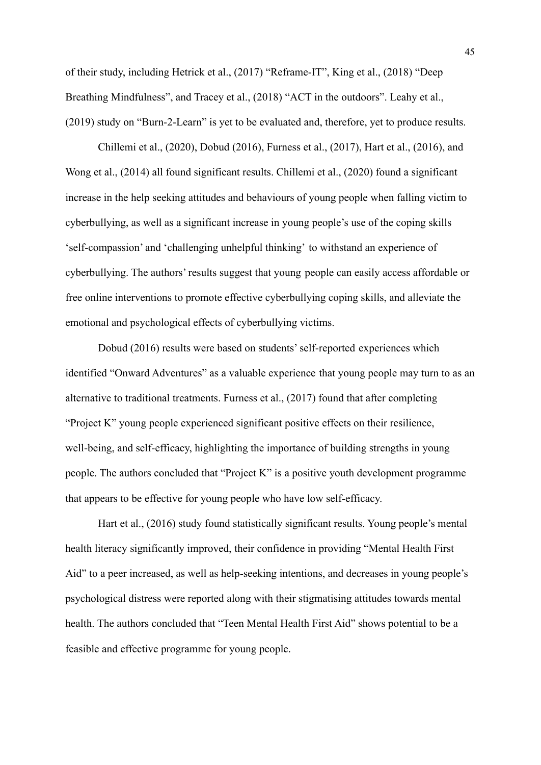of their study, including Hetrick et al., (2017) “Reframe-IT”, King et al., (2018) “Deep Breathing Mindfulness”, and Tracey et al., (2018) “ACT in the outdoors”. Leahy et al., (2019) study on “Burn-2-Learn” is yet to be evaluated and, therefore, yet to produce results.

Chillemi et al., (2020), Dobud (2016), Furness et al., (2017), Hart et al., (2016), and Wong et al., (2014) all found significant results. Chillemi et al., (2020) found a significant increase in the help seeking attitudes and behaviours of young people when falling victim to cyberbullying, as well as a significant increase in young people’s use of the coping skills ‘self-compassion’ and ‘challenging unhelpful thinking’ to withstand an experience of cyberbullying. The authors’ results suggest that young people can easily access affordable or free online interventions to promote effective cyberbullying coping skills, and alleviate the emotional and psychological effects of cyberbullying victims.

Dobud (2016) results were based on students’ self-reported experiences which identified “Onward Adventures” as a valuable experience that young people may turn to as an alternative to traditional treatments. Furness et al., (2017) found that after completing “Project K” young people experienced significant positive effects on their resilience, well-being, and self-efficacy, highlighting the importance of building strengths in young people. The authors concluded that “Project K” is a positive youth development programme that appears to be effective for young people who have low self-efficacy.

Hart et al., (2016) study found statistically significant results. Young people’s mental health literacy significantly improved, their confidence in providing “Mental Health First Aid” to a peer increased, as well as help-seeking intentions, and decreases in young people’s psychological distress were reported along with their stigmatising attitudes towards mental health. The authors concluded that “Teen Mental Health First Aid” shows potential to be a feasible and effective programme for young people.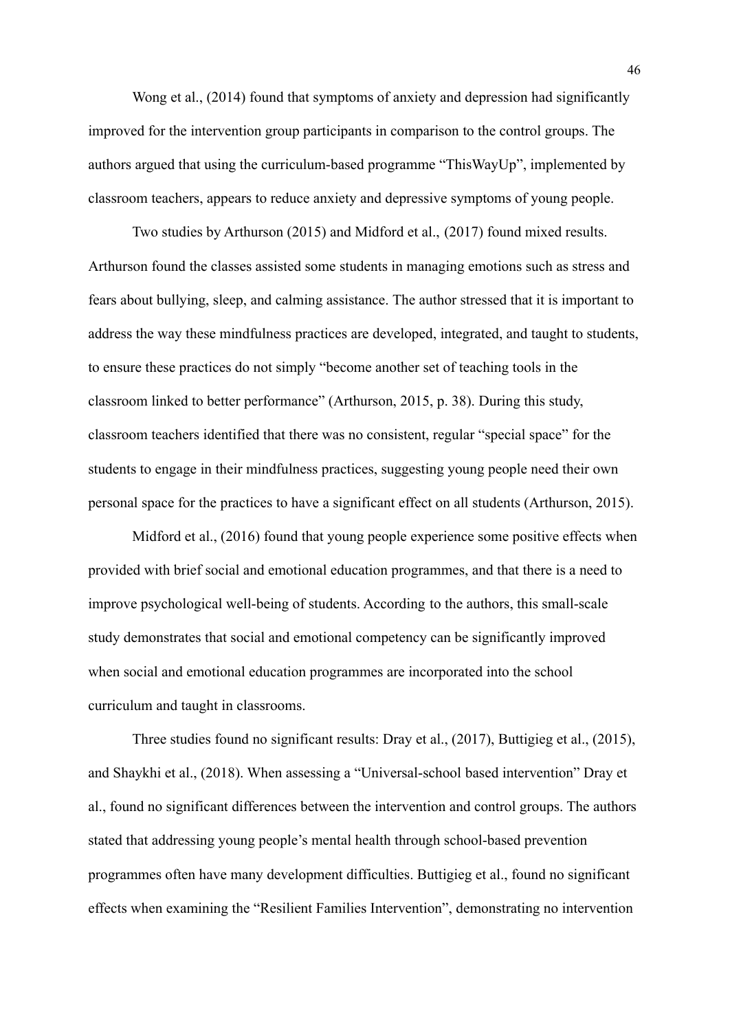Wong et al., (2014) found that symptoms of anxiety and depression had significantly improved for the intervention group participants in comparison to the control groups. The authors argued that using the curriculum-based programme "ThisWayUp", implemented by classroom teachers, appears to reduce anxiety and depressive symptoms of young people.

Two studies by Arthurson (2015) and Midford et al., (2017) found mixed results. Arthurson found the classes assisted some students in managing emotions such as stress and fears about bullying, sleep, and calming assistance. The author stressed that it is important to address the way these mindfulness practices are developed, integrated, and taught to students, to ensure these practices do not simply "become another set of teaching tools in the classroom linked to better performance" (Arthurson, 2015, p. 38). During this study, classroom teachers identified that there was no consistent, regular "special space" for the students to engage in their mindfulness practices, suggesting young people need their own personal space for the practices to have a significant effect on all students (Arthurson, 2015).

Midford et al., (2016) found that young people experience some positive effects when provided with brief social and emotional education programmes, and that there is a need to improve psychological well-being of students. According to the authors, this small-scale study demonstrates that social and emotional competency can be significantly improved when social and emotional education programmes are incorporated into the school curriculum and taught in classrooms.

Three studies found no significant results: Dray et al., (2017), Buttigieg et al., (2015), and Shaykhi et al., (2018). When assessing a "Universal-school based intervention" Dray et al., found no significant differences between the intervention and control groups. The authors stated that addressing young people's mental health through school-based prevention programmes often have many development difficulties. Buttigieg et al., found no significant effects when examining the "Resilient Families Intervention", demonstrating no intervention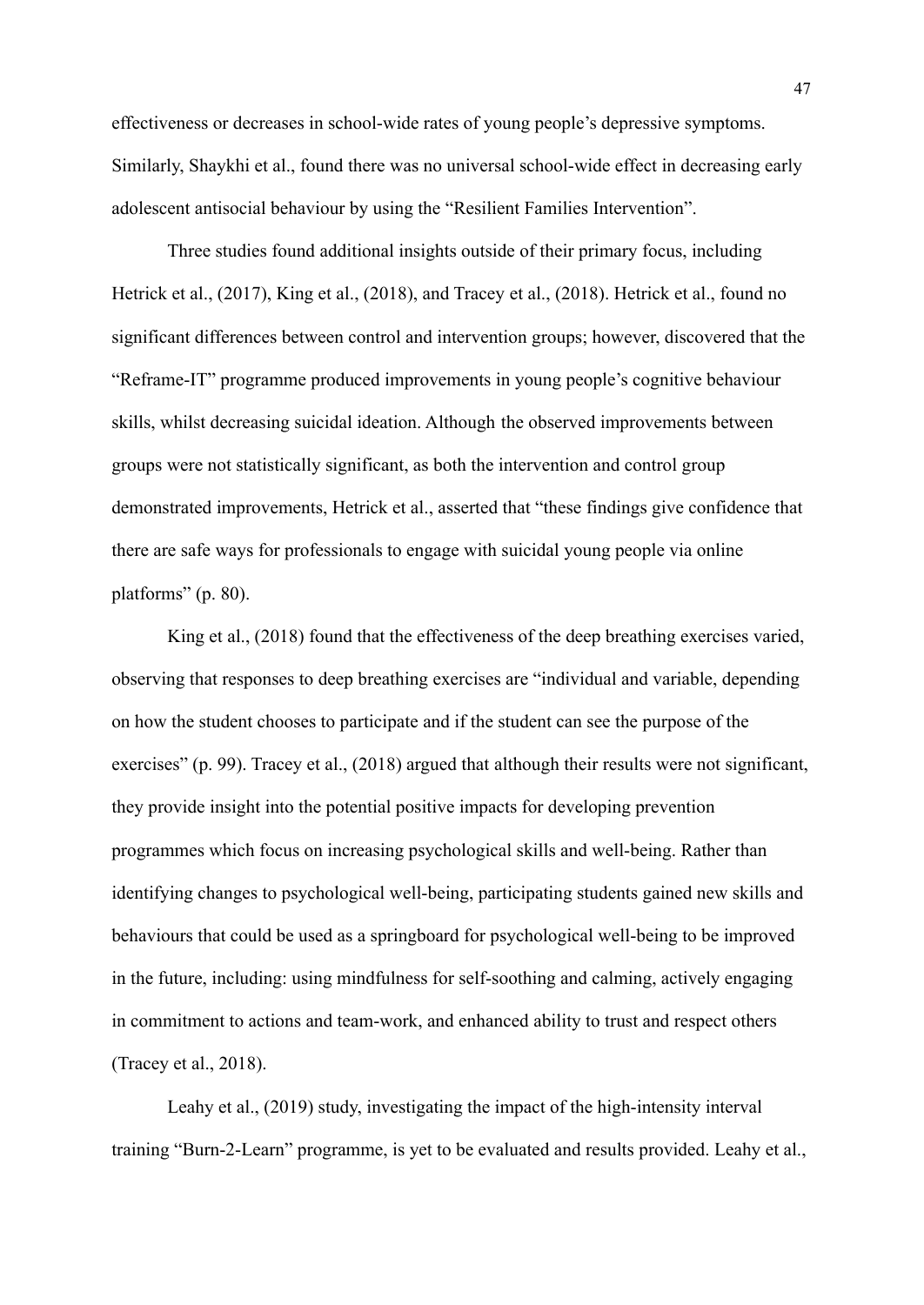effectiveness or decreases in school-wide rates of young people's depressive symptoms. Similarly, Shaykhi et al., found there was no universal school-wide effect in decreasing early adolescent antisocial behaviour by using the "Resilient Families Intervention".

Three studies found additional insights outside of their primary focus, including Hetrick et al., (2017), King et al., (2018), and Tracey et al., (2018). Hetrick et al., found no significant differences between control and intervention groups; however, discovered that the "Reframe-IT" programme produced improvements in young people's cognitive behaviour skills, whilst decreasing suicidal ideation. Although the observed improvements between groups were not statistically significant, as both the intervention and control group demonstrated improvements, Hetrick et al., asserted that "these findings give confidence that there are safe ways for professionals to engage with suicidal young people via online platforms" (p. 80).

King et al., (2018) found that the effectiveness of the deep breathing exercises varied, observing that responses to deep breathing exercises are "individual and variable, depending on how the student chooses to participate and if the student can see the purpose of the exercises" (p. 99). Tracey et al., (2018) argued that although their results were not significant, they provide insight into the potential positive impacts for developing prevention programmes which focus on increasing psychological skills and well-being. Rather than identifying changes to psychological well-being, participating students gained new skills and behaviours that could be used as a springboard for psychological well-being to be improved in the future, including: using mindfulness for self-soothing and calming, actively engaging in commitment to actions and team-work, and enhanced ability to trust and respect others (Tracey et al., 2018).

Leahy et al., (2019) study, investigating the impact of the high-intensity interval training "Burn-2-Learn" programme, is yet to be evaluated and results provided. Leahy et al.,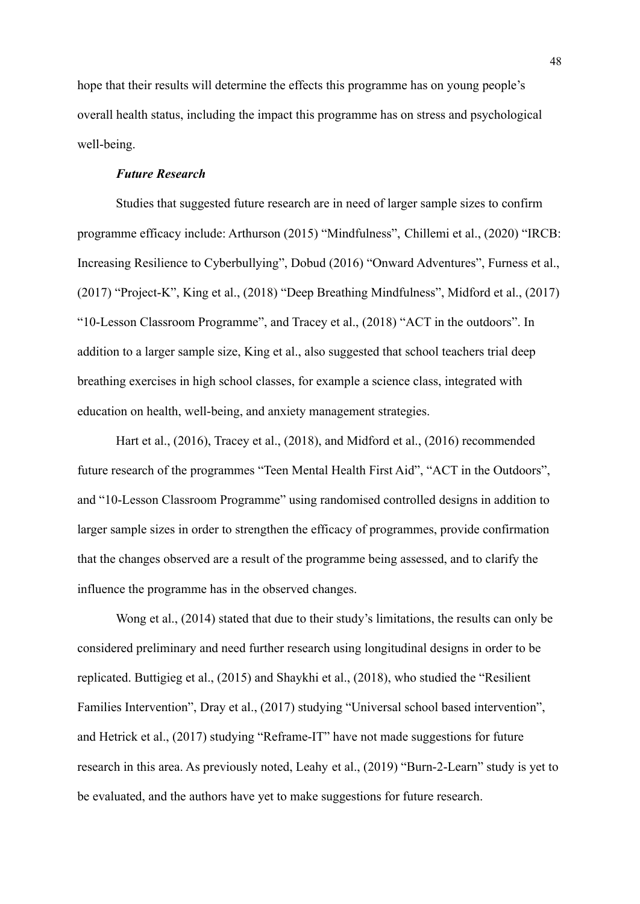hope that their results will determine the effects this programme has on young people's overall health status, including the impact this programme has on stress and psychological well-being.

### ***Future Research***

Studies that suggested future research are in need of larger sample sizes to confirm programme efficacy include: Arthurson (2015) "Mindfulness", Chillemi et al., (2020) "IRCB: Increasing Resilience to Cyberbullying", Dobud (2016) "Onward Adventures", Furness et al., (2017) "Project-K", King et al., (2018) "Deep Breathing Mindfulness", Midford et al., (2017) "10-Lesson Classroom Programme", and Tracey et al., (2018) "ACT in the outdoors". In addition to a larger sample size, King et al., also suggested that school teachers trial deep breathing exercises in high school classes, for example a science class, integrated with education on health, well-being, and anxiety management strategies.

Hart et al., (2016), Tracey et al., (2018), and Midford et al., (2016) recommended future research of the programmes "Teen Mental Health First Aid", "ACT in the Outdoors", and "10-Lesson Classroom Programme" using randomised controlled designs in addition to larger sample sizes in order to strengthen the efficacy of programmes, provide confirmation that the changes observed are a result of the programme being assessed, and to clarify the influence the programme has in the observed changes.

Wong et al., (2014) stated that due to their study's limitations, the results can only be considered preliminary and need further research using longitudinal designs in order to be replicated. Buttigieg et al., (2015) and Shaykhi et al., (2018), who studied the "Resilient Families Intervention", Dray et al., (2017) studying "Universal school based intervention", and Hetrick et al., (2017) studying "Reframe-IT" have not made suggestions for future research in this area. As previously noted, Leahy et al., (2019) "Burn-2-Learn" study is yet to be evaluated, and the authors have yet to make suggestions for future research.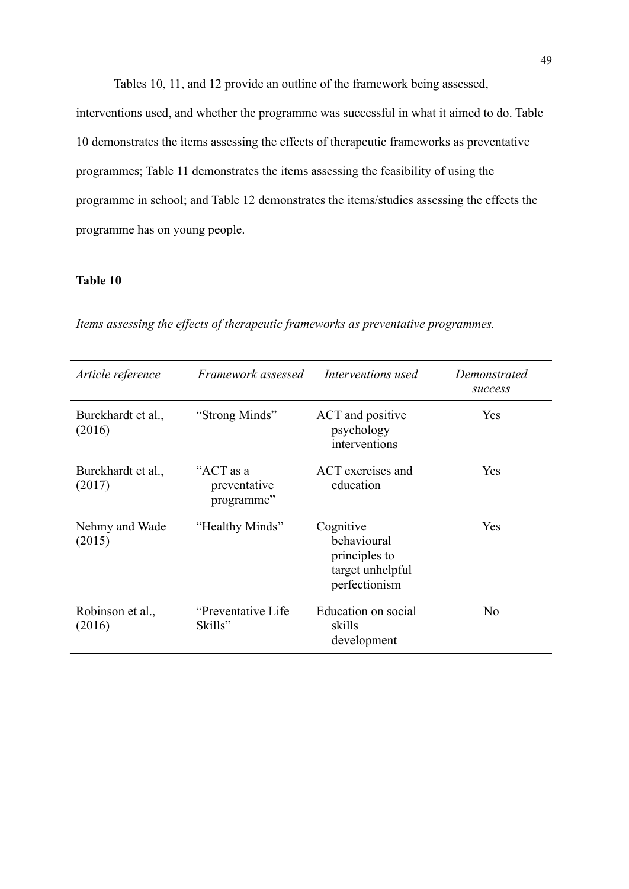Tables 10, 11, and 12 provide an outline of the framework being assessed, interventions used, and whether the programme was successful in what it aimed to do. Table 10 demonstrates the items assessing the effects of therapeutic frameworks as preventative programmes; Table 11 demonstrates the items assessing the feasibility of using the programme in school; and Table 12 demonstrates the items/studies assessing the effects the programme has on young people.

**Table 10**

*Items assessing the effects of therapeutic frameworks as preventative programmes.*

| *Article reference* | *Framework assessed* | *Interventions used* | *Demonstrated success* |
|---|---|---|---|
| Burckhardt et al., (2016) | "Strong Minds" | ACT and positive psychology interventions | Yes |
| Burckhardt et al., (2017) | "ACT as a preventative programme" | ACT exercises and education | Yes |
| Nehmy and Wade (2015) | "Healthy Minds" | Cognitive behavioural principles to target unhelpful perfectionism | Yes |
| Robinson et al., (2016) | "Preventative Life Skills" | Education on social skills development | No |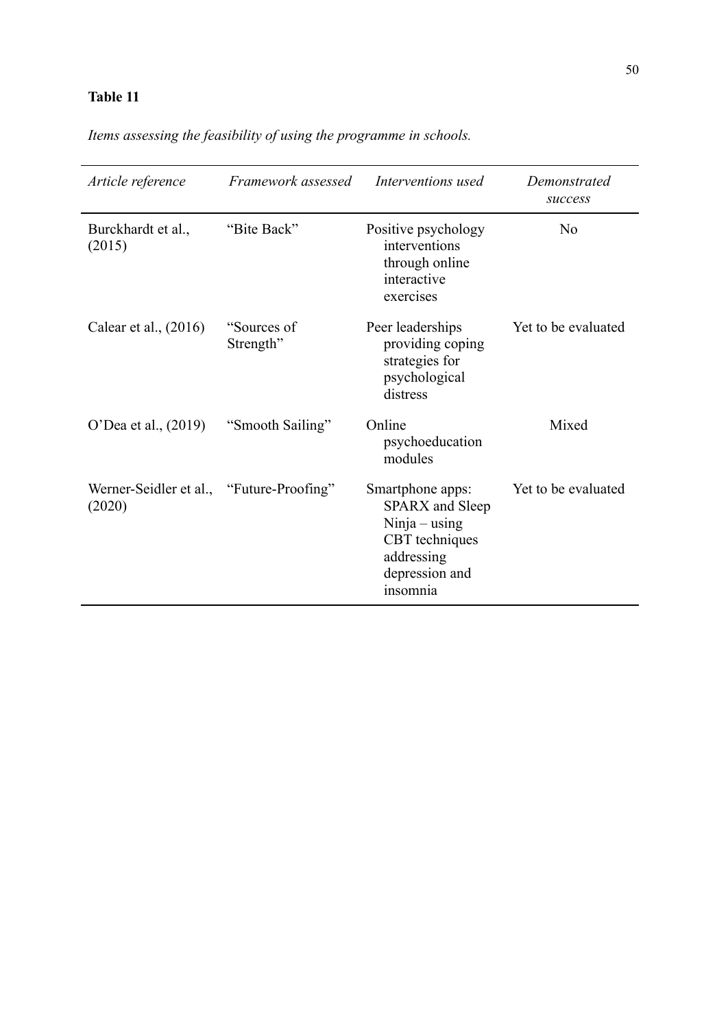**Table 11**

*Items assessing the feasibility of using the programme in schools.*

| *Article reference* | *Framework assessed* | *Interventions used* | *Demonstrated success* |
|---|---|---|---|
| Burckhardt et al., (2015) | "Bite Back" | Positive psychology interventions through online interactive exercises | No |
| Calear et al., (2016) | "Sources of Strength" | Peer leaderships providing coping strategies for psychological distress | Yet to be evaluated |
| O'Dea et al., (2019) | "Smooth Sailing" | Online psychoeducation modules | Mixed |
| Werner-Seidler et al., (2020) | "Future-Proofing" | Smartphone apps: SPARX and Sleep Ninja – using CBT techniques addressing depression and insomnia | Yet to be evaluated |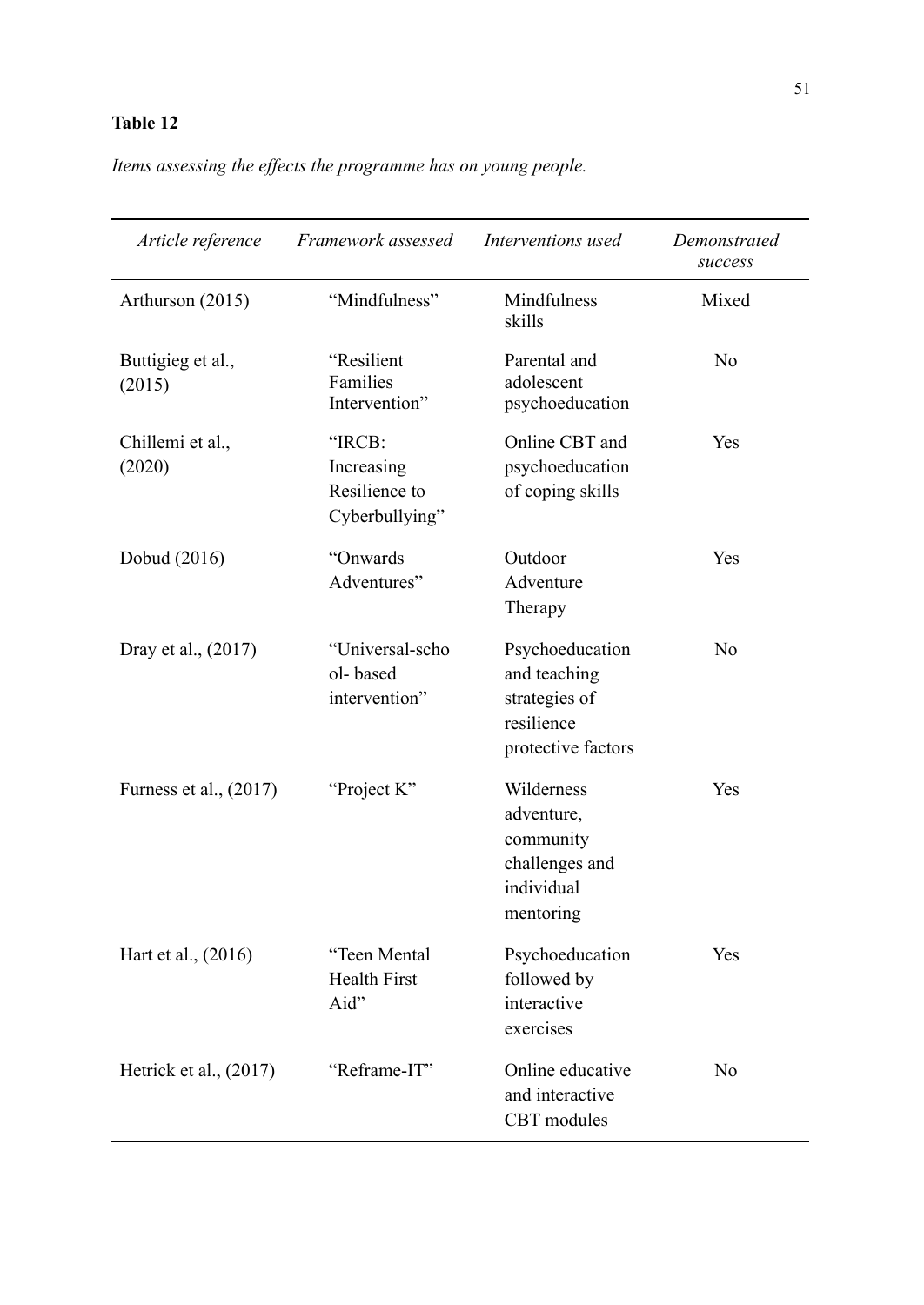**Table 12**

*Items assessing the effects the programme has on young people.*

| *Article reference* | *Framework assessed* | *Interventions used* | *Demonstrated success* |
|---|---|---|---|
| Arthurson (2015) | “Mindfulness” | Mindfulness skills | Mixed |
| Buttigieg et al., (2015) | “Resilient Families Intervention” | Parental and adolescent psychoeducation | No |
| Chillemi et al., (2020) | “IRCB: Increasing Resilience to Cyberbullying” | Online CBT and psychoeducation of coping skills | Yes |
| Dobud (2016) | “Onwards Adventures” | Outdoor Adventure Therapy | Yes |
| Dray et al., (2017) | “Universal-school- based intervention” | Psychoeducation and teaching strategies of resilience protective factors | No |
| Furness et al., (2017) | “Project K” | Wilderness adventure, community challenges and individual mentoring | Yes |
| Hart et al., (2016) | “Teen Mental Health First Aid” | Psychoeducation followed by interactive exercises | Yes |
| Hetrick et al., (2017) | “Reframe-IT” | Online educative and interactive CBT modules | No |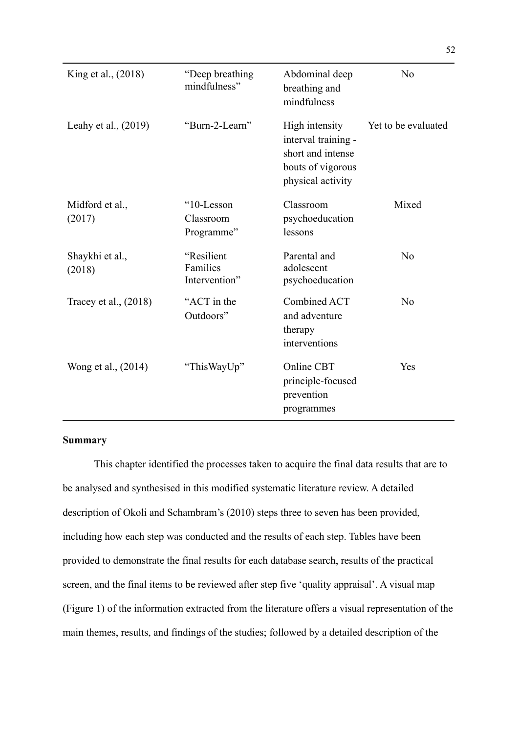| | | | |
|---|---|---|---|
| King et al., (2018) | "Deep breathing mindfulness" | Abdominal deep breathing and mindfulness | No |
| Leahy et al., (2019) | "Burn-2-Learn" | High intensity interval training - short and intense bouts of vigorous physical activity | Yet to be evaluated |
| Midford et al., (2017) | "10-Lesson Classroom Programme" | Classroom psychoeducation lessons | Mixed |
| Shaykhi et al., (2018) | "Resilient Families Intervention" | Parental and adolescent psychoeducation | No |
| Tracey et al., (2018) | "ACT in the Outdoors" | Combined ACT and adventure therapy interventions | No |
| Wong et al., (2014) | "ThisWayUp" | Online CBT principle-focused prevention programmes | Yes |

**Summary**

This chapter identified the processes taken to acquire the final data results that are to be analysed and synthesised in this modified systematic literature review. A detailed description of Okoli and Schambram's (2010) steps three to seven has been provided, including how each step was conducted and the results of each step. Tables have been provided to demonstrate the final results for each database search, results of the practical screen, and the final items to be reviewed after step five 'quality appraisal'. A visual map (Figure 1) of the information extracted from the literature offers a visual representation of the main themes, results, and findings of the studies; followed by a detailed description of the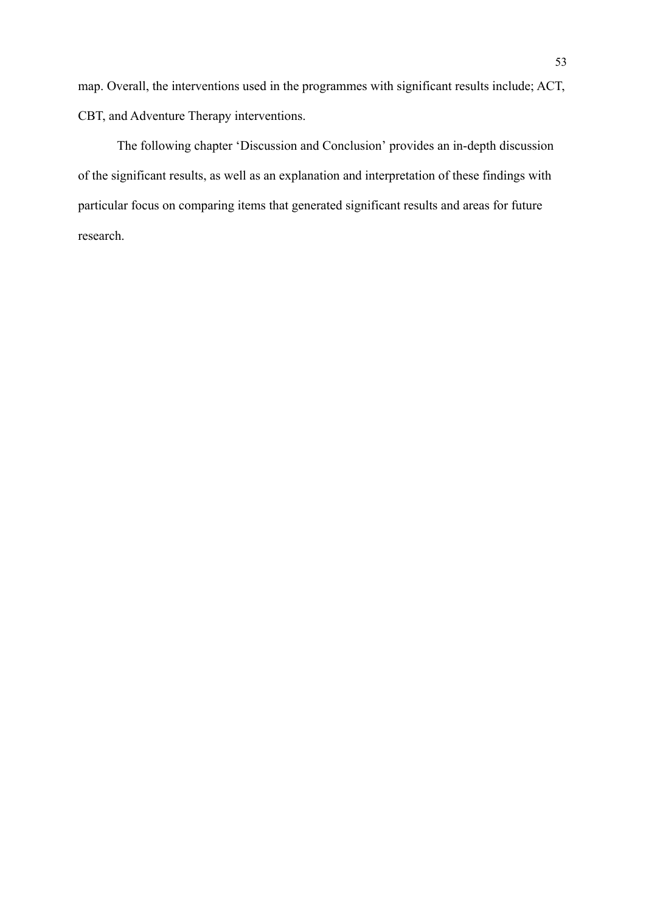map. Overall, the interventions used in the programmes with significant results include; ACT, CBT, and Adventure Therapy interventions.

The following chapter 'Discussion and Conclusion' provides an in-depth discussion of the significant results, as well as an explanation and interpretation of these findings with particular focus on comparing items that generated significant results and areas for future research.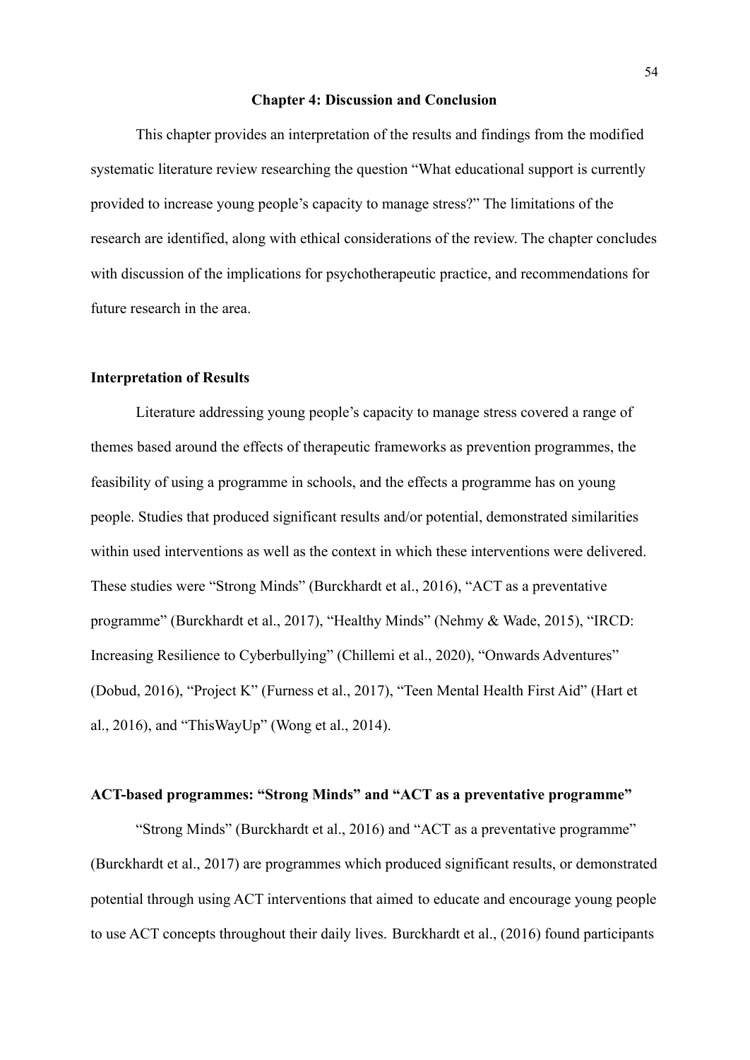# Chapter 4: Discussion and Conclusion

This chapter provides an interpretation of the results and findings from the modified systematic literature review researching the question "What educational support is currently provided to increase young people's capacity to manage stress?" The limitations of the research are identified, along with ethical considerations of the review. The chapter concludes with discussion of the implications for psychotherapeutic practice, and recommendations for future research in the area.

## Interpretation of Results

Literature addressing young people's capacity to manage stress covered a range of themes based around the effects of therapeutic frameworks as prevention programmes, the feasibility of using a programme in schools, and the effects a programme has on young people. Studies that produced significant results and/or potential, demonstrated similarities within used interventions as well as the context in which these interventions were delivered. These studies were "Strong Minds" (Burckhardt et al., 2016), "ACT as a preventative programme" (Burckhardt et al., 2017), "Healthy Minds" (Nehmy & Wade, 2015), "IRCD: Increasing Resilience to Cyberbullying" (Chillemi et al., 2020), "Onwards Adventures" (Dobud, 2016), "Project K" (Furness et al., 2017), "Teen Mental Health First Aid" (Hart et al., 2016), and "ThisWayUp" (Wong et al., 2014).

## ACT-based programmes: "Strong Minds" and "ACT as a preventative programme"

"Strong Minds" (Burckhardt et al., 2016) and "ACT as a preventative programme" (Burckhardt et al., 2017) are programmes which produced significant results, or demonstrated potential through using ACT interventions that aimed to educate and encourage young people to use ACT concepts throughout their daily lives. Burckhardt et al., (2016) found participants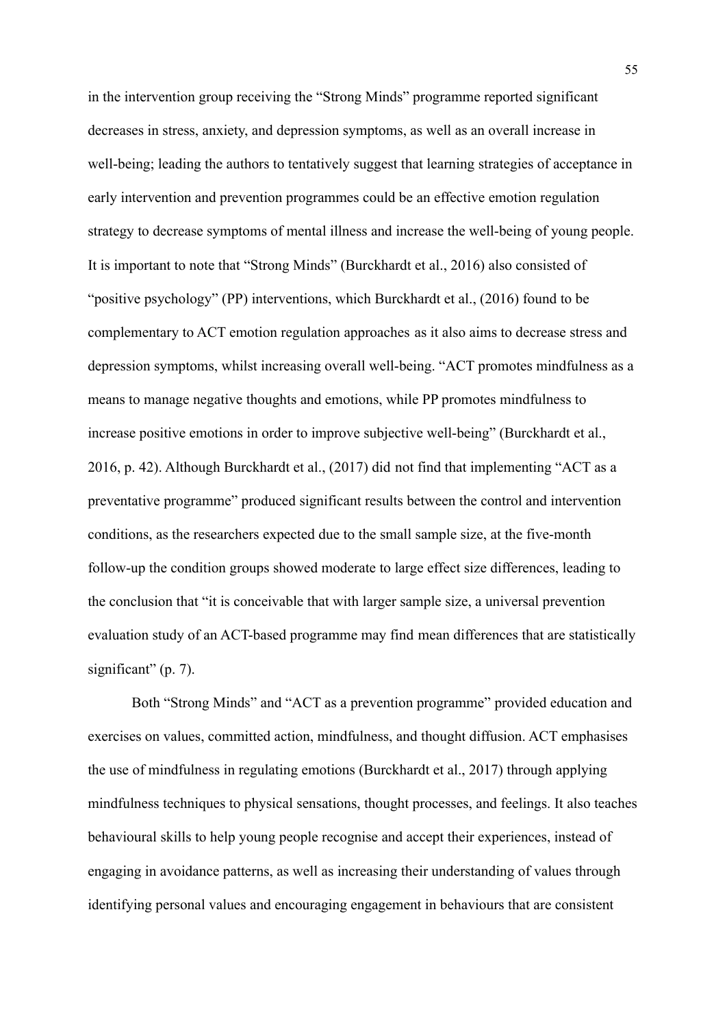in the intervention group receiving the "Strong Minds" programme reported significant decreases in stress, anxiety, and depression symptoms, as well as an overall increase in well-being; leading the authors to tentatively suggest that learning strategies of acceptance in early intervention and prevention programmes could be an effective emotion regulation strategy to decrease symptoms of mental illness and increase the well-being of young people. It is important to note that "Strong Minds" (Burckhardt et al., 2016) also consisted of "positive psychology" (PP) interventions, which Burckhardt et al., (2016) found to be complementary to ACT emotion regulation approaches as it also aims to decrease stress and depression symptoms, whilst increasing overall well-being. "ACT promotes mindfulness as a means to manage negative thoughts and emotions, while PP promotes mindfulness to increase positive emotions in order to improve subjective well-being" (Burckhardt et al., 2016, p. 42). Although Burckhardt et al., (2017) did not find that implementing "ACT as a preventative programme" produced significant results between the control and intervention conditions, as the researchers expected due to the small sample size, at the five-month follow-up the condition groups showed moderate to large effect size differences, leading to the conclusion that "it is conceivable that with larger sample size, a universal prevention evaluation study of an ACT-based programme may find mean differences that are statistically significant" (p. 7).

Both "Strong Minds" and "ACT as a prevention programme" provided education and exercises on values, committed action, mindfulness, and thought diffusion. ACT emphasises the use of mindfulness in regulating emotions (Burckhardt et al., 2017) through applying mindfulness techniques to physical sensations, thought processes, and feelings. It also teaches behavioural skills to help young people recognise and accept their experiences, instead of engaging in avoidance patterns, as well as increasing their understanding of values through identifying personal values and encouraging engagement in behaviours that are consistent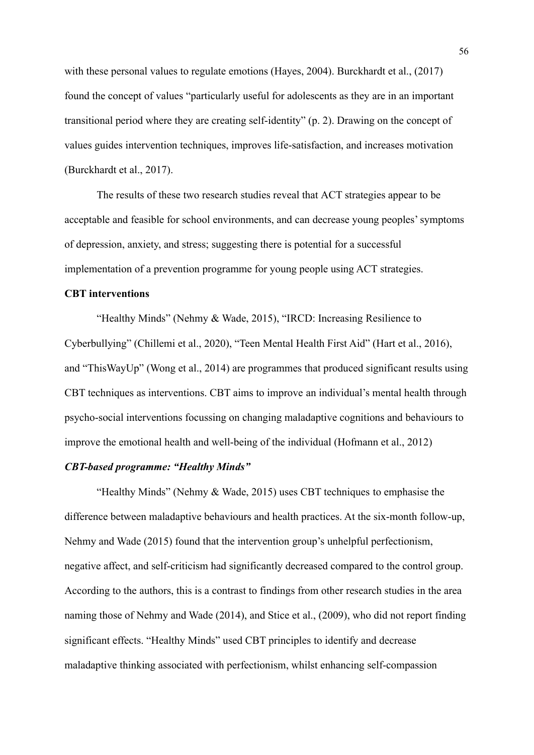with these personal values to regulate emotions (Hayes, 2004). Burckhardt et al., (2017) found the concept of values "particularly useful for adolescents as they are in an important transitional period where they are creating self-identity" (p. 2). Drawing on the concept of values guides intervention techniques, improves life-satisfaction, and increases motivation (Burckhardt et al., 2017).

The results of these two research studies reveal that ACT strategies appear to be acceptable and feasible for school environments, and can decrease young peoples' symptoms of depression, anxiety, and stress; suggesting there is potential for a successful implementation of a prevention programme for young people using ACT strategies.

**CBT interventions**

"Healthy Minds" (Nehmy & Wade, 2015), "IRCD: Increasing Resilience to Cyberbullying" (Chillemi et al., 2020), "Teen Mental Health First Aid" (Hart et al., 2016), and "ThisWayUp" (Wong et al., 2014) are programmes that produced significant results using CBT techniques as interventions. CBT aims to improve an individual's mental health through psycho-social interventions focussing on changing maladaptive cognitions and behaviours to improve the emotional health and well-being of the individual (Hofmann et al., 2012)

***CBT-based programme: "Healthy Minds"***

"Healthy Minds" (Nehmy & Wade, 2015) uses CBT techniques to emphasise the difference between maladaptive behaviours and health practices. At the six-month follow-up, Nehmy and Wade (2015) found that the intervention group's unhelpful perfectionism, negative affect, and self-criticism had significantly decreased compared to the control group. According to the authors, this is a contrast to findings from other research studies in the area naming those of Nehmy and Wade (2014), and Stice et al., (2009), who did not report finding significant effects. "Healthy Minds" used CBT principles to identify and decrease maladaptive thinking associated with perfectionism, whilst enhancing self-compassion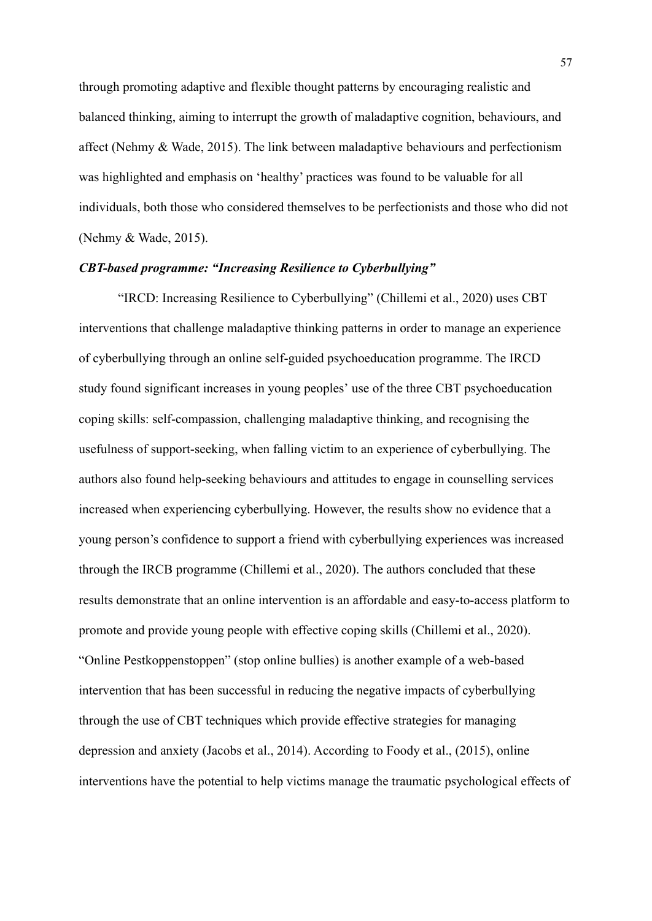through promoting adaptive and flexible thought patterns by encouraging realistic and balanced thinking, aiming to interrupt the growth of maladaptive cognition, behaviours, and affect (Nehmy & Wade, 2015). The link between maladaptive behaviours and perfectionism was highlighted and emphasis on 'healthy' practices was found to be valuable for all individuals, both those who considered themselves to be perfectionists and those who did not (Nehmy & Wade, 2015).

***CBT-based programme: "Increasing Resilience to Cyberbullying"***

"IRCD: Increasing Resilience to Cyberbullying" (Chillemi et al., 2020) uses CBT interventions that challenge maladaptive thinking patterns in order to manage an experience of cyberbullying through an online self-guided psychoeducation programme. The IRCD study found significant increases in young peoples' use of the three CBT psychoeducation coping skills: self-compassion, challenging maladaptive thinking, and recognising the usefulness of support-seeking, when falling victim to an experience of cyberbullying. The authors also found help-seeking behaviours and attitudes to engage in counselling services increased when experiencing cyberbullying. However, the results show no evidence that a young person's confidence to support a friend with cyberbullying experiences was increased through the IRCB programme (Chillemi et al., 2020). The authors concluded that these results demonstrate that an online intervention is an affordable and easy-to-access platform to promote and provide young people with effective coping skills (Chillemi et al., 2020). "Online Pestkoppenstoppen" (stop online bullies) is another example of a web-based intervention that has been successful in reducing the negative impacts of cyberbullying through the use of CBT techniques which provide effective strategies for managing depression and anxiety (Jacobs et al., 2014). According to Foody et al., (2015), online interventions have the potential to help victims manage the traumatic psychological effects of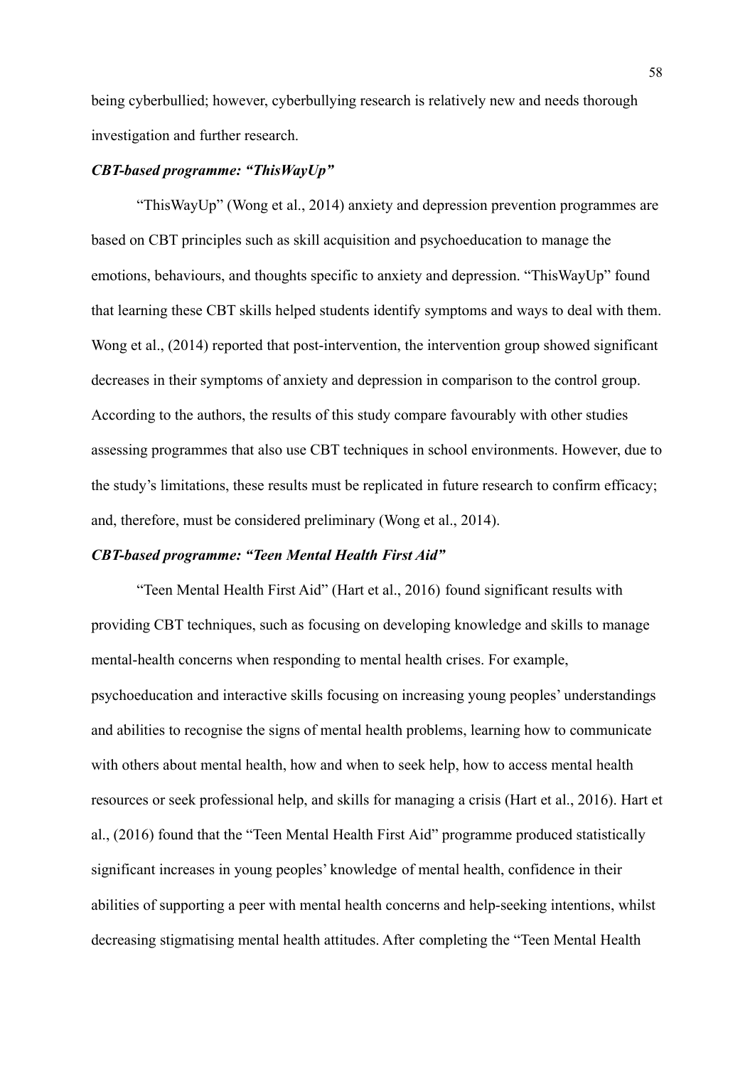being cyberbullied; however, cyberbullying research is relatively new and needs thorough investigation and further research.

### *CBT-based programme: "ThisWayUp"*

"ThisWayUp" (Wong et al., 2014) anxiety and depression prevention programmes are based on CBT principles such as skill acquisition and psychoeducation to manage the emotions, behaviours, and thoughts specific to anxiety and depression. "ThisWayUp" found that learning these CBT skills helped students identify symptoms and ways to deal with them. Wong et al., (2014) reported that post-intervention, the intervention group showed significant decreases in their symptoms of anxiety and depression in comparison to the control group. According to the authors, the results of this study compare favourably with other studies assessing programmes that also use CBT techniques in school environments. However, due to the study's limitations, these results must be replicated in future research to confirm efficacy; and, therefore, must be considered preliminary (Wong et al., 2014).

### *CBT-based programme: "Teen Mental Health First Aid"*

"Teen Mental Health First Aid" (Hart et al., 2016) found significant results with providing CBT techniques, such as focusing on developing knowledge and skills to manage mental-health concerns when responding to mental health crises. For example, psychoeducation and interactive skills focusing on increasing young peoples' understandings and abilities to recognise the signs of mental health problems, learning how to communicate with others about mental health, how and when to seek help, how to access mental health resources or seek professional help, and skills for managing a crisis (Hart et al., 2016). Hart et al., (2016) found that the "Teen Mental Health First Aid" programme produced statistically significant increases in young peoples' knowledge of mental health, confidence in their abilities of supporting a peer with mental health concerns and help-seeking intentions, whilst decreasing stigmatising mental health attitudes. After completing the "Teen Mental Health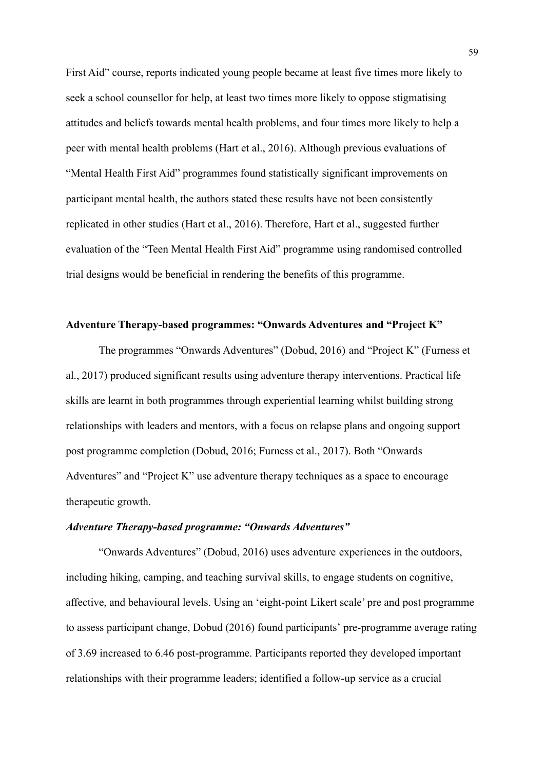First Aid" course, reports indicated young people became at least five times more likely to seek a school counsellor for help, at least two times more likely to oppose stigmatising attitudes and beliefs towards mental health problems, and four times more likely to help a peer with mental health problems (Hart et al., 2016). Although previous evaluations of "Mental Health First Aid" programmes found statistically significant improvements on participant mental health, the authors stated these results have not been consistently replicated in other studies (Hart et al., 2016). Therefore, Hart et al., suggested further evaluation of the "Teen Mental Health First Aid" programme using randomised controlled trial designs would be beneficial in rendering the benefits of this programme.

**Adventure Therapy-based programmes: "Onwards Adventures and "Project K"**

The programmes "Onwards Adventures" (Dobud, 2016) and "Project K" (Furness et al., 2017) produced significant results using adventure therapy interventions. Practical life skills are learnt in both programmes through experiential learning whilst building strong relationships with leaders and mentors, with a focus on relapse plans and ongoing support post programme completion (Dobud, 2016; Furness et al., 2017). Both "Onwards Adventures" and "Project K" use adventure therapy techniques as a space to encourage therapeutic growth.

***Adventure Therapy-based programme: "Onwards Adventures"***

"Onwards Adventures" (Dobud, 2016) uses adventure experiences in the outdoors, including hiking, camping, and teaching survival skills, to engage students on cognitive, affective, and behavioural levels. Using an 'eight-point Likert scale' pre and post programme to assess participant change, Dobud (2016) found participants' pre-programme average rating of 3.69 increased to 6.46 post-programme. Participants reported they developed important relationships with their programme leaders; identified a follow-up service as a crucial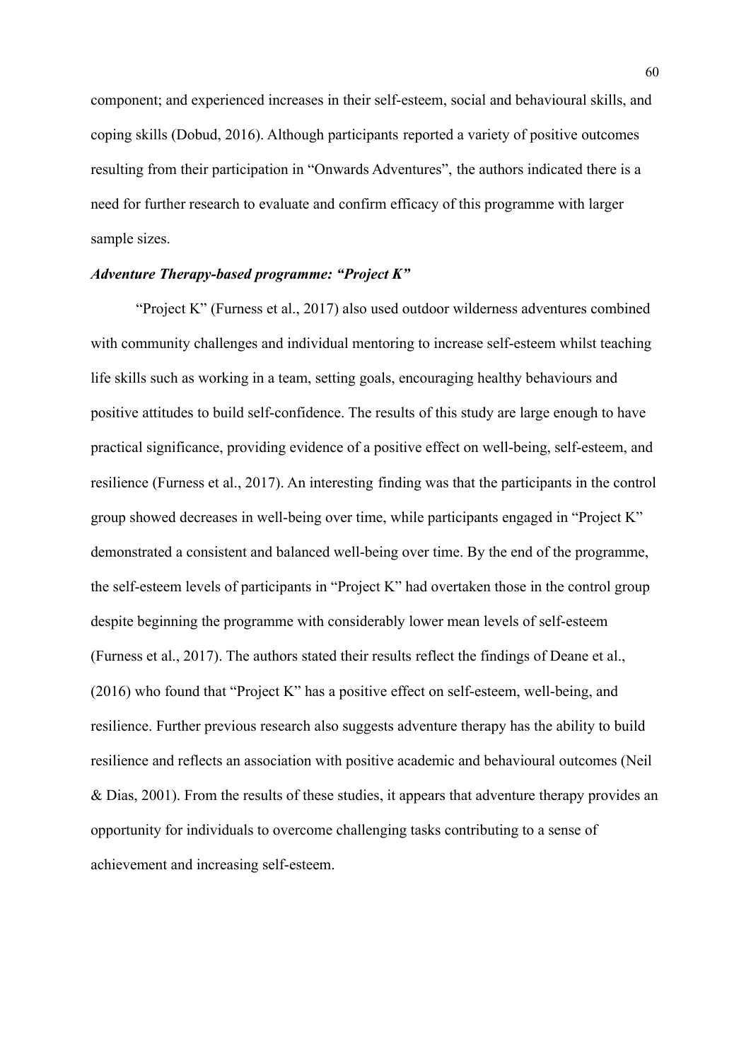component; and experienced increases in their self-esteem, social and behavioural skills, and coping skills (Dobud, 2016). Although participants reported a variety of positive outcomes resulting from their participation in "Onwards Adventures", the authors indicated there is a need for further research to evaluate and confirm efficacy of this programme with larger sample sizes.

### *Adventure Therapy-based programme: "Project K"*

"Project K" (Furness et al., 2017) also used outdoor wilderness adventures combined with community challenges and individual mentoring to increase self-esteem whilst teaching life skills such as working in a team, setting goals, encouraging healthy behaviours and positive attitudes to build self-confidence. The results of this study are large enough to have practical significance, providing evidence of a positive effect on well-being, self-esteem, and resilience (Furness et al., 2017). An interesting finding was that the participants in the control group showed decreases in well-being over time, while participants engaged in "Project K" demonstrated a consistent and balanced well-being over time. By the end of the programme, the self-esteem levels of participants in "Project K" had overtaken those in the control group despite beginning the programme with considerably lower mean levels of self-esteem (Furness et al., 2017). The authors stated their results reflect the findings of Deane et al., (2016) who found that "Project K" has a positive effect on self-esteem, well-being, and resilience. Further previous research also suggests adventure therapy has the ability to build resilience and reflects an association with positive academic and behavioural outcomes (Neil & Dias, 2001). From the results of these studies, it appears that adventure therapy provides an opportunity for individuals to overcome challenging tasks contributing to a sense of achievement and increasing self-esteem.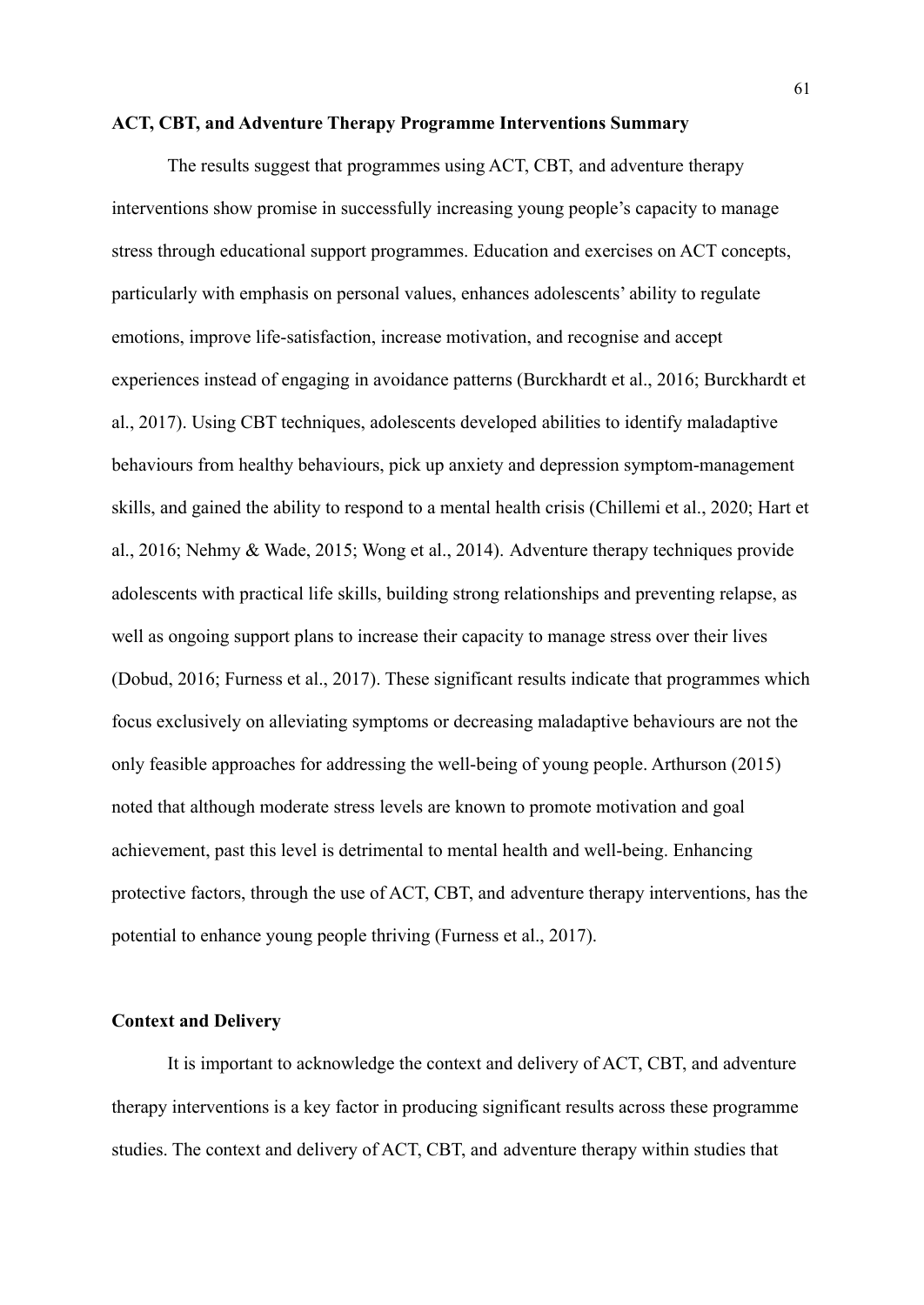**ACT, CBT, and Adventure Therapy Programme Interventions Summary**

The results suggest that programmes using ACT, CBT, and adventure therapy interventions show promise in successfully increasing young people's capacity to manage stress through educational support programmes. Education and exercises on ACT concepts, particularly with emphasis on personal values, enhances adolescents' ability to regulate emotions, improve life-satisfaction, increase motivation, and recognise and accept experiences instead of engaging in avoidance patterns (Burckhardt et al., 2016; Burckhardt et al., 2017). Using CBT techniques, adolescents developed abilities to identify maladaptive behaviours from healthy behaviours, pick up anxiety and depression symptom-management skills, and gained the ability to respond to a mental health crisis (Chillemi et al., 2020; Hart et al., 2016; Nehmy & Wade, 2015; Wong et al., 2014). Adventure therapy techniques provide adolescents with practical life skills, building strong relationships and preventing relapse, as well as ongoing support plans to increase their capacity to manage stress over their lives (Dobud, 2016; Furness et al., 2017). These significant results indicate that programmes which focus exclusively on alleviating symptoms or decreasing maladaptive behaviours are not the only feasible approaches for addressing the well-being of young people. Arthurson (2015) noted that although moderate stress levels are known to promote motivation and goal achievement, past this level is detrimental to mental health and well-being. Enhancing protective factors, through the use of ACT, CBT, and adventure therapy interventions, has the potential to enhance young people thriving (Furness et al., 2017).

**Context and Delivery**

It is important to acknowledge the context and delivery of ACT, CBT, and adventure therapy interventions is a key factor in producing significant results across these programme studies. The context and delivery of ACT, CBT, and adventure therapy within studies that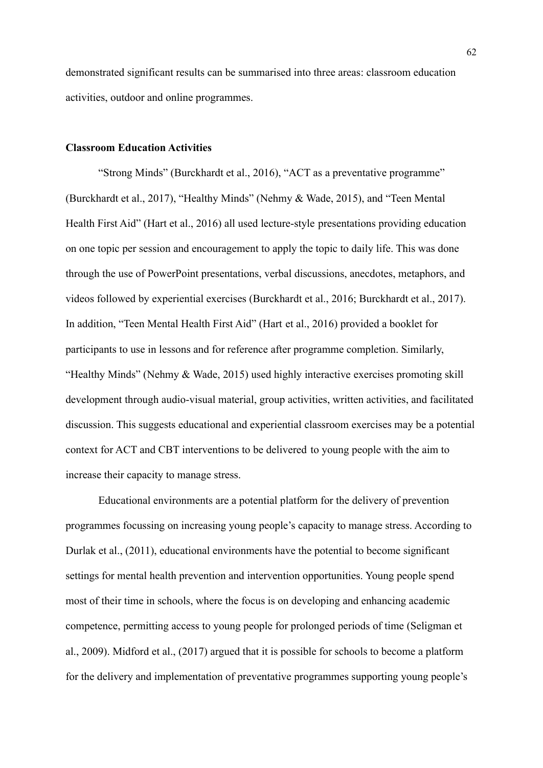demonstrated significant results can be summarised into three areas: classroom education activities, outdoor and online programmes.

**Classroom Education Activities**

"Strong Minds" (Burckhardt et al., 2016), "ACT as a preventative programme" (Burckhardt et al., 2017), "Healthy Minds" (Nehmy & Wade, 2015), and "Teen Mental Health First Aid" (Hart et al., 2016) all used lecture-style presentations providing education on one topic per session and encouragement to apply the topic to daily life. This was done through the use of PowerPoint presentations, verbal discussions, anecdotes, metaphors, and videos followed by experiential exercises (Burckhardt et al., 2016; Burckhardt et al., 2017). In addition, "Teen Mental Health First Aid" (Hart et al., 2016) provided a booklet for participants to use in lessons and for reference after programme completion. Similarly, "Healthy Minds" (Nehmy & Wade, 2015) used highly interactive exercises promoting skill development through audio-visual material, group activities, written activities, and facilitated discussion. This suggests educational and experiential classroom exercises may be a potential context for ACT and CBT interventions to be delivered to young people with the aim to increase their capacity to manage stress.

Educational environments are a potential platform for the delivery of prevention programmes focussing on increasing young people's capacity to manage stress. According to Durlak et al., (2011), educational environments have the potential to become significant settings for mental health prevention and intervention opportunities. Young people spend most of their time in schools, where the focus is on developing and enhancing academic competence, permitting access to young people for prolonged periods of time (Seligman et al., 2009). Midford et al., (2017) argued that it is possible for schools to become a platform for the delivery and implementation of preventative programmes supporting young people's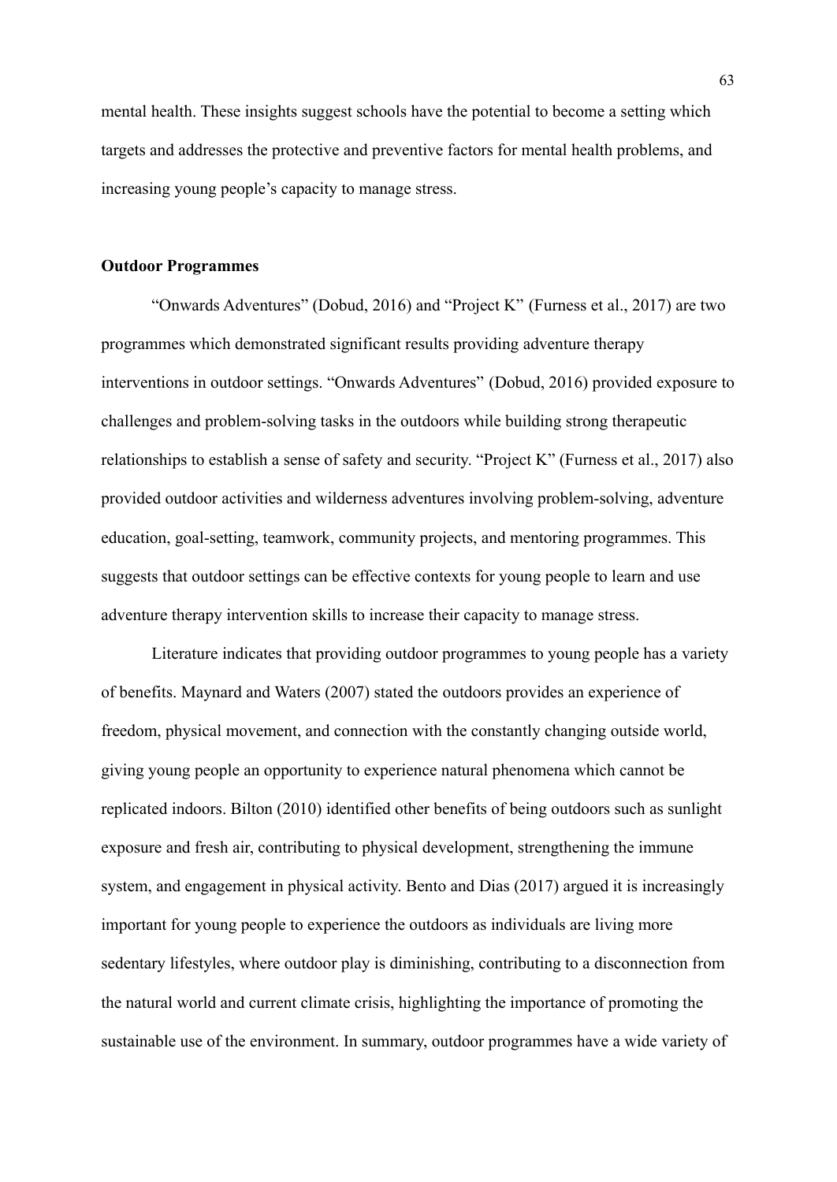mental health. These insights suggest schools have the potential to become a setting which targets and addresses the protective and preventive factors for mental health problems, and increasing young people's capacity to manage stress.

**Outdoor Programmes**

"Onwards Adventures" (Dobud, 2016) and "Project K" (Furness et al., 2017) are two programmes which demonstrated significant results providing adventure therapy interventions in outdoor settings. "Onwards Adventures" (Dobud, 2016) provided exposure to challenges and problem-solving tasks in the outdoors while building strong therapeutic relationships to establish a sense of safety and security. "Project K" (Furness et al., 2017) also provided outdoor activities and wilderness adventures involving problem-solving, adventure education, goal-setting, teamwork, community projects, and mentoring programmes. This suggests that outdoor settings can be effective contexts for young people to learn and use adventure therapy intervention skills to increase their capacity to manage stress.

Literature indicates that providing outdoor programmes to young people has a variety of benefits. Maynard and Waters (2007) stated the outdoors provides an experience of freedom, physical movement, and connection with the constantly changing outside world, giving young people an opportunity to experience natural phenomena which cannot be replicated indoors. Bilton (2010) identified other benefits of being outdoors such as sunlight exposure and fresh air, contributing to physical development, strengthening the immune system, and engagement in physical activity. Bento and Dias (2017) argued it is increasingly important for young people to experience the outdoors as individuals are living more sedentary lifestyles, where outdoor play is diminishing, contributing to a disconnection from the natural world and current climate crisis, highlighting the importance of promoting the sustainable use of the environment. In summary, outdoor programmes have a wide variety of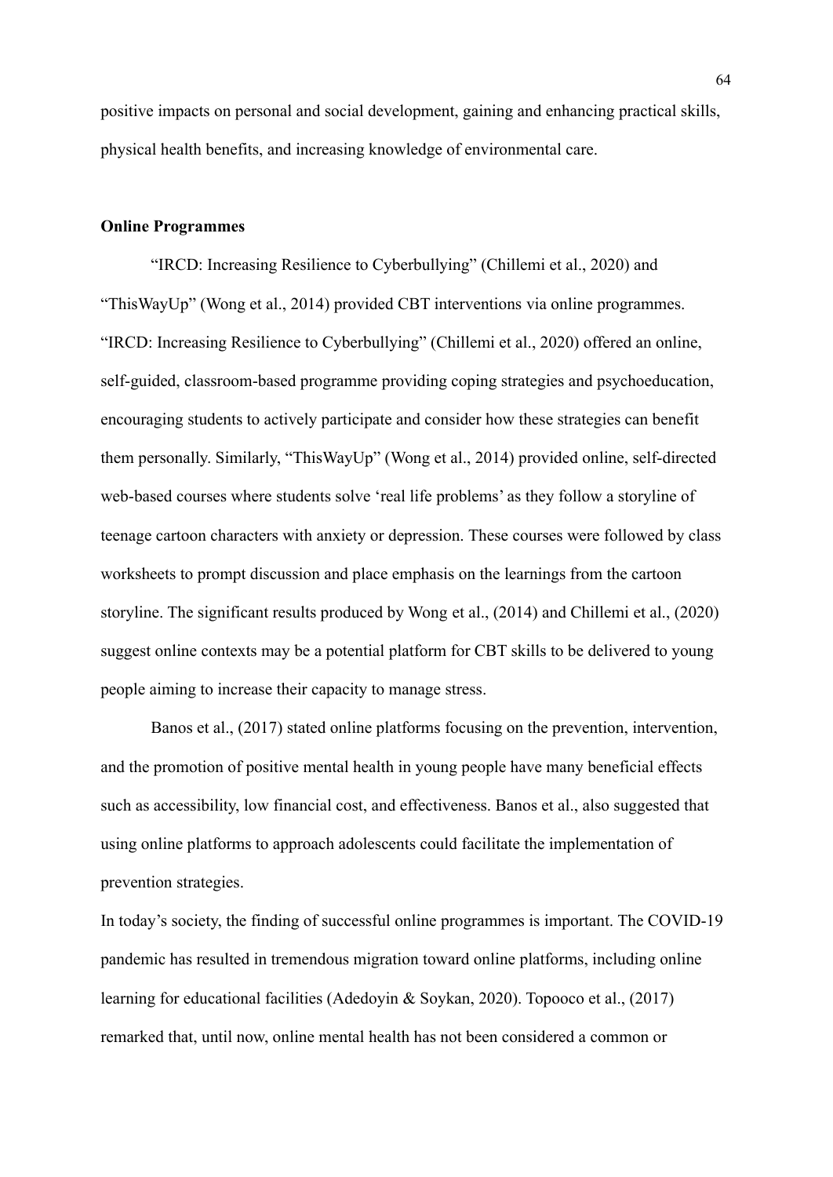positive impacts on personal and social development, gaining and enhancing practical skills, physical health benefits, and increasing knowledge of environmental care.

**Online Programmes**

"IRCD: Increasing Resilience to Cyberbullying" (Chillemi et al., 2020) and "ThisWayUp" (Wong et al., 2014) provided CBT interventions via online programmes. "IRCD: Increasing Resilience to Cyberbullying" (Chillemi et al., 2020) offered an online, self-guided, classroom-based programme providing coping strategies and psychoeducation, encouraging students to actively participate and consider how these strategies can benefit them personally. Similarly, "ThisWayUp" (Wong et al., 2014) provided online, self-directed web-based courses where students solve 'real life problems' as they follow a storyline of teenage cartoon characters with anxiety or depression. These courses were followed by class worksheets to prompt discussion and place emphasis on the learnings from the cartoon storyline. The significant results produced by Wong et al., (2014) and Chillemi et al., (2020) suggest online contexts may be a potential platform for CBT skills to be delivered to young people aiming to increase their capacity to manage stress.

Banos et al., (2017) stated online platforms focusing on the prevention, intervention, and the promotion of positive mental health in young people have many beneficial effects such as accessibility, low financial cost, and effectiveness. Banos et al., also suggested that using online platforms to approach adolescents could facilitate the implementation of prevention strategies.

In today's society, the finding of successful online programmes is important. The COVID-19 pandemic has resulted in tremendous migration toward online platforms, including online learning for educational facilities (Adedoyin & Soykan, 2020). Topooco et al., (2017) remarked that, until now, online mental health has not been considered a common or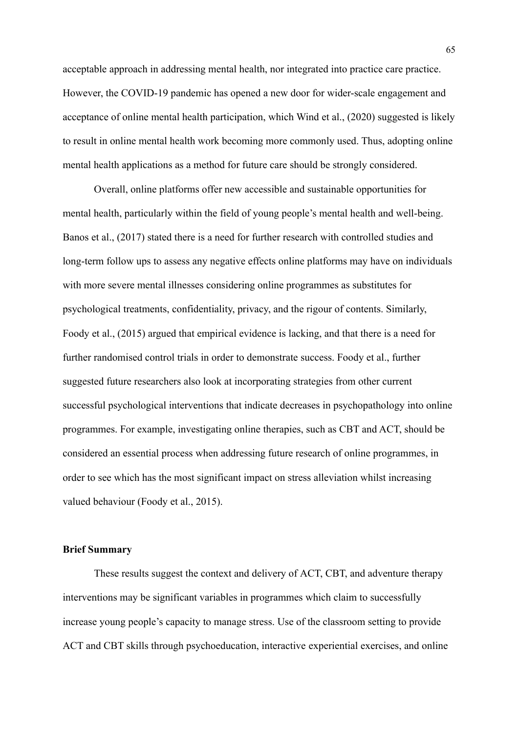acceptable approach in addressing mental health, nor integrated into practice care practice. However, the COVID-19 pandemic has opened a new door for wider-scale engagement and acceptance of online mental health participation, which Wind et al., (2020) suggested is likely to result in online mental health work becoming more commonly used. Thus, adopting online mental health applications as a method for future care should be strongly considered.

Overall, online platforms offer new accessible and sustainable opportunities for mental health, particularly within the field of young people's mental health and well-being. Banos et al., (2017) stated there is a need for further research with controlled studies and long-term follow ups to assess any negative effects online platforms may have on individuals with more severe mental illnesses considering online programmes as substitutes for psychological treatments, confidentiality, privacy, and the rigour of contents. Similarly, Foody et al., (2015) argued that empirical evidence is lacking, and that there is a need for further randomised control trials in order to demonstrate success. Foody et al., further suggested future researchers also look at incorporating strategies from other current successful psychological interventions that indicate decreases in psychopathology into online programmes. For example, investigating online therapies, such as CBT and ACT, should be considered an essential process when addressing future research of online programmes, in order to see which has the most significant impact on stress alleviation whilst increasing valued behaviour (Foody et al., 2015).

**Brief Summary**

These results suggest the context and delivery of ACT, CBT, and adventure therapy interventions may be significant variables in programmes which claim to successfully increase young people's capacity to manage stress. Use of the classroom setting to provide ACT and CBT skills through psychoeducation, interactive experiential exercises, and online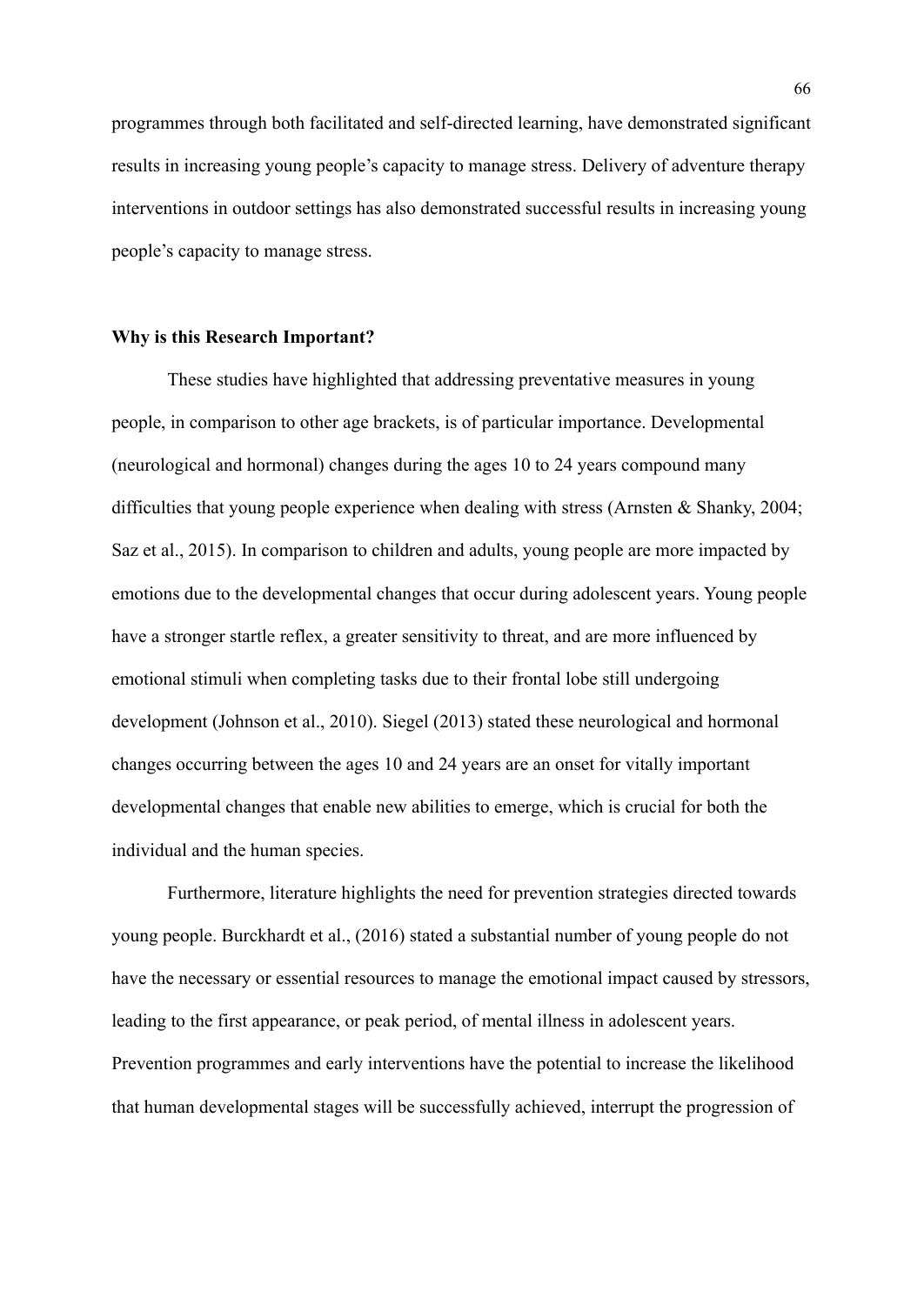programmes through both facilitated and self-directed learning, have demonstrated significant results in increasing young people's capacity to manage stress. Delivery of adventure therapy interventions in outdoor settings has also demonstrated successful results in increasing young people's capacity to manage stress.

**Why is this Research Important?**

These studies have highlighted that addressing preventative measures in young people, in comparison to other age brackets, is of particular importance. Developmental (neurological and hormonal) changes during the ages 10 to 24 years compound many difficulties that young people experience when dealing with stress (Arnsten & Shanky, 2004; Saz et al., 2015). In comparison to children and adults, young people are more impacted by emotions due to the developmental changes that occur during adolescent years. Young people have a stronger startle reflex, a greater sensitivity to threat, and are more influenced by emotional stimuli when completing tasks due to their frontal lobe still undergoing development (Johnson et al., 2010). Siegel (2013) stated these neurological and hormonal changes occurring between the ages 10 and 24 years are an onset for vitally important developmental changes that enable new abilities to emerge, which is crucial for both the individual and the human species.

Furthermore, literature highlights the need for prevention strategies directed towards young people. Burckhardt et al., (2016) stated a substantial number of young people do not have the necessary or essential resources to manage the emotional impact caused by stressors, leading to the first appearance, or peak period, of mental illness in adolescent years. Prevention programmes and early interventions have the potential to increase the likelihood that human developmental stages will be successfully achieved, interrupt the progression of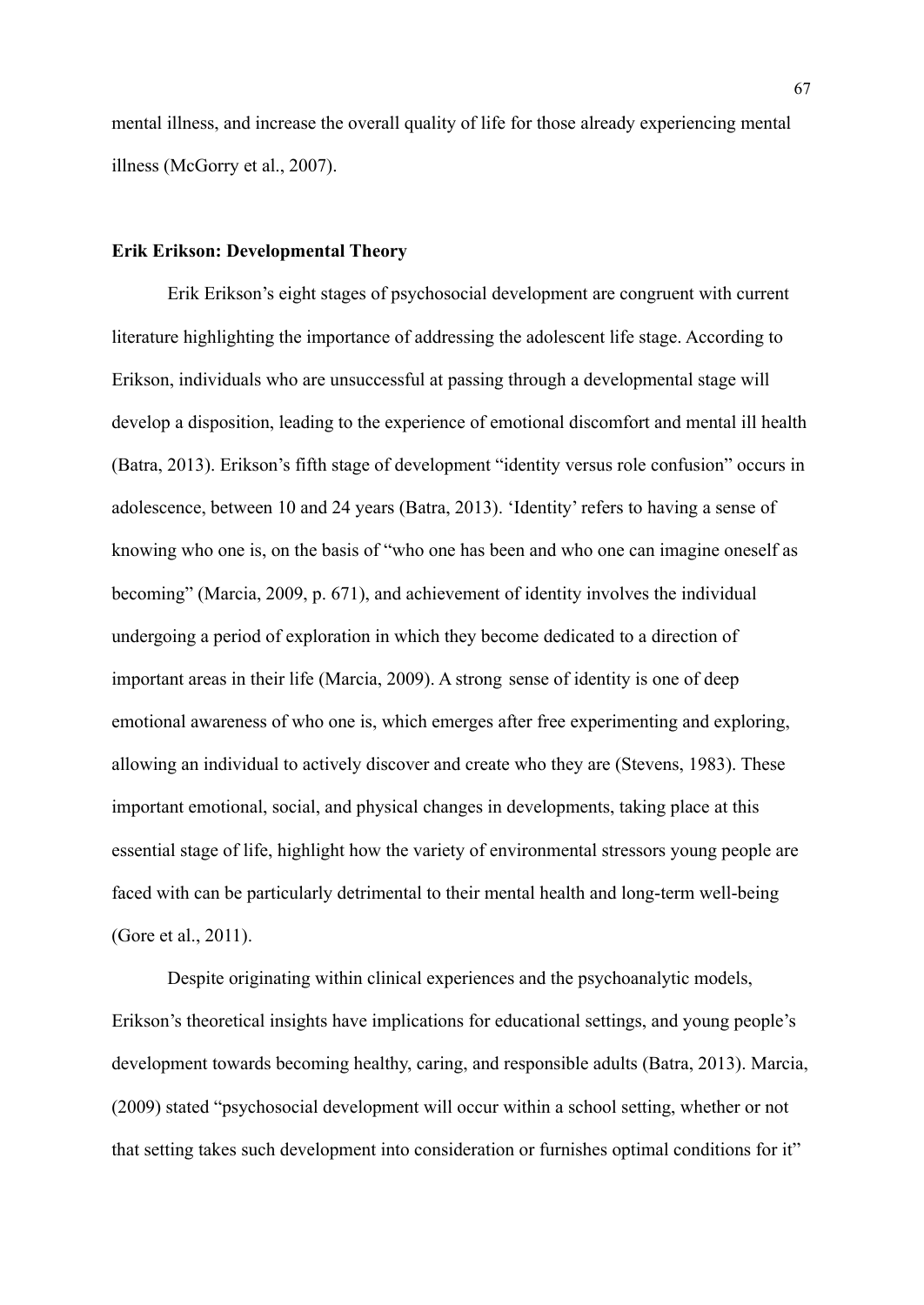mental illness, and increase the overall quality of life for those already experiencing mental illness (McGorry et al., 2007).

**Erik Erikson: Developmental Theory**

Erik Erikson's eight stages of psychosocial development are congruent with current literature highlighting the importance of addressing the adolescent life stage. According to Erikson, individuals who are unsuccessful at passing through a developmental stage will develop a disposition, leading to the experience of emotional discomfort and mental ill health (Batra, 2013). Erikson's fifth stage of development "identity versus role confusion" occurs in adolescence, between 10 and 24 years (Batra, 2013). 'Identity' refers to having a sense of knowing who one is, on the basis of "who one has been and who one can imagine oneself as becoming" (Marcia, 2009, p. 671), and achievement of identity involves the individual undergoing a period of exploration in which they become dedicated to a direction of important areas in their life (Marcia, 2009). A strong sense of identity is one of deep emotional awareness of who one is, which emerges after free experimenting and exploring, allowing an individual to actively discover and create who they are (Stevens, 1983). These important emotional, social, and physical changes in developments, taking place at this essential stage of life, highlight how the variety of environmental stressors young people are faced with can be particularly detrimental to their mental health and long-term well-being (Gore et al., 2011).

Despite originating within clinical experiences and the psychoanalytic models, Erikson's theoretical insights have implications for educational settings, and young people's development towards becoming healthy, caring, and responsible adults (Batra, 2013). Marcia, (2009) stated "psychosocial development will occur within a school setting, whether or not that setting takes such development into consideration or furnishes optimal conditions for it"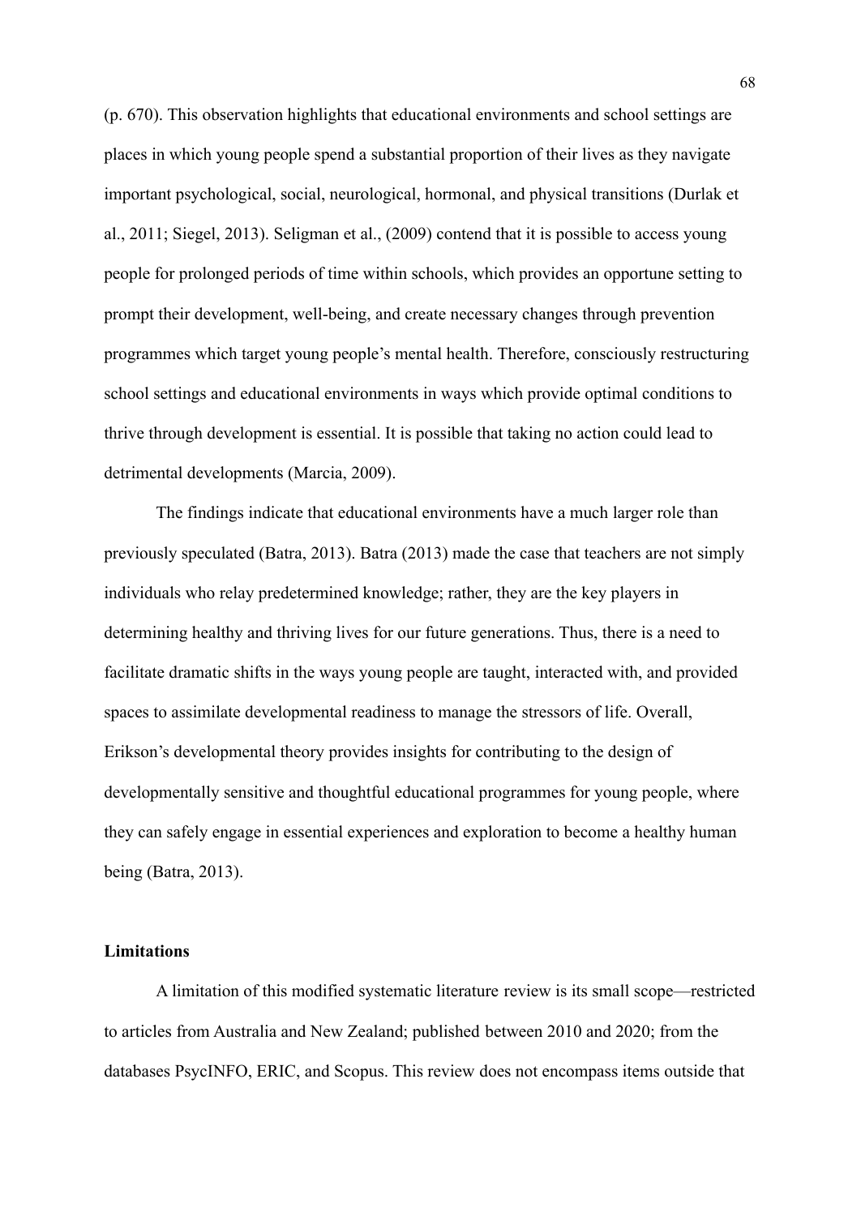(p. 670). This observation highlights that educational environments and school settings are places in which young people spend a substantial proportion of their lives as they navigate important psychological, social, neurological, hormonal, and physical transitions (Durlak et al., 2011; Siegel, 2013). Seligman et al., (2009) contend that it is possible to access young people for prolonged periods of time within schools, which provides an opportune setting to prompt their development, well-being, and create necessary changes through prevention programmes which target young people's mental health. Therefore, consciously restructuring school settings and educational environments in ways which provide optimal conditions to thrive through development is essential. It is possible that taking no action could lead to detrimental developments (Marcia, 2009).

The findings indicate that educational environments have a much larger role than previously speculated (Batra, 2013). Batra (2013) made the case that teachers are not simply individuals who relay predetermined knowledge; rather, they are the key players in determining healthy and thriving lives for our future generations. Thus, there is a need to facilitate dramatic shifts in the ways young people are taught, interacted with, and provided spaces to assimilate developmental readiness to manage the stressors of life. Overall, Erikson's developmental theory provides insights for contributing to the design of developmentally sensitive and thoughtful educational programmes for young people, where they can safely engage in essential experiences and exploration to become a healthy human being (Batra, 2013).

**Limitations**

A limitation of this modified systematic literature review is its small scope—restricted to articles from Australia and New Zealand; published between 2010 and 2020; from the databases PsycINFO, ERIC, and Scopus. This review does not encompass items outside that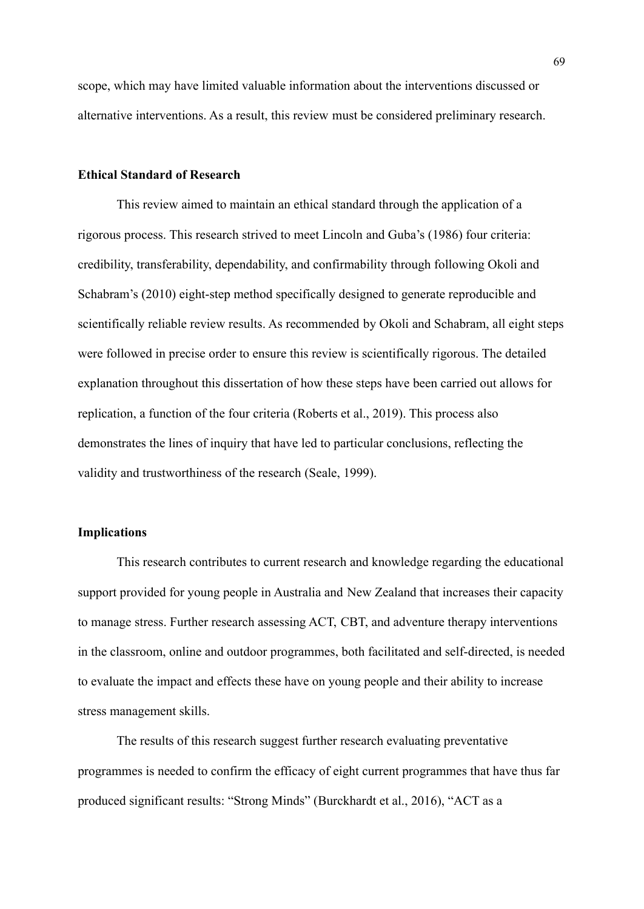scope, which may have limited valuable information about the interventions discussed or alternative interventions. As a result, this review must be considered preliminary research.

### Ethical Standard of Research

This review aimed to maintain an ethical standard through the application of a rigorous process. This research strived to meet Lincoln and Guba's (1986) four criteria: credibility, transferability, dependability, and confirmability through following Okoli and Schabram's (2010) eight-step method specifically designed to generate reproducible and scientifically reliable review results. As recommended by Okoli and Schabram, all eight steps were followed in precise order to ensure this review is scientifically rigorous. The detailed explanation throughout this dissertation of how these steps have been carried out allows for replication, a function of the four criteria (Roberts et al., 2019). This process also demonstrates the lines of inquiry that have led to particular conclusions, reflecting the validity and trustworthiness of the research (Seale, 1999).

### Implications

This research contributes to current research and knowledge regarding the educational support provided for young people in Australia and New Zealand that increases their capacity to manage stress. Further research assessing ACT, CBT, and adventure therapy interventions in the classroom, online and outdoor programmes, both facilitated and self-directed, is needed to evaluate the impact and effects these have on young people and their ability to increase stress management skills.

The results of this research suggest further research evaluating preventative programmes is needed to confirm the efficacy of eight current programmes that have thus far produced significant results: "Strong Minds" (Burckhardt et al., 2016), "ACT as a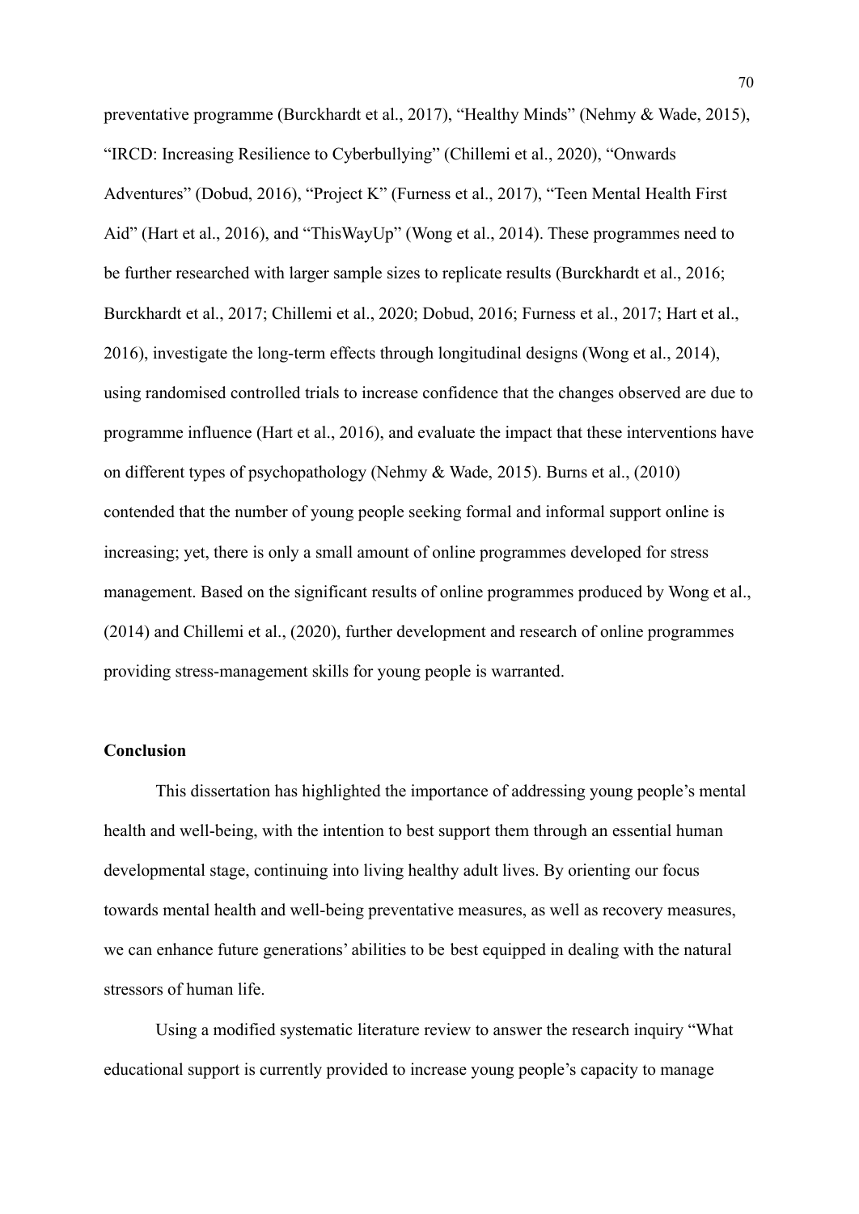preventative programme (Burckhardt et al., 2017), "Healthy Minds" (Nehmy & Wade, 2015), "IRCD: Increasing Resilience to Cyberbullying" (Chillemi et al., 2020), "Onwards Adventures" (Dobud, 2016), "Project K" (Furness et al., 2017), "Teen Mental Health First Aid" (Hart et al., 2016), and "ThisWayUp" (Wong et al., 2014). These programmes need to be further researched with larger sample sizes to replicate results (Burckhardt et al., 2016; Burckhardt et al., 2017; Chillemi et al., 2020; Dobud, 2016; Furness et al., 2017; Hart et al., 2016), investigate the long-term effects through longitudinal designs (Wong et al., 2014), using randomised controlled trials to increase confidence that the changes observed are due to programme influence (Hart et al., 2016), and evaluate the impact that these interventions have on different types of psychopathology (Nehmy & Wade, 2015). Burns et al., (2010) contended that the number of young people seeking formal and informal support online is increasing; yet, there is only a small amount of online programmes developed for stress management. Based on the significant results of online programmes produced by Wong et al., (2014) and Chillemi et al., (2020), further development and research of online programmes providing stress-management skills for young people is warranted.

## Conclusion

This dissertation has highlighted the importance of addressing young people's mental health and well-being, with the intention to best support them through an essential human developmental stage, continuing into living healthy adult lives. By orienting our focus towards mental health and well-being preventative measures, as well as recovery measures, we can enhance future generations' abilities to be best equipped in dealing with the natural stressors of human life.

Using a modified systematic literature review to answer the research inquiry "What educational support is currently provided to increase young people's capacity to manage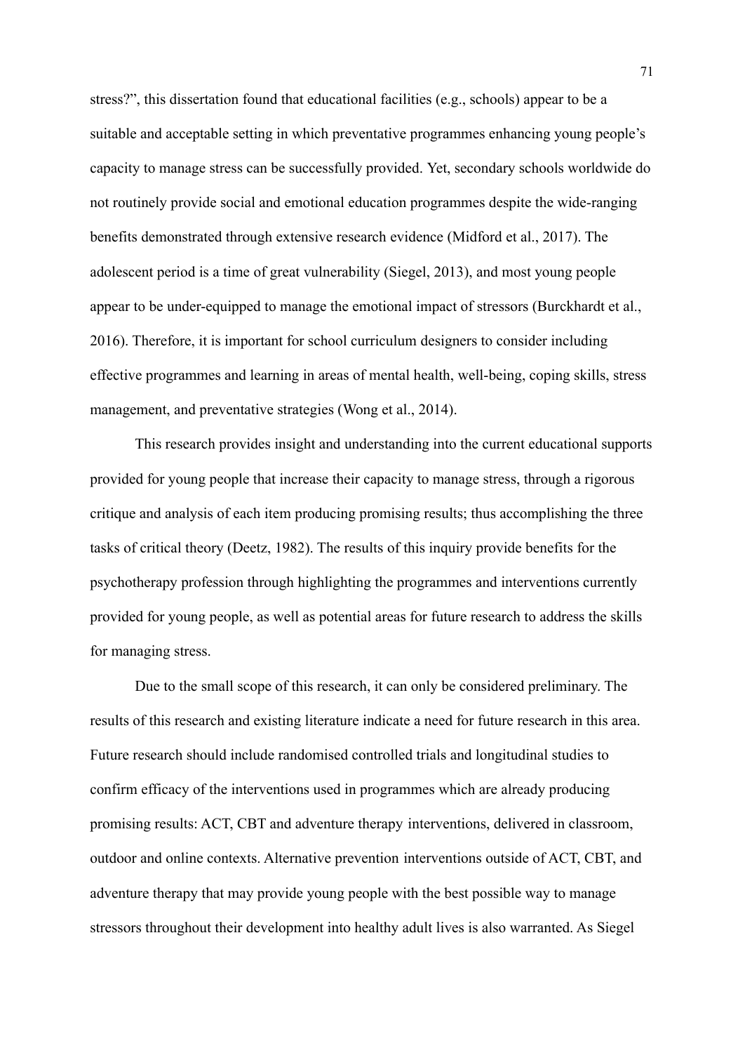stress?", this dissertation found that educational facilities (e.g., schools) appear to be a suitable and acceptable setting in which preventative programmes enhancing young people's capacity to manage stress can be successfully provided. Yet, secondary schools worldwide do not routinely provide social and emotional education programmes despite the wide-ranging benefits demonstrated through extensive research evidence (Midford et al., 2017). The adolescent period is a time of great vulnerability (Siegel, 2013), and most young people appear to be under-equipped to manage the emotional impact of stressors (Burckhardt et al., 2016). Therefore, it is important for school curriculum designers to consider including effective programmes and learning in areas of mental health, well-being, coping skills, stress management, and preventative strategies (Wong et al., 2014).

This research provides insight and understanding into the current educational supports provided for young people that increase their capacity to manage stress, through a rigorous critique and analysis of each item producing promising results; thus accomplishing the three tasks of critical theory (Deetz, 1982). The results of this inquiry provide benefits for the psychotherapy profession through highlighting the programmes and interventions currently provided for young people, as well as potential areas for future research to address the skills for managing stress.

Due to the small scope of this research, it can only be considered preliminary. The results of this research and existing literature indicate a need for future research in this area. Future research should include randomised controlled trials and longitudinal studies to confirm efficacy of the interventions used in programmes which are already producing promising results: ACT, CBT and adventure therapy interventions, delivered in classroom, outdoor and online contexts. Alternative prevention interventions outside of ACT, CBT, and adventure therapy that may provide young people with the best possible way to manage stressors throughout their development into healthy adult lives is also warranted. As Siegel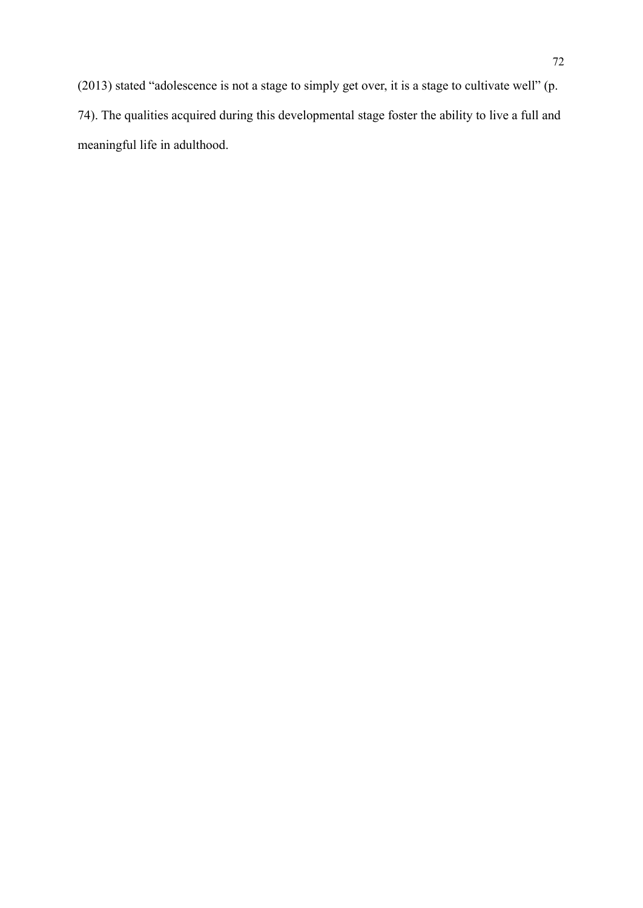(2013) stated “adolescence is not a stage to simply get over, it is a stage to cultivate well” (p. 74). The qualities acquired during this developmental stage foster the ability to live a full and meaningful life in adulthood.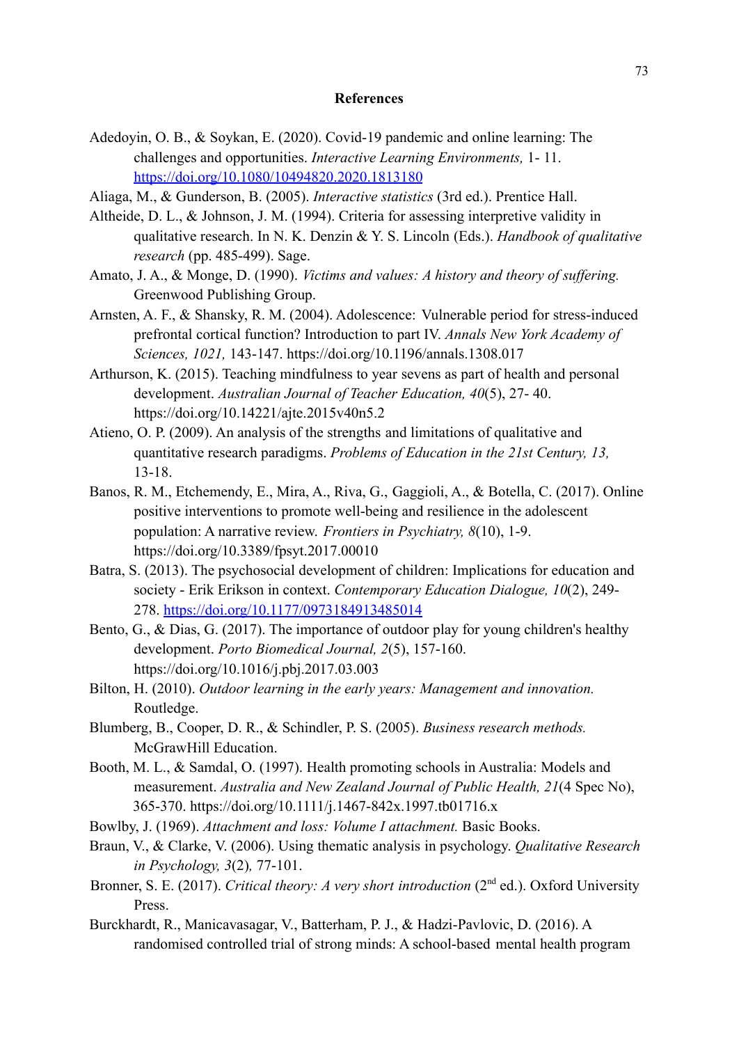# References

Adedoyin, O. B., & Soykan, E. (2020). Covid-19 pandemic and online learning: The challenges and opportunities. *Interactive Learning Environments,* 1- 11. https://doi.org/10.1080/10494820.2020.1813180

Aliaga, M., & Gunderson, B. (2005). *Interactive statistics* (3rd ed.). Prentice Hall.

Altheide, D. L., & Johnson, J. M. (1994). Criteria for assessing interpretive validity in qualitative research. In N. K. Denzin & Y. S. Lincoln (Eds.). *Handbook of qualitative research* (pp. 485-499). Sage.

Amato, J. A., & Monge, D. (1990). *Victims and values: A history and theory of suffering.* Greenwood Publishing Group.

Arnsten, A. F., & Shansky, R. M. (2004). Adolescence: Vulnerable period for stress-induced prefrontal cortical function? Introduction to part IV. *Annals New York Academy of Sciences, 1021,* 143-147. https://doi.org/10.1196/annals.1308.017

Arthurson, K. (2015). Teaching mindfulness to year sevens as part of health and personal development. *Australian Journal of Teacher Education, 40*(5), 27- 40. https://doi.org/10.14221/ajte.2015v40n5.2

Atieno, O. P. (2009). An analysis of the strengths and limitations of qualitative and quantitative research paradigms. *Problems of Education in the 21st Century, 13,* 13-18.

Banos, R. M., Etchemendy, E., Mira, A., Riva, G., Gaggioli, A., & Botella, C. (2017). Online positive interventions to promote well-being and resilience in the adolescent population: A narrative review. *Frontiers in Psychiatry, 8*(10), 1-9. https://doi.org/10.3389/fpsyt.2017.00010

Batra, S. (2013). The psychosocial development of children: Implications for education and society - Erik Erikson in context. *Contemporary Education Dialogue, 10*(2), 249-278. https://doi.org/10.1177/0973184913485014

Bento, G., & Dias, G. (2017). The importance of outdoor play for young children's healthy development. *Porto Biomedical Journal, 2*(5), 157-160. https://doi.org/10.1016/j.pbj.2017.03.003

Bilton, H. (2010). *Outdoor learning in the early years: Management and innovation.* Routledge.

Blumberg, B., Cooper, D. R., & Schindler, P. S. (2005). *Business research methods.* McGrawHill Education.

Booth, M. L., & Samdal, O. (1997). Health promoting schools in Australia: Models and measurement. *Australia and New Zealand Journal of Public Health, 21*(4 Spec No), 365-370. https://doi.org/10.1111/j.1467-842x.1997.tb01716.x

Bowlby, J. (1969). *Attachment and loss: Volume I attachment.* Basic Books.

Braun, V., & Clarke, V. (2006). Using thematic analysis in psychology. *Qualitative Research in Psychology, 3*(2)*,* 77-101.

Bronner, S. E. (2017). *Critical theory: A very short introduction* (2nd ed.). Oxford University Press.

Burckhardt, R., Manicavasagar, V., Batterham, P. J., & Hadzi-Pavlovic, D. (2016). A randomised controlled trial of strong minds: A school-based mental health program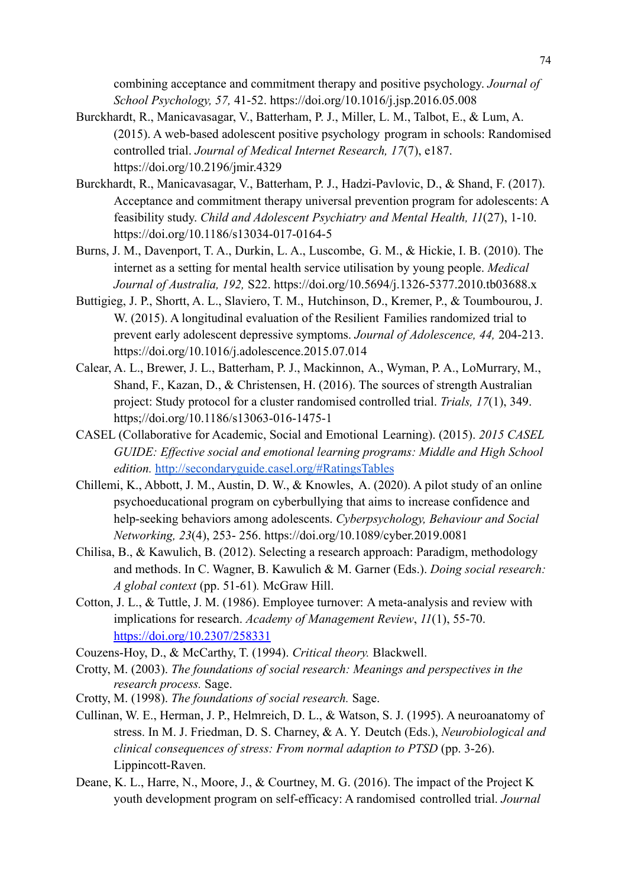combining acceptance and commitment therapy and positive psychology. *Journal of School Psychology, 57,* 41-52. https://doi.org/10.1016/j.jsp.2016.05.008

Burckhardt, R., Manicavasagar, V., Batterham, P. J., Miller, L. M., Talbot, E., & Lum, A. (2015). A web-based adolescent positive psychology program in schools: Randomised controlled trial. *Journal of Medical Internet Research, 17*(7), e187. https://doi.org/10.2196/jmir.4329

Burckhardt, R., Manicavasagar, V., Batterham, P. J., Hadzi-Pavlovic, D., & Shand, F. (2017). Acceptance and commitment therapy universal prevention program for adolescents: A feasibility study. *Child and Adolescent Psychiatry and Mental Health, 11*(27), 1-10. https://doi.org/10.1186/s13034-017-0164-5

Burns, J. M., Davenport, T. A., Durkin, L. A., Luscombe, G. M., & Hickie, I. B. (2010). The internet as a setting for mental health service utilisation by young people. *Medical Journal of Australia, 192,* S22. https://doi.org/10.5694/j.1326-5377.2010.tb03688.x

Buttigieg, J. P., Shortt, A. L., Slaviero, T. M., Hutchinson, D., Kremer, P., & Toumbourou, J. W. (2015). A longitudinal evaluation of the Resilient Families randomized trial to prevent early adolescent depressive symptoms. *Journal of Adolescence, 44,* 204-213. https://doi.org/10.1016/j.adolescence.2015.07.014

Calear, A. L., Brewer, J. L., Batterham, P. J., Mackinnon, A., Wyman, P. A., LoMurrary, M., Shand, F., Kazan, D., & Christensen, H. (2016). The sources of strength Australian project: Study protocol for a cluster randomised controlled trial. *Trials, 17*(1), 349. https;//doi.org/10.1186/s13063-016-1475-1

CASEL (Collaborative for Academic, Social and Emotional Learning). (2015). *2015 CASEL GUIDE: Effective social and emotional learning programs: Middle and High School edition.* http://secondaryguide.casel.org/#RatingsTables

Chillemi, K., Abbott, J. M., Austin, D. W., & Knowles, A. (2020). A pilot study of an online psychoeducational program on cyberbullying that aims to increase confidence and help-seeking behaviors among adolescents. *Cyberpsychology, Behaviour and Social Networking, 23*(4), 253- 256. https://doi.org/10.1089/cyber.2019.0081

Chilisa, B., & Kawulich, B. (2012). Selecting a research approach: Paradigm, methodology and methods. In C. Wagner, B. Kawulich & M. Garner (Eds.). *Doing social research: A global context* (pp. 51-61)*.* McGraw Hill.

Cotton, J. L., & Tuttle, J. M. (1986). Employee turnover: A meta-analysis and review with implications for research. *Academy of Management Review*, *11*(1), 55-70. https://doi.org/10.2307/258331

Couzens-Hoy, D., & McCarthy, T. (1994). *Critical theory.* Blackwell.

Crotty, M. (2003). *The foundations of social research: Meanings and perspectives in the research process.* Sage.

Crotty, M. (1998). *The foundations of social research.* Sage.

Cullinan, W. E., Herman, J. P., Helmreich, D. L., & Watson, S. J. (1995). A neuroanatomy of stress. In M. J. Friedman, D. S. Charney, & A. Y. Deutch (Eds.), *Neurobiological and clinical consequences of stress: From normal adaption to PTSD* (pp. 3-26). Lippincott-Raven.

Deane, K. L., Harre, N., Moore, J., & Courtney, M. G. (2016). The impact of the Project K youth development program on self-efficacy: A randomised controlled trial. *Journal*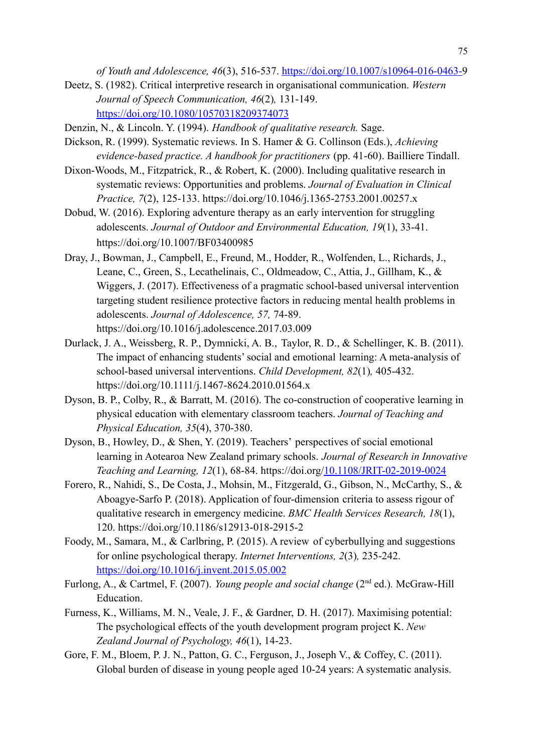*of Youth and Adolescence, 46*(3), 516-537. https://doi.org/10.1007/s10964-016-0463-9

Deetz, S. (1982). Critical interpretive research in organisational communication. *Western Journal of Speech Communication, 46*(2)*,* 131-149. https://doi.org/10.1080/10570318209374073

Denzin, N., & Lincoln. Y. (1994). *Handbook of qualitative research.* Sage.

Dickson, R. (1999). Systematic reviews. In S. Hamer & G. Collinson (Eds.), *Achieving evidence-based practice. A handbook for practitioners* (pp. 41-60). Bailliere Tindall.

Dixon-Woods, M., Fitzpatrick, R., & Robert, K. (2000). Including qualitative research in systematic reviews: Opportunities and problems. *Journal of Evaluation in Clinical Practice, 7*(2), 125-133. https://doi.org/10.1046/j.1365-2753.2001.00257.x

Dobud, W. (2016). Exploring adventure therapy as an early intervention for struggling adolescents. *Journal of Outdoor and Environmental Education, 19*(1), 33-41. https://doi.org/10.1007/BF03400985

Dray, J., Bowman, J., Campbell, E., Freund, M., Hodder, R., Wolfenden, L., Richards, J., Leane, C., Green, S., Lecathelinais, C., Oldmeadow, C., Attia, J., Gillham, K., & Wiggers, J. (2017). Effectiveness of a pragmatic school-based universal intervention targeting student resilience protective factors in reducing mental health problems in adolescents. *Journal of Adolescence, 57,* 74-89. https://doi.org/10.1016/j.adolescence.2017.03.009

Durlack, J. A., Weissberg, R. P., Dymnicki, A. B., Taylor, R. D., & Schellinger, K. B. (2011). The impact of enhancing students' social and emotional learning: A meta-analysis of school-based universal interventions. *Child Development, 82*(1)*,* 405-432. https://doi.org/10.1111/j.1467-8624.2010.01564.x

Dyson, B. P., Colby, R., & Barratt, M. (2016). The co-construction of cooperative learning in physical education with elementary classroom teachers. *Journal of Teaching and Physical Education, 35*(4), 370-380.

Dyson, B., Howley, D., & Shen, Y. (2019). Teachers' perspectives of social emotional learning in Aotearoa New Zealand primary schools. *Journal of Research in Innovative Teaching and Learning, 12*(1), 68-84. https://doi.org/10.1108/JRIT-02-2019-0024

Forero, R., Nahidi, S., De Costa, J., Mohsin, M., Fitzgerald, G., Gibson, N., McCarthy, S., & Aboagye-Sarfo P. (2018). Application of four-dimension criteria to assess rigour of qualitative research in emergency medicine. *BMC Health Services Research, 18*(1), 120. https://doi.org/10.1186/s12913-018-2915-2

Foody, M., Samara, M., & Carlbring, P. (2015). A review of cyberbullying and suggestions for online psychological therapy. *Internet Interventions, 2*(3)*,* 235-242. https://doi.org/10.1016/j.invent.2015.05.002

Furlong, A., & Cartmel, F. (2007). *Young people and social change* (2nd ed.)*.* McGraw-Hill Education.

Furness, K., Williams, M. N., Veale, J. F., & Gardner, D. H. (2017). Maximising potential: The psychological effects of the youth development program project K. *New Zealand Journal of Psychology, 46*(1), 14-23.

Gore, F. M., Bloem, P. J. N., Patton, G. C., Ferguson, J., Joseph V., & Coffey, C. (2011). Global burden of disease in young people aged 10-24 years: A systematic analysis.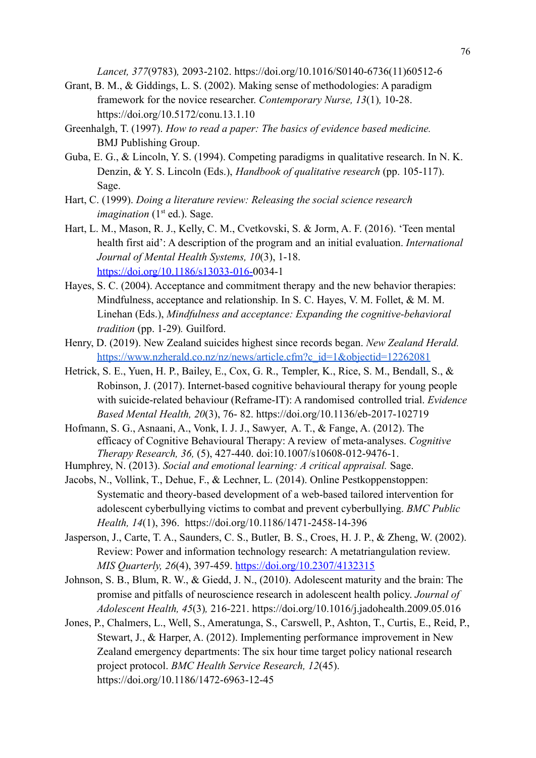*Lancet, 377*(9783)*,* 2093-2102. https://doi.org/10.1016/S0140-6736(11)60512-6

Grant, B. M., & Giddings, L. S. (2002). Making sense of methodologies: A paradigm framework for the novice researcher. *Contemporary Nurse, 13*(1)*,* 10-28. https://doi.org/10.5172/conu.13.1.10

Greenhalgh, T. (1997). *How to read a paper: The basics of evidence based medicine.* BMJ Publishing Group.

Guba, E. G., & Lincoln, Y. S. (1994). Competing paradigms in qualitative research. In N. K. Denzin, & Y. S. Lincoln (Eds.), *Handbook of qualitative research* (pp. 105-117). Sage.

Hart, C. (1999). *Doing a literature review: Releasing the social science research imagination* (1st ed.). Sage.

Hart, L. M., Mason, R. J., Kelly, C. M., Cvetkovski, S. & Jorm, A. F. (2016). 'Teen mental health first aid': A description of the program and an initial evaluation. *International Journal of Mental Health Systems, 10*(3), 1-18. https://doi.org/10.1186/s13033-016-0034-1

Hayes, S. C. (2004). Acceptance and commitment therapy and the new behavior therapies: Mindfulness, acceptance and relationship. In S. C. Hayes, V. M. Follet, & M. M. Linehan (Eds.), *Mindfulness and acceptance: Expanding the cognitive-behavioral tradition* (pp. 1-29)*.* Guilford.

Henry, D. (2019). New Zealand suicides highest since records began. *New Zealand Herald.* https://www.nzherald.co.nz/nz/news/article.cfm?c_id=1&objectid=12262081

Hetrick, S. E., Yuen, H. P., Bailey, E., Cox, G. R., Templer, K., Rice, S. M., Bendall, S., & Robinson, J. (2017). Internet-based cognitive behavioural therapy for young people with suicide-related behaviour (Reframe-IT): A randomised controlled trial. *Evidence Based Mental Health, 20*(3), 76- 82. https://doi.org/10.1136/eb-2017-102719

Hofmann, S. G., Asnaani, A., Vonk, I. J. J., Sawyer, A. T., & Fange, A. (2012). The efficacy of Cognitive Behavioural Therapy: A review of meta-analyses. *Cognitive Therapy Research, 36,* (5), 427-440. doi:10.1007/s10608-012-9476-1.

Humphrey, N. (2013). *Social and emotional learning: A critical appraisal.* Sage.

Jacobs, N., Vollink, T., Dehue, F., & Lechner, L. (2014). Online Pestkoppenstoppen: Systematic and theory-based development of a web-based tailored intervention for adolescent cyberbullying victims to combat and prevent cyberbullying. *BMC Public Health, 14*(1), 396. https://doi.org/10.1186/1471-2458-14-396

Jasperson, J., Carte, T. A., Saunders, C. S., Butler, B. S., Croes, H. J. P., & Zheng, W. (2002). Review: Power and information technology research: A metatriangulation review. *MIS Quarterly, 26*(4), 397-459. https://doi.org/10.2307/4132315

Johnson, S. B., Blum, R. W., & Giedd, J. N., (2010). Adolescent maturity and the brain: The promise and pitfalls of neuroscience research in adolescent health policy. *Journal of Adolescent Health, 45*(3)*,* 216-221. https://doi.org/10.1016/j.jadohealth.2009.05.016

Jones, P., Chalmers, L., Well, S., Ameratunga, S., Carswell, P., Ashton, T., Curtis, E., Reid, P., Stewart, J., & Harper, A. (2012). Implementing performance improvement in New Zealand emergency departments: The six hour time target policy national research project protocol. *BMC Health Service Research, 12*(45). https://doi.org/10.1186/1472-6963-12-45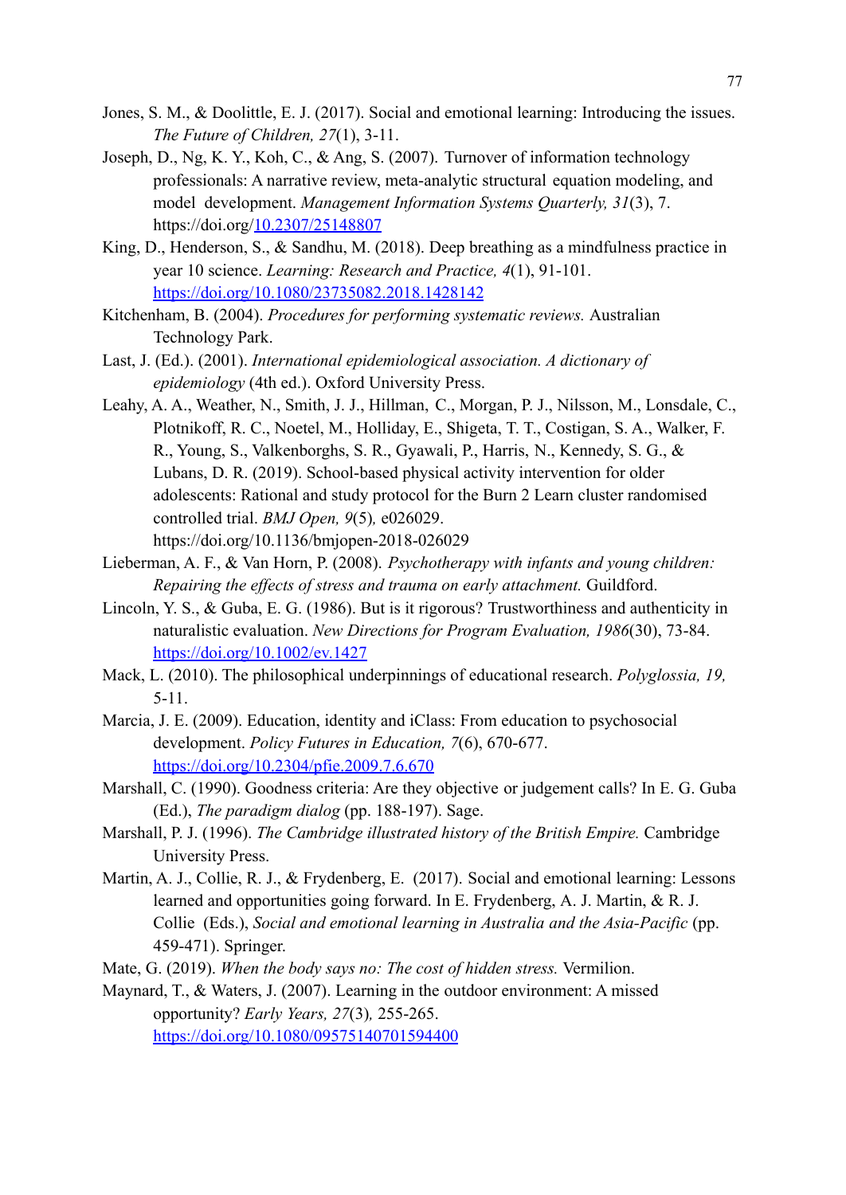Jones, S. M., & Doolittle, E. J. (2017). Social and emotional learning: Introducing the issues. *The Future of Children, 27*(1), 3-11.

Joseph, D., Ng, K. Y., Koh, C., & Ang, S. (2007). Turnover of information technology professionals: A narrative review, meta-analytic structural equation modeling, and model development. *Management Information Systems Quarterly, 31*(3), 7. https://doi.org/10.2307/25148807

King, D., Henderson, S., & Sandhu, M. (2018). Deep breathing as a mindfulness practice in year 10 science. *Learning: Research and Practice, 4*(1), 91-101. https://doi.org/10.1080/23735082.2018.1428142

Kitchenham, B. (2004). *Procedures for performing systematic reviews.* Australian Technology Park.

Last, J. (Ed.). (2001). *International epidemiological association. A dictionary of epidemiology* (4th ed.). Oxford University Press.

Leahy, A. A., Weather, N., Smith, J. J., Hillman, C., Morgan, P. J., Nilsson, M., Lonsdale, C., Plotnikoff, R. C., Noetel, M., Holliday, E., Shigeta, T. T., Costigan, S. A., Walker, F. R., Young, S., Valkenborghs, S. R., Gyawali, P., Harris, N., Kennedy, S. G., & Lubans, D. R. (2019). School-based physical activity intervention for older adolescents: Rational and study protocol for the Burn 2 Learn cluster randomised controlled trial. *BMJ Open, 9*(5), e026029. https://doi.org/10.1136/bmjopen-2018-026029

Lieberman, A. F., & Van Horn, P. (2008). *Psychotherapy with infants and young children: Repairing the effects of stress and trauma on early attachment.* Guildford.

Lincoln, Y. S., & Guba, E. G. (1986). But is it rigorous? Trustworthiness and authenticity in naturalistic evaluation. *New Directions for Program Evaluation, 1986*(30), 73-84. https://doi.org/10.1002/ev.1427

Mack, L. (2010). The philosophical underpinnings of educational research. *Polyglossia, 19,* 5-11.

Marcia, J. E. (2009). Education, identity and iClass: From education to psychosocial development. *Policy Futures in Education, 7*(6), 670-677. https://doi.org/10.2304/pfie.2009.7.6.670

Marshall, C. (1990). Goodness criteria: Are they objective or judgement calls? In E. G. Guba (Ed.), *The paradigm dialog* (pp. 188-197). Sage.

Marshall, P. J. (1996). *The Cambridge illustrated history of the British Empire.* Cambridge University Press.

Martin, A. J., Collie, R. J., & Frydenberg, E. (2017). Social and emotional learning: Lessons learned and opportunities going forward. In E. Frydenberg, A. J. Martin, & R. J. Collie (Eds.), *Social and emotional learning in Australia and the Asia-Pacific* (pp. 459-471). Springer.

Mate, G. (2019). *When the body says no: The cost of hidden stress.* Vermilion.

Maynard, T., & Waters, J. (2007). Learning in the outdoor environment: A missed opportunity? *Early Years, 27*(3), 255-265. https://doi.org/10.1080/09575140701594400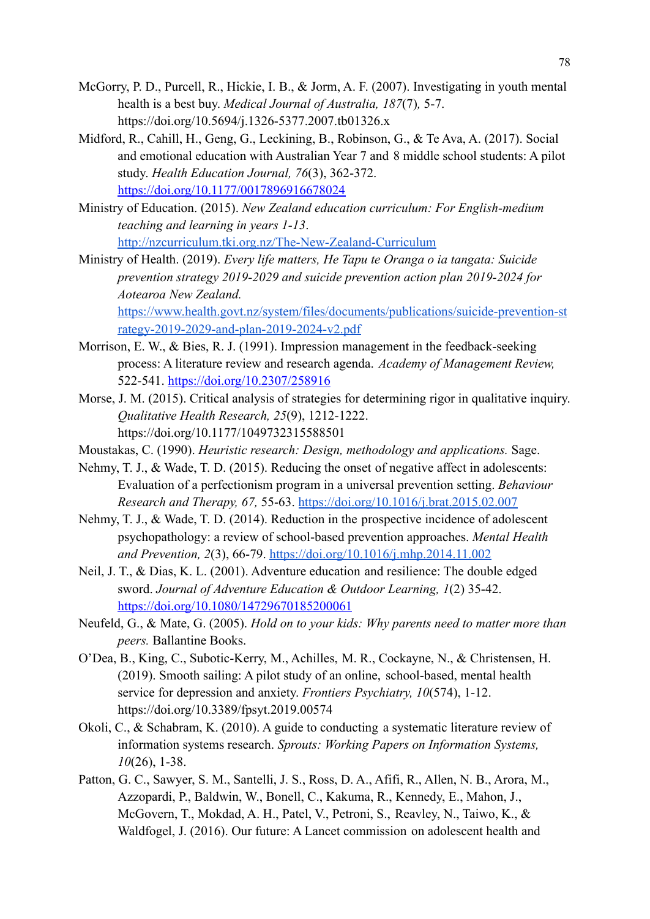McGorry, P. D., Purcell, R., Hickie, I. B., & Jorm, A. F. (2007). Investigating in youth mental health is a best buy. *Medical Journal of Australia, 187*(7)*,* 5-7. https://doi.org/10.5694/j.1326-5377.2007.tb01326.x

Midford, R., Cahill, H., Geng, G., Leckining, B., Robinson, G., & Te Ava, A. (2017). Social and emotional education with Australian Year 7 and 8 middle school students: A pilot study. *Health Education Journal, 76*(3), 362-372. https://doi.org/10.1177/0017896916678024

Ministry of Education. (2015). *New Zealand education curriculum: For English-medium teaching and learning in years 1-13*. http://nzcurriculum.tki.org.nz/The-New-Zealand-Curriculum

Ministry of Health. (2019). *Every life matters, He Tapu te Oranga o ia tangata: Suicide prevention strategy 2019-2029 and suicide prevention action plan 2019-2024 for Aotearoa New Zealand.* https://www.health.govt.nz/system/files/documents/publications/suicide-prevention-strategy-2019-2029-and-plan-2019-2024-v2.pdf

Morrison, E. W., & Bies, R. J. (1991). Impression management in the feedback-seeking process: A literature review and research agenda. *Academy of Management Review,* 522-541. https://doi.org/10.2307/258916

Morse, J. M. (2015). Critical analysis of strategies for determining rigor in qualitative inquiry. *Qualitative Health Research, 25*(9), 1212-1222. https://doi.org/10.1177/1049732315588501

Moustakas, C. (1990). *Heuristic research: Design, methodology and applications.* Sage.

Nehmy, T. J., & Wade, T. D. (2015). Reducing the onset of negative affect in adolescents: Evaluation of a perfectionism program in a universal prevention setting. *Behaviour Research and Therapy, 67,* 55-63. https://doi.org/10.1016/j.brat.2015.02.007

Nehmy, T. J., & Wade, T. D. (2014). Reduction in the prospective incidence of adolescent psychopathology: a review of school-based prevention approaches. *Mental Health and Prevention, 2*(3), 66-79. https://doi.org/10.1016/j.mhp.2014.11.002

Neil, J. T., & Dias, K. L. (2001). Adventure education and resilience: The double edged sword. *Journal of Adventure Education & Outdoor Learning, 1*(2) 35-42. https://doi.org/10.1080/14729670185200061

Neufeld, G., & Mate, G. (2005). *Hold on to your kids: Why parents need to matter more than peers.* Ballantine Books.

O'Dea, B., King, C., Subotic-Kerry, M., Achilles, M. R., Cockayne, N., & Christensen, H. (2019). Smooth sailing: A pilot study of an online, school-based, mental health service for depression and anxiety. *Frontiers Psychiatry, 10*(574), 1-12. https://doi.org/10.3389/fpsyt.2019.00574

Okoli, C., & Schabram, K. (2010). A guide to conducting a systematic literature review of information systems research. *Sprouts: Working Papers on Information Systems, 10*(26), 1-38.

Patton, G. C., Sawyer, S. M., Santelli, J. S., Ross, D. A., Afifi, R., Allen, N. B., Arora, M., Azzopardi, P., Baldwin, W., Bonell, C., Kakuma, R., Kennedy, E., Mahon, J., McGovern, T., Mokdad, A. H., Patel, V., Petroni, S., Reavley, N., Taiwo, K., & Waldfogel, J. (2016). Our future: A Lancet commission on adolescent health and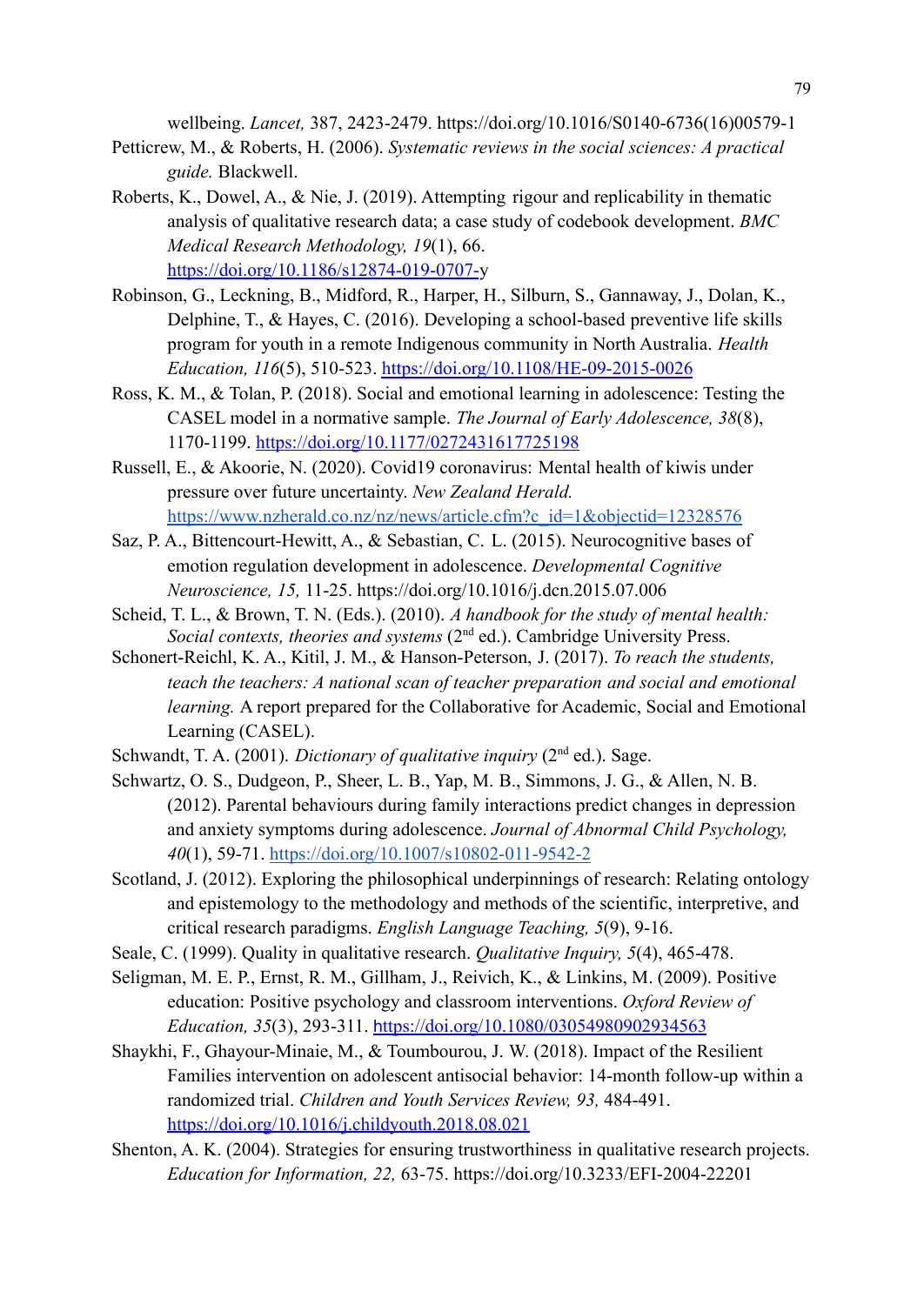wellbeing. *Lancet,* 387, 2423-2479. https://doi.org/10.1016/S0140-6736(16)00579-1

Petticrew, M., & Roberts, H. (2006). *Systematic reviews in the social sciences: A practical guide.* Blackwell.

Roberts, K., Dowel, A., & Nie, J. (2019). Attempting rigour and replicability in thematic analysis of qualitative research data; a case study of codebook development. *BMC Medical Research Methodology, 19*(1), 66. https://doi.org/10.1186/s12874-019-0707-y

Robinson, G., Leckning, B., Midford, R., Harper, H., Silburn, S., Gannaway, J., Dolan, K., Delphine, T., & Hayes, C. (2016). Developing a school-based preventive life skills program for youth in a remote Indigenous community in North Australia. *Health Education, 116*(5), 510-523. https://doi.org/10.1108/HE-09-2015-0026

Ross, K. M., & Tolan, P. (2018). Social and emotional learning in adolescence: Testing the CASEL model in a normative sample. *The Journal of Early Adolescence, 38*(8), 1170-1199. https://doi.org/10.1177/0272431617725198

Russell, E., & Akoorie, N. (2020). Covid19 coronavirus: Mental health of kiwis under pressure over future uncertainty. *New Zealand Herald.* https://www.nzherald.co.nz/nz/news/article.cfm?c_id=1&objectid=12328576

Saz, P. A., Bittencourt-Hewitt, A., & Sebastian, C. L. (2015). Neurocognitive bases of emotion regulation development in adolescence. *Developmental Cognitive Neuroscience, 15,* 11-25. https://doi.org/10.1016/j.dcn.2015.07.006

Scheid, T. L., & Brown, T. N. (Eds.). (2010). *A handbook for the study of mental health: Social contexts, theories and systems* (2nd ed.). Cambridge University Press.

Schonert-Reichl, K. A., Kitil, J. M., & Hanson-Peterson, J. (2017). *To reach the students, teach the teachers: A national scan of teacher preparation and social and emotional learning.* A report prepared for the Collaborative for Academic, Social and Emotional Learning (CASEL).

Schwandt, T. A. (2001). *Dictionary of qualitative inquiry* (2nd ed.). Sage.

Schwartz, O. S., Dudgeon, P., Sheer, L. B., Yap, M. B., Simmons, J. G., & Allen, N. B. (2012). Parental behaviours during family interactions predict changes in depression and anxiety symptoms during adolescence. *Journal of Abnormal Child Psychology, 40*(1), 59-71. https://doi.org/10.1007/s10802-011-9542-2

Scotland, J. (2012). Exploring the philosophical underpinnings of research: Relating ontology and epistemology to the methodology and methods of the scientific, interpretive, and critical research paradigms. *English Language Teaching, 5*(9), 9-16.

Seale, C. (1999). Quality in qualitative research. *Qualitative Inquiry, 5*(4), 465-478.

Seligman, M. E. P., Ernst, R. M., Gillham, J., Reivich, K., & Linkins, M. (2009). Positive education: Positive psychology and classroom interventions. *Oxford Review of Education, 35*(3), 293-311. https://doi.org/10.1080/03054980902934563

Shaykhi, F., Ghayour-Minaie, M., & Toumbourou, J. W. (2018). Impact of the Resilient Families intervention on adolescent antisocial behavior: 14-month follow-up within a randomized trial. *Children and Youth Services Review, 93,* 484-491. https://doi.org/10.1016/j.childyouth.2018.08.021

Shenton, A. K. (2004). Strategies for ensuring trustworthiness in qualitative research projects. *Education for Information, 22,* 63-75. https://doi.org/10.3233/EFI-2004-22201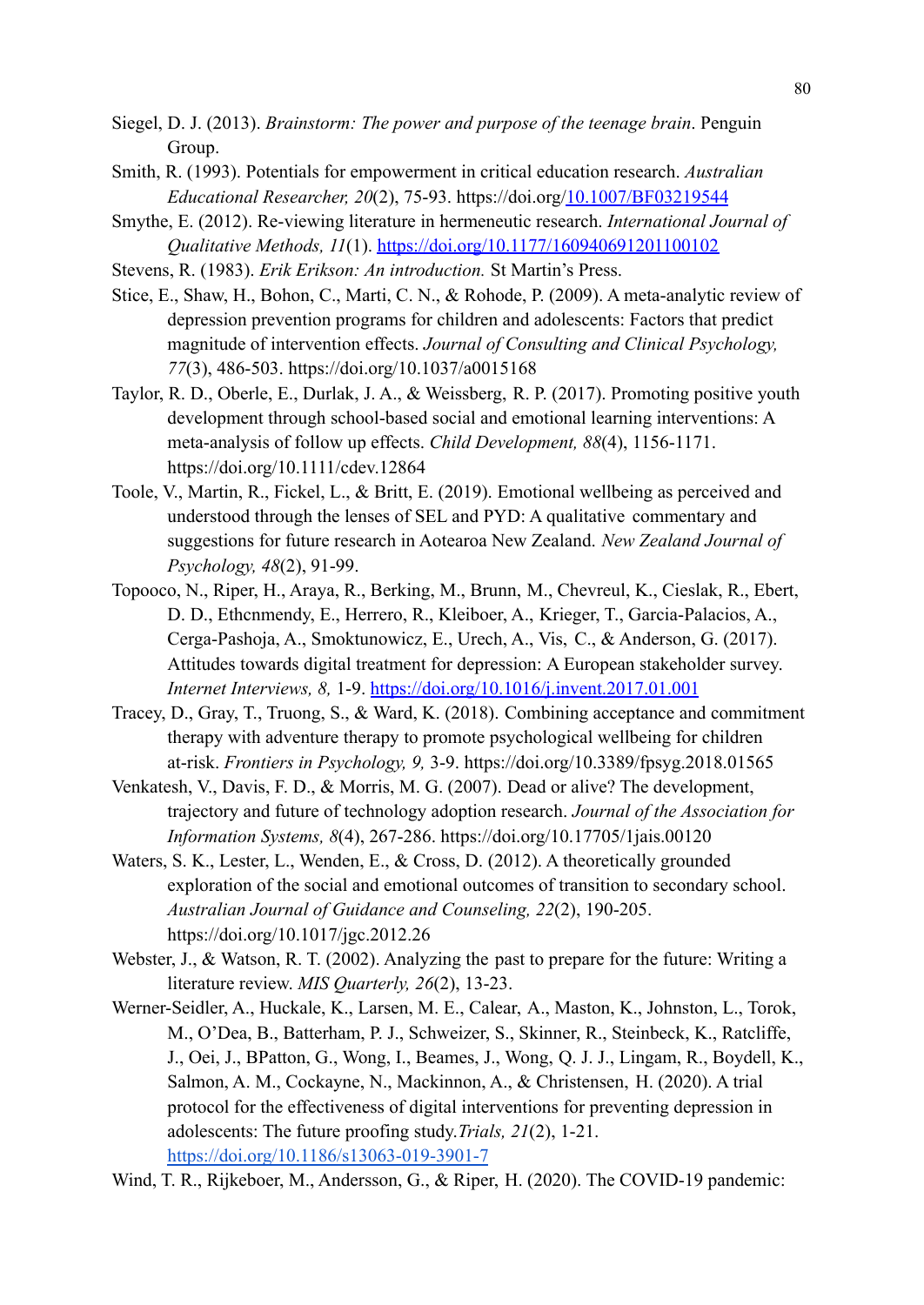Siegel, D. J. (2013). *Brainstorm: The power and purpose of the teenage brain*. Penguin Group.

Smith, R. (1993). Potentials for empowerment in critical education research. *Australian Educational Researcher, 20*(2), 75-93. https://doi.org/10.1007/BF03219544

Smythe, E. (2012). Re-viewing literature in hermeneutic research. *International Journal of Qualitative Methods, 11*(1). https://doi.org/10.1177/160940691201100102

Stevens, R. (1983). *Erik Erikson: An introduction.* St Martin's Press.

Stice, E., Shaw, H., Bohon, C., Marti, C. N., & Rohode, P. (2009). A meta-analytic review of depression prevention programs for children and adolescents: Factors that predict magnitude of intervention effects. *Journal of Consulting and Clinical Psychology, 77*(3), 486-503. https://doi.org/10.1037/a0015168

Taylor, R. D., Oberle, E., Durlak, J. A., & Weissberg, R. P. (2017). Promoting positive youth development through school-based social and emotional learning interventions: A meta-analysis of follow up effects. *Child Development, 88*(4), 1156-1171. https://doi.org/10.1111/cdev.12864

Toole, V., Martin, R., Fickel, L., & Britt, E. (2019). Emotional wellbeing as perceived and understood through the lenses of SEL and PYD: A qualitative commentary and suggestions for future research in Aotearoa New Zealand. *New Zealand Journal of Psychology, 48*(2), 91-99.

Topooco, N., Riper, H., Araya, R., Berking, M., Brunn, M., Chevreul, K., Cieslak, R., Ebert, D. D., Ethcnmendy, E., Herrero, R., Kleiboer, A., Krieger, T., Garcia-Palacios, A., Cerga-Pashoja, A., Smoktunowicz, E., Urech, A., Vis, C., & Anderson, G. (2017). Attitudes towards digital treatment for depression: A European stakeholder survey. *Internet Interviews, 8,* 1-9. https://doi.org/10.1016/j.invent.2017.01.001

Tracey, D., Gray, T., Truong, S., & Ward, K. (2018). Combining acceptance and commitment therapy with adventure therapy to promote psychological wellbeing for children at-risk. *Frontiers in Psychology, 9,* 3-9. https://doi.org/10.3389/fpsyg.2018.01565

Venkatesh, V., Davis, F. D., & Morris, M. G. (2007). Dead or alive? The development, trajectory and future of technology adoption research. *Journal of the Association for Information Systems, 8*(4), 267-286. https://doi.org/10.17705/1jais.00120

Waters, S. K., Lester, L., Wenden, E., & Cross, D. (2012). A theoretically grounded exploration of the social and emotional outcomes of transition to secondary school. *Australian Journal of Guidance and Counseling, 22*(2), 190-205. https://doi.org/10.1017/jgc.2012.26

Webster, J., & Watson, R. T. (2002). Analyzing the past to prepare for the future: Writing a literature review. *MIS Quarterly, 26*(2), 13-23.

Werner-Seidler, A., Huckale, K., Larsen, M. E., Calear, A., Maston, K., Johnston, L., Torok, M., O'Dea, B., Batterham, P. J., Schweizer, S., Skinner, R., Steinbeck, K., Ratcliffe, J., Oei, J., BPatton, G., Wong, I., Beames, J., Wong, Q. J. J., Lingam, R., Boydell, K., Salmon, A. M., Cockayne, N., Mackinnon, A., & Christensen, H. (2020). A trial protocol for the effectiveness of digital interventions for preventing depression in adolescents: The future proofing study.*Trials, 21*(2), 1-21. https://doi.org/10.1186/s13063-019-3901-7

Wind, T. R., Rijkeboer, M., Andersson, G., & Riper, H. (2020). The COVID-19 pandemic: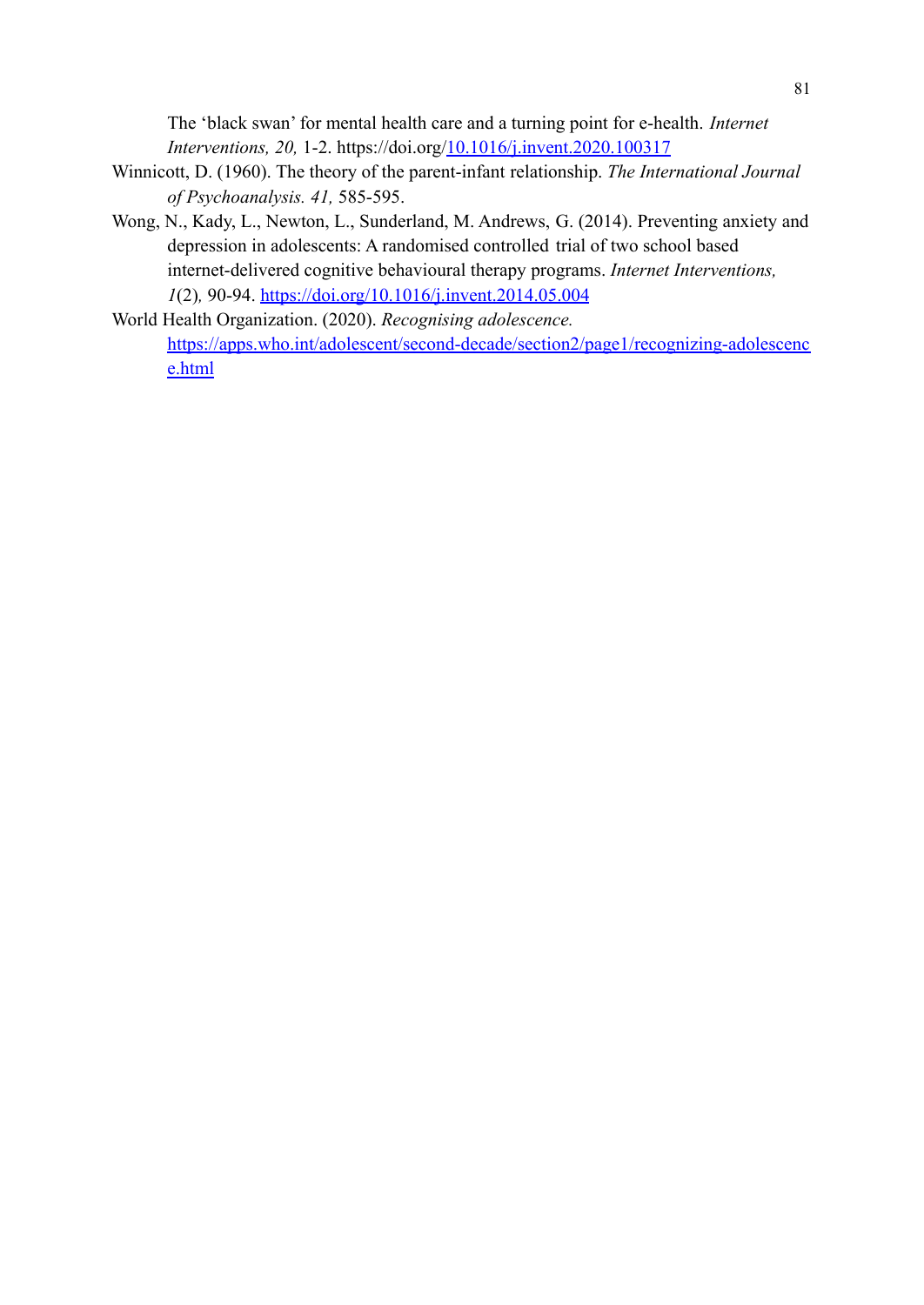The 'black swan' for mental health care and a turning point for e-health. *Internet Interventions, 20,* 1-2. https://doi.org/10.1016/j.invent.2020.100317

Winnicott, D. (1960). The theory of the parent-infant relationship. *The International Journal of Psychoanalysis. 41,* 585-595.

Wong, N., Kady, L., Newton, L., Sunderland, M. Andrews, G. (2014). Preventing anxiety and depression in adolescents: A randomised controlled trial of two school based internet-delivered cognitive behavioural therapy programs. *Internet Interventions, 1*(2)*,* 90-94. https://doi.org/10.1016/j.invent.2014.05.004

World Health Organization. (2020). *Recognising adolescence.* https://apps.who.int/adolescent/second-decade/section2/page1/recognizing-adolescence.html